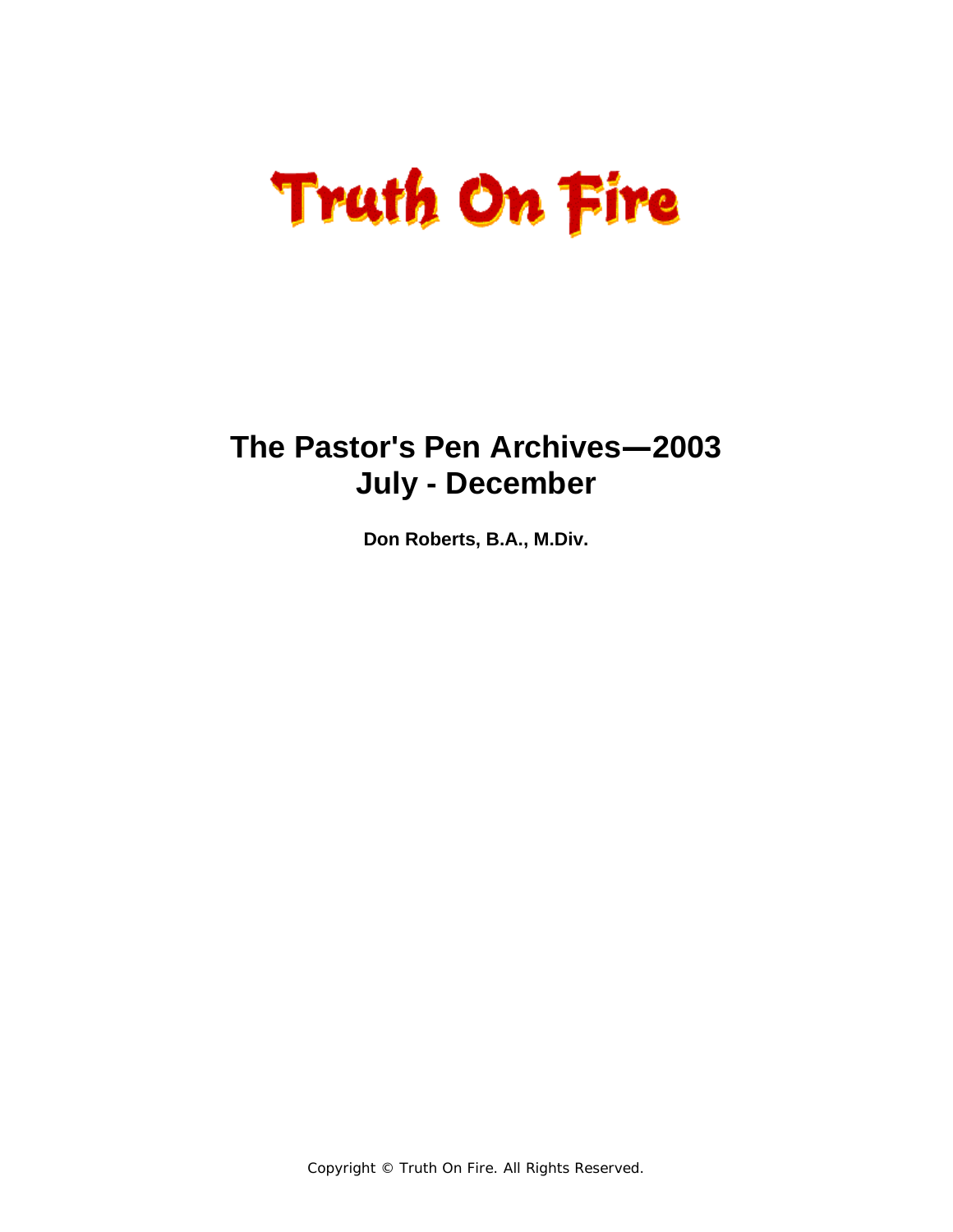# Truth On Fire

## The Pastor's Pen Archives—2003
## July - December

**Don Roberts, B.A., M.Div.**

Copyright © Truth On Fire. All Rights Reserved.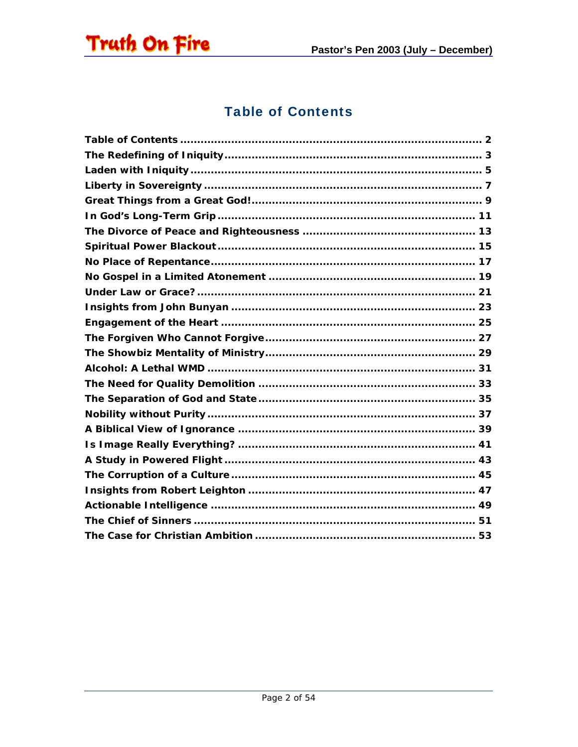## Table of Contents

Table of Contents ........................................................................................ 2
The Redefining of Iniquity ............................................................................. 3
Laden with Iniquity ....................................................................................... 5
Liberty in Sovereignty ................................................................................... 7
Great Things from a Great God! ..................................................................... 9
In God's Long-Term Grip ............................................................................. 11
The Divorce of Peace and Righteousness ....................................................... 13
Spiritual Power Blackout .............................................................................. 15
No Place of Repentance ................................................................................ 17
No Gospel in a Limited Atonement ................................................................ 19
Under Law or Grace? ................................................................................... 21
Insights from John Bunyan ........................................................................... 23
Engagement of the Heart ............................................................................. 25
The Forgiven Who Cannot Forgive ................................................................ 27
The Showbiz Mentality of Ministry ................................................................ 29
Alcohol: A Lethal WMD ................................................................................ 31
The Need for Quality Demolition ................................................................... 33
The Separation of God and State ................................................................... 35
Nobility without Purity ................................................................................. 37
A Biblical View of Ignorance ........................................................................ 39
Is Image Really Everything? ......................................................................... 41
A Study in Powered Flight ............................................................................. 43
The Corruption of a Culture .......................................................................... 45
Insights from Robert Leighton ...................................................................... 47
Actionable Intelligence ................................................................................. 49
The Chief of Sinners .................................................................................... 51
The Case for Christian Ambition .................................................................... 53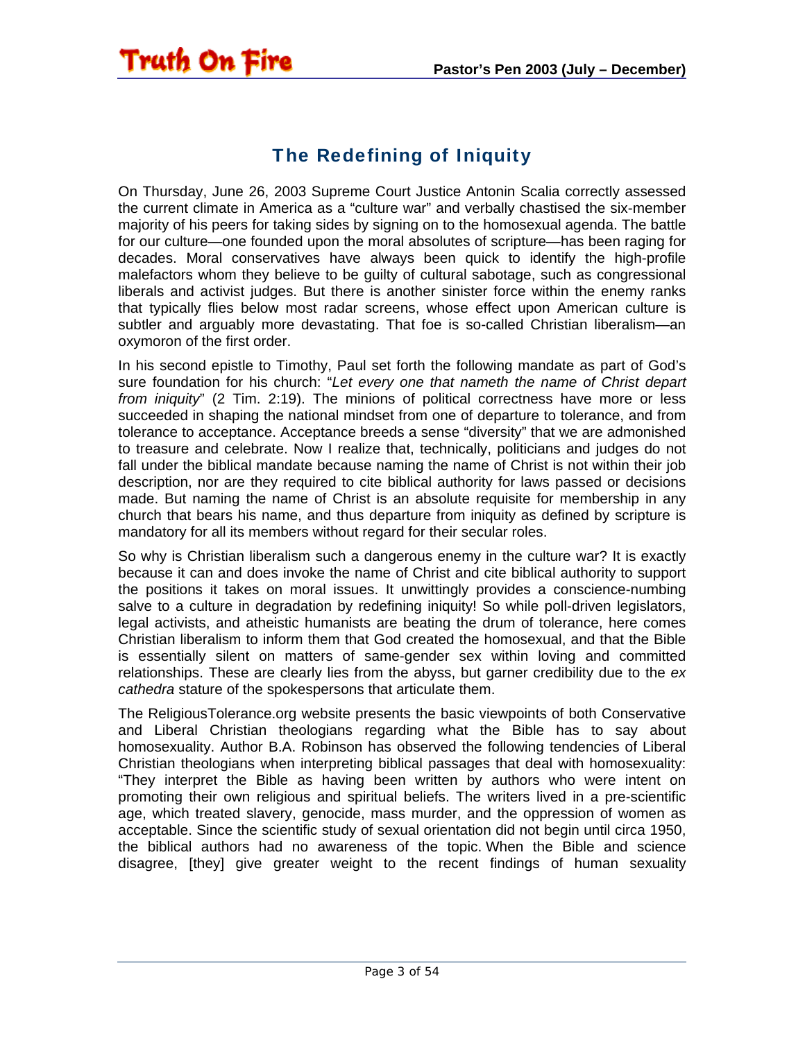## The Redefining of Iniquity

On Thursday, June 26, 2003 Supreme Court Justice Antonin Scalia correctly assessed the current climate in America as a "culture war" and verbally chastised the six-member majority of his peers for taking sides by signing on to the homosexual agenda. The battle for our culture—one founded upon the moral absolutes of scripture—has been raging for decades. Moral conservatives have always been quick to identify the high-profile malefactors whom they believe to be guilty of cultural sabotage, such as congressional liberals and activist judges. But there is another sinister force within the enemy ranks that typically flies below most radar screens, whose effect upon American culture is subtler and arguably more devastating. That foe is so-called Christian liberalism—an oxymoron of the first order.

In his second epistle to Timothy, Paul set forth the following mandate as part of God's sure foundation for his church: "*Let every one that nameth the name of Christ depart from iniquity*" (2 Tim. 2:19). The minions of political correctness have more or less succeeded in shaping the national mindset from one of departure to tolerance, and from tolerance to acceptance. Acceptance breeds a sense "diversity" that we are admonished to treasure and celebrate. Now I realize that, technically, politicians and judges do not fall under the biblical mandate because naming the name of Christ is not within their job description, nor are they required to cite biblical authority for laws passed or decisions made. But naming the name of Christ is an absolute requisite for membership in any church that bears his name, and thus departure from iniquity as defined by scripture is mandatory for all its members without regard for their secular roles.

So why is Christian liberalism such a dangerous enemy in the culture war? It is exactly because it can and does invoke the name of Christ and cite biblical authority to support the positions it takes on moral issues. It unwittingly provides a conscience-numbing salve to a culture in degradation by redefining iniquity! So while poll-driven legislators, legal activists, and atheistic humanists are beating the drum of tolerance, here comes Christian liberalism to inform them that God created the homosexual, and that the Bible is essentially silent on matters of same-gender sex within loving and committed relationships. These are clearly lies from the abyss, but garner credibility due to the *ex cathedra* stature of the spokespersons that articulate them.

The ReligiousTolerance.org website presents the basic viewpoints of both Conservative and Liberal Christian theologians regarding what the Bible has to say about homosexuality. Author B.A. Robinson has observed the following tendencies of Liberal Christian theologians when interpreting biblical passages that deal with homosexuality: "They interpret the Bible as having been written by authors who were intent on promoting their own religious and spiritual beliefs. The writers lived in a pre-scientific age, which treated slavery, genocide, mass murder, and the oppression of women as acceptable. Since the scientific study of sexual orientation did not begin until circa 1950, the biblical authors had no awareness of the topic. When the Bible and science disagree, [they] give greater weight to the recent findings of human sexuality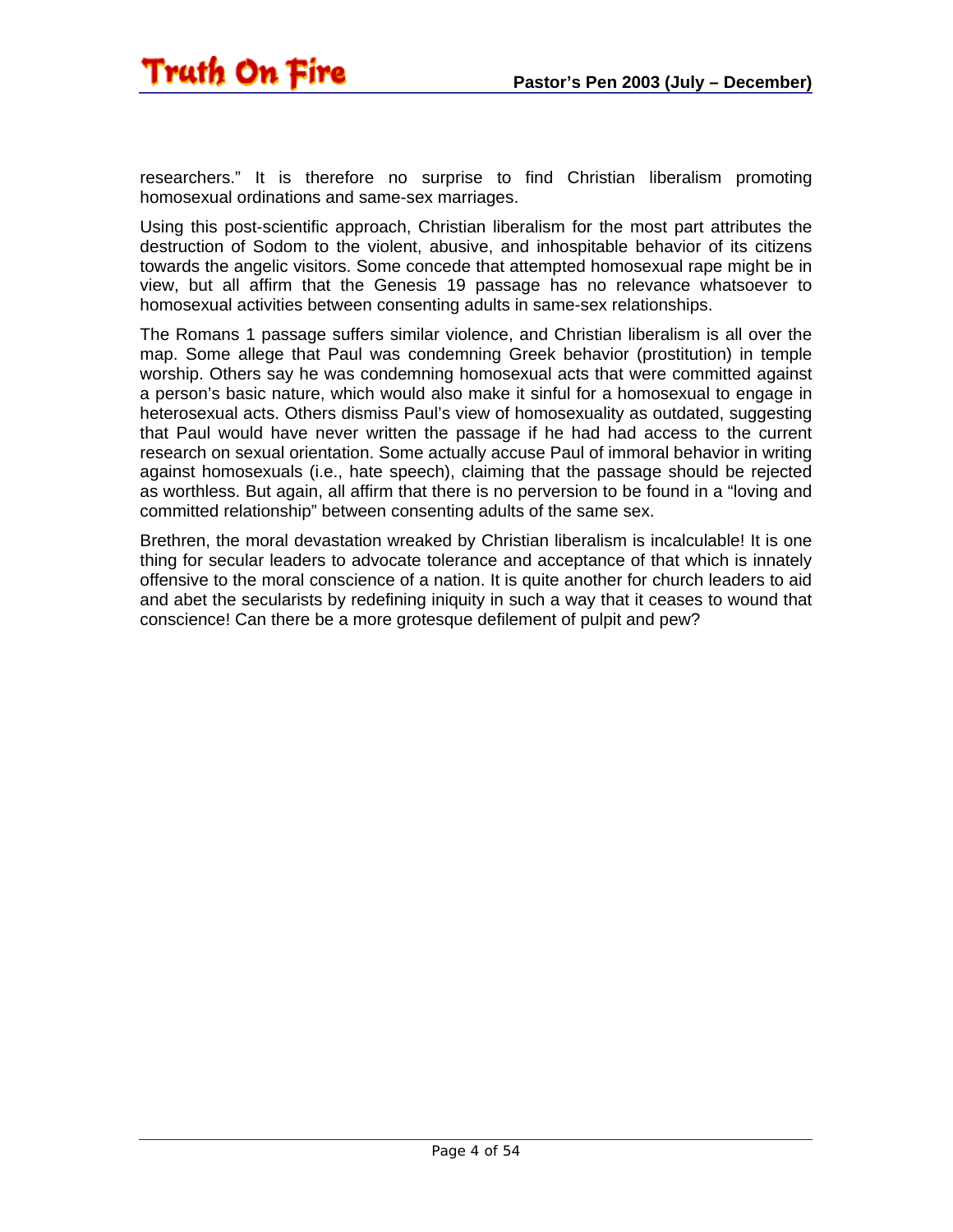researchers." It is therefore no surprise to find Christian liberalism promoting homosexual ordinations and same-sex marriages.

Using this post-scientific approach, Christian liberalism for the most part attributes the destruction of Sodom to the violent, abusive, and inhospitable behavior of its citizens towards the angelic visitors. Some concede that attempted homosexual rape might be in view, but all affirm that the Genesis 19 passage has no relevance whatsoever to homosexual activities between consenting adults in same-sex relationships.

The Romans 1 passage suffers similar violence, and Christian liberalism is all over the map. Some allege that Paul was condemning Greek behavior (prostitution) in temple worship. Others say he was condemning homosexual acts that were committed against a person's basic nature, which would also make it sinful for a homosexual to engage in heterosexual acts. Others dismiss Paul's view of homosexuality as outdated, suggesting that Paul would have never written the passage if he had had access to the current research on sexual orientation. Some actually accuse Paul of immoral behavior in writing against homosexuals (i.e., hate speech), claiming that the passage should be rejected as worthless. But again, all affirm that there is no perversion to be found in a "loving and committed relationship" between consenting adults of the same sex.

Brethren, the moral devastation wreaked by Christian liberalism is incalculable! It is one thing for secular leaders to advocate tolerance and acceptance of that which is innately offensive to the moral conscience of a nation. It is quite another for church leaders to aid and abet the secularists by redefining iniquity in such a way that it ceases to wound that conscience! Can there be a more grotesque defilement of pulpit and pew?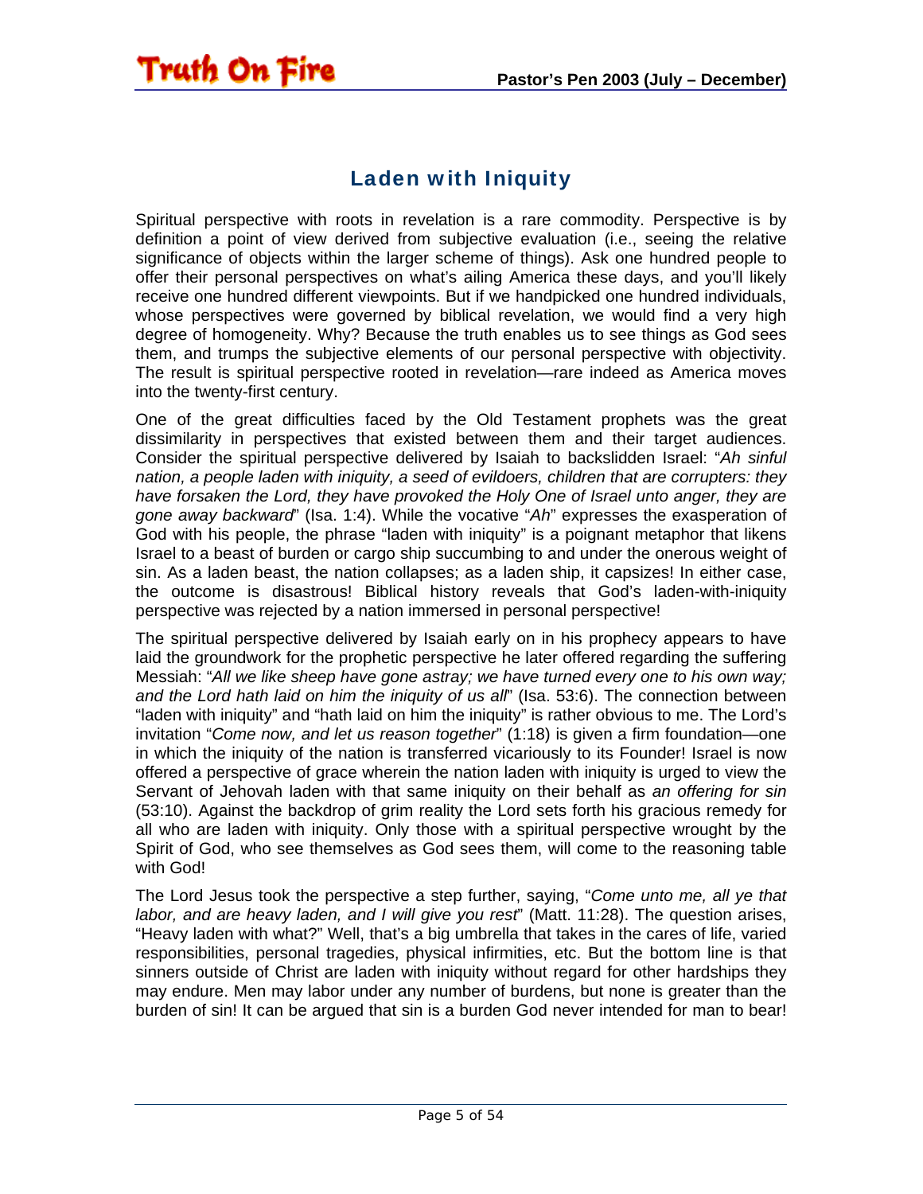## Laden with Iniquity

Spiritual perspective with roots in revelation is a rare commodity. Perspective is by definition a point of view derived from subjective evaluation (i.e., seeing the relative significance of objects within the larger scheme of things). Ask one hundred people to offer their personal perspectives on what's ailing America these days, and you'll likely receive one hundred different viewpoints. But if we handpicked one hundred individuals, whose perspectives were governed by biblical revelation, we would find a very high degree of homogeneity. Why? Because the truth enables us to see things as God sees them, and trumps the subjective elements of our personal perspective with objectivity. The result is spiritual perspective rooted in revelation—rare indeed as America moves into the twenty-first century.

One of the great difficulties faced by the Old Testament prophets was the great dissimilarity in perspectives that existed between them and their target audiences. Consider the spiritual perspective delivered by Isaiah to backslidden Israel: "*Ah sinful nation, a people laden with iniquity, a seed of evildoers, children that are corrupters: they have forsaken the Lord, they have provoked the Holy One of Israel unto anger, they are gone away backward*" (Isa. 1:4). While the vocative "*Ah*" expresses the exasperation of God with his people, the phrase "laden with iniquity" is a poignant metaphor that likens Israel to a beast of burden or cargo ship succumbing to and under the onerous weight of sin. As a laden beast, the nation collapses; as a laden ship, it capsizes! In either case, the outcome is disastrous! Biblical history reveals that God's laden-with-iniquity perspective was rejected by a nation immersed in personal perspective!

The spiritual perspective delivered by Isaiah early on in his prophecy appears to have laid the groundwork for the prophetic perspective he later offered regarding the suffering Messiah: "*All we like sheep have gone astray; we have turned every one to his own way; and the Lord hath laid on him the iniquity of us all*" (Isa. 53:6). The connection between "laden with iniquity" and "hath laid on him the iniquity" is rather obvious to me. The Lord's invitation "*Come now, and let us reason together*" (1:18) is given a firm foundation—one in which the iniquity of the nation is transferred vicariously to its Founder! Israel is now offered a perspective of grace wherein the nation laden with iniquity is urged to view the Servant of Jehovah laden with that same iniquity on their behalf as *an offering for sin* (53:10). Against the backdrop of grim reality the Lord sets forth his gracious remedy for all who are laden with iniquity. Only those with a spiritual perspective wrought by the Spirit of God, who see themselves as God sees them, will come to the reasoning table with God!

The Lord Jesus took the perspective a step further, saying, "*Come unto me, all ye that labor, and are heavy laden, and I will give you rest*" (Matt. 11:28). The question arises, "Heavy laden with what?" Well, that's a big umbrella that takes in the cares of life, varied responsibilities, personal tragedies, physical infirmities, etc. But the bottom line is that sinners outside of Christ are laden with iniquity without regard for other hardships they may endure. Men may labor under any number of burdens, but none is greater than the burden of sin! It can be argued that sin is a burden God never intended for man to bear!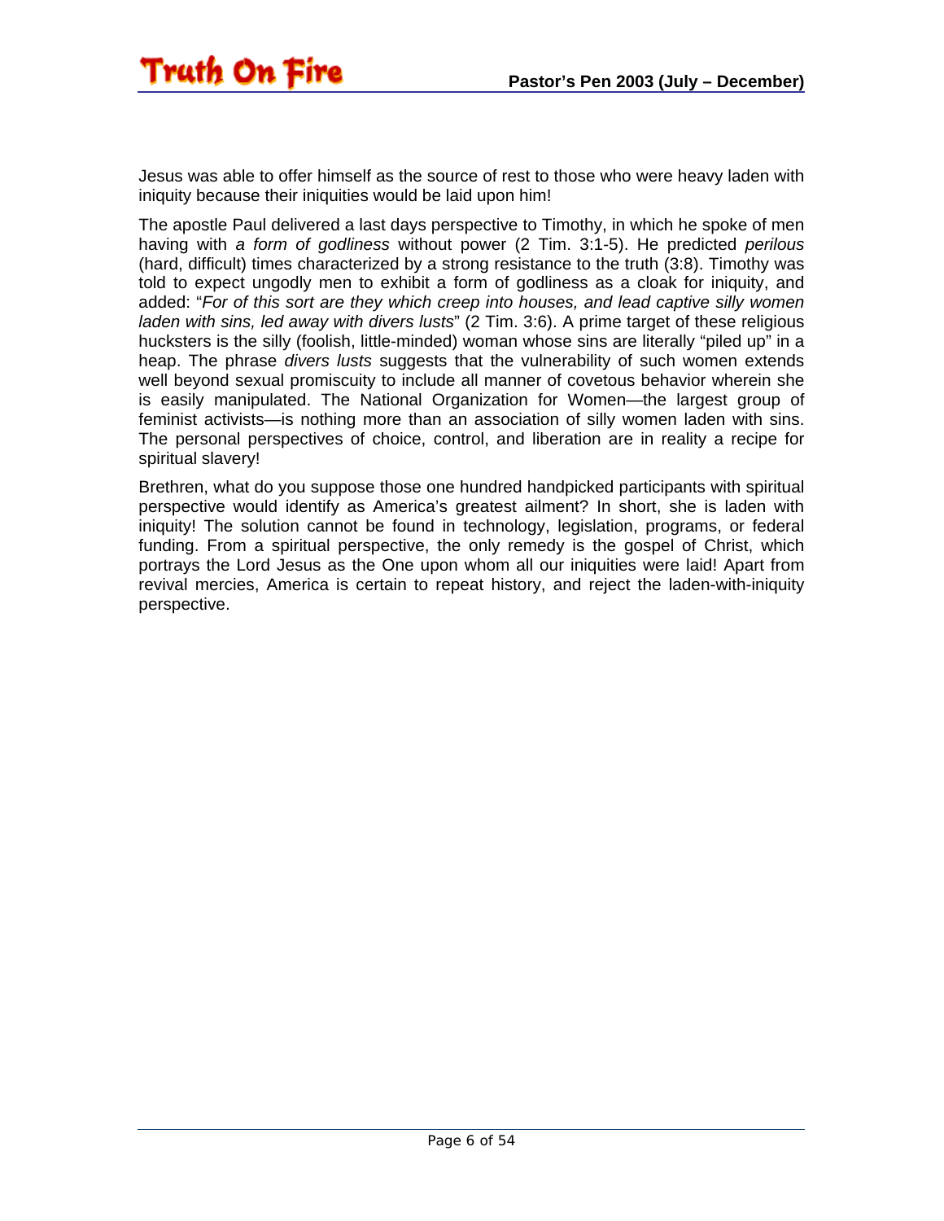Jesus was able to offer himself as the source of rest to those who were heavy laden with iniquity because their iniquities would be laid upon him!

The apostle Paul delivered a last days perspective to Timothy, in which he spoke of men having with *a form of godliness* without power (2 Tim. 3:1-5). He predicted *perilous* (hard, difficult) times characterized by a strong resistance to the truth (3:8). Timothy was told to expect ungodly men to exhibit a form of godliness as a cloak for iniquity, and added: "*For of this sort are they which creep into houses, and lead captive silly women laden with sins, led away with divers lusts*" (2 Tim. 3:6). A prime target of these religious hucksters is the silly (foolish, little-minded) woman whose sins are literally "piled up" in a heap. The phrase *divers lusts* suggests that the vulnerability of such women extends well beyond sexual promiscuity to include all manner of covetous behavior wherein she is easily manipulated. The National Organization for Women—the largest group of feminist activists—is nothing more than an association of silly women laden with sins. The personal perspectives of choice, control, and liberation are in reality a recipe for spiritual slavery!

Brethren, what do you suppose those one hundred handpicked participants with spiritual perspective would identify as America's greatest ailment? In short, she is laden with iniquity! The solution cannot be found in technology, legislation, programs, or federal funding. From a spiritual perspective, the only remedy is the gospel of Christ, which portrays the Lord Jesus as the One upon whom all our iniquities were laid! Apart from revival mercies, America is certain to repeat history, and reject the laden-with-iniquity perspective.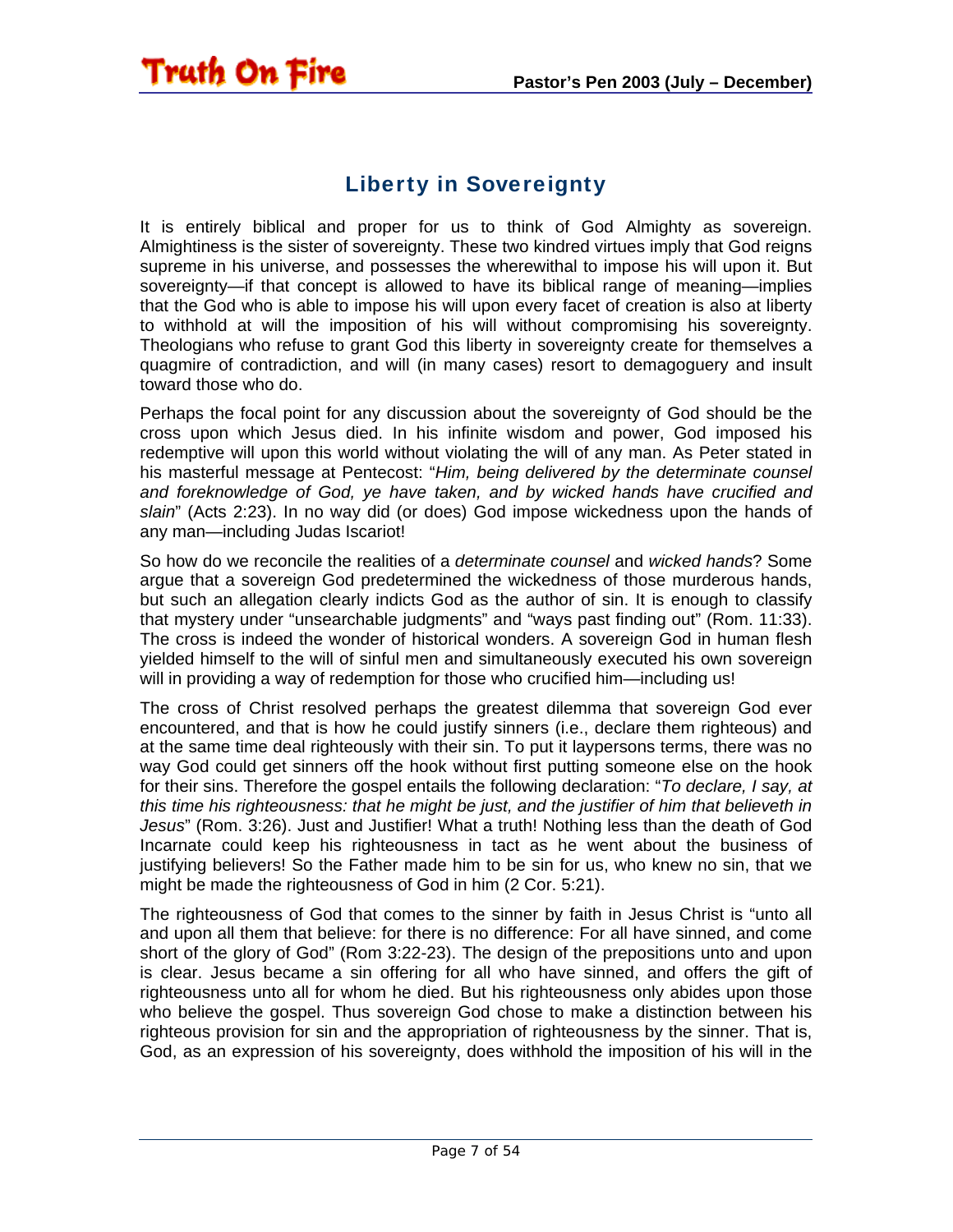## Liberty in Sovereignty

It is entirely biblical and proper for us to think of God Almighty as sovereign. Almightiness is the sister of sovereignty. These two kindred virtues imply that God reigns supreme in his universe, and possesses the wherewithal to impose his will upon it. But sovereignty—if that concept is allowed to have its biblical range of meaning—implies that the God who is able to impose his will upon every facet of creation is also at liberty to withhold at will the imposition of his will without compromising his sovereignty. Theologians who refuse to grant God this liberty in sovereignty create for themselves a quagmire of contradiction, and will (in many cases) resort to demagoguery and insult toward those who do.

Perhaps the focal point for any discussion about the sovereignty of God should be the cross upon which Jesus died. In his infinite wisdom and power, God imposed his redemptive will upon this world without violating the will of any man. As Peter stated in his masterful message at Pentecost: "*Him, being delivered by the determinate counsel and foreknowledge of God, ye have taken, and by wicked hands have crucified and slain*" (Acts 2:23). In no way did (or does) God impose wickedness upon the hands of any man—including Judas Iscariot!

So how do we reconcile the realities of a *determinate counsel* and *wicked hands*? Some argue that a sovereign God predetermined the wickedness of those murderous hands, but such an allegation clearly indicts God as the author of sin. It is enough to classify that mystery under "unsearchable judgments" and "ways past finding out" (Rom. 11:33). The cross is indeed the wonder of historical wonders. A sovereign God in human flesh yielded himself to the will of sinful men and simultaneously executed his own sovereign will in providing a way of redemption for those who crucified him—including us!

The cross of Christ resolved perhaps the greatest dilemma that sovereign God ever encountered, and that is how he could justify sinners (i.e., declare them righteous) and at the same time deal righteously with their sin. To put it laypersons terms, there was no way God could get sinners off the hook without first putting someone else on the hook for their sins. Therefore the gospel entails the following declaration: "*To declare, I say, at this time his righteousness: that he might be just, and the justifier of him that believeth in Jesus*" (Rom. 3:26). Just and Justifier! What a truth! Nothing less than the death of God Incarnate could keep his righteousness in tact as he went about the business of justifying believers! So the Father made him to be sin for us, who knew no sin, that we might be made the righteousness of God in him (2 Cor. 5:21).

The righteousness of God that comes to the sinner by faith in Jesus Christ is "unto all and upon all them that believe: for there is no difference: For all have sinned, and come short of the glory of God" (Rom 3:22-23). The design of the prepositions unto and upon is clear. Jesus became a sin offering for all who have sinned, and offers the gift of righteousness unto all for whom he died. But his righteousness only abides upon those who believe the gospel. Thus sovereign God chose to make a distinction between his righteous provision for sin and the appropriation of righteousness by the sinner. That is, God, as an expression of his sovereignty, does withhold the imposition of his will in the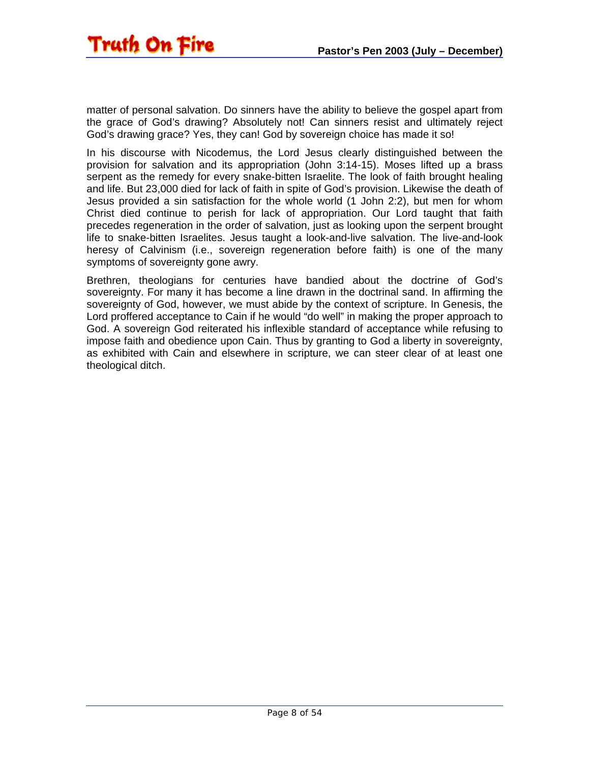matter of personal salvation. Do sinners have the ability to believe the gospel apart from the grace of God's drawing? Absolutely not! Can sinners resist and ultimately reject God's drawing grace? Yes, they can! God by sovereign choice has made it so!

In his discourse with Nicodemus, the Lord Jesus clearly distinguished between the provision for salvation and its appropriation (John 3:14-15). Moses lifted up a brass serpent as the remedy for every snake-bitten Israelite. The look of faith brought healing and life. But 23,000 died for lack of faith in spite of God's provision. Likewise the death of Jesus provided a sin satisfaction for the whole world (1 John 2:2), but men for whom Christ died continue to perish for lack of appropriation. Our Lord taught that faith precedes regeneration in the order of salvation, just as looking upon the serpent brought life to snake-bitten Israelites. Jesus taught a look-and-live salvation. The live-and-look heresy of Calvinism (i.e., sovereign regeneration before faith) is one of the many symptoms of sovereignty gone awry.

Brethren, theologians for centuries have bandied about the doctrine of God's sovereignty. For many it has become a line drawn in the doctrinal sand. In affirming the sovereignty of God, however, we must abide by the context of scripture. In Genesis, the Lord proffered acceptance to Cain if he would "do well" in making the proper approach to God. A sovereign God reiterated his inflexible standard of acceptance while refusing to impose faith and obedience upon Cain. Thus by granting to God a liberty in sovereignty, as exhibited with Cain and elsewhere in scripture, we can steer clear of at least one theological ditch.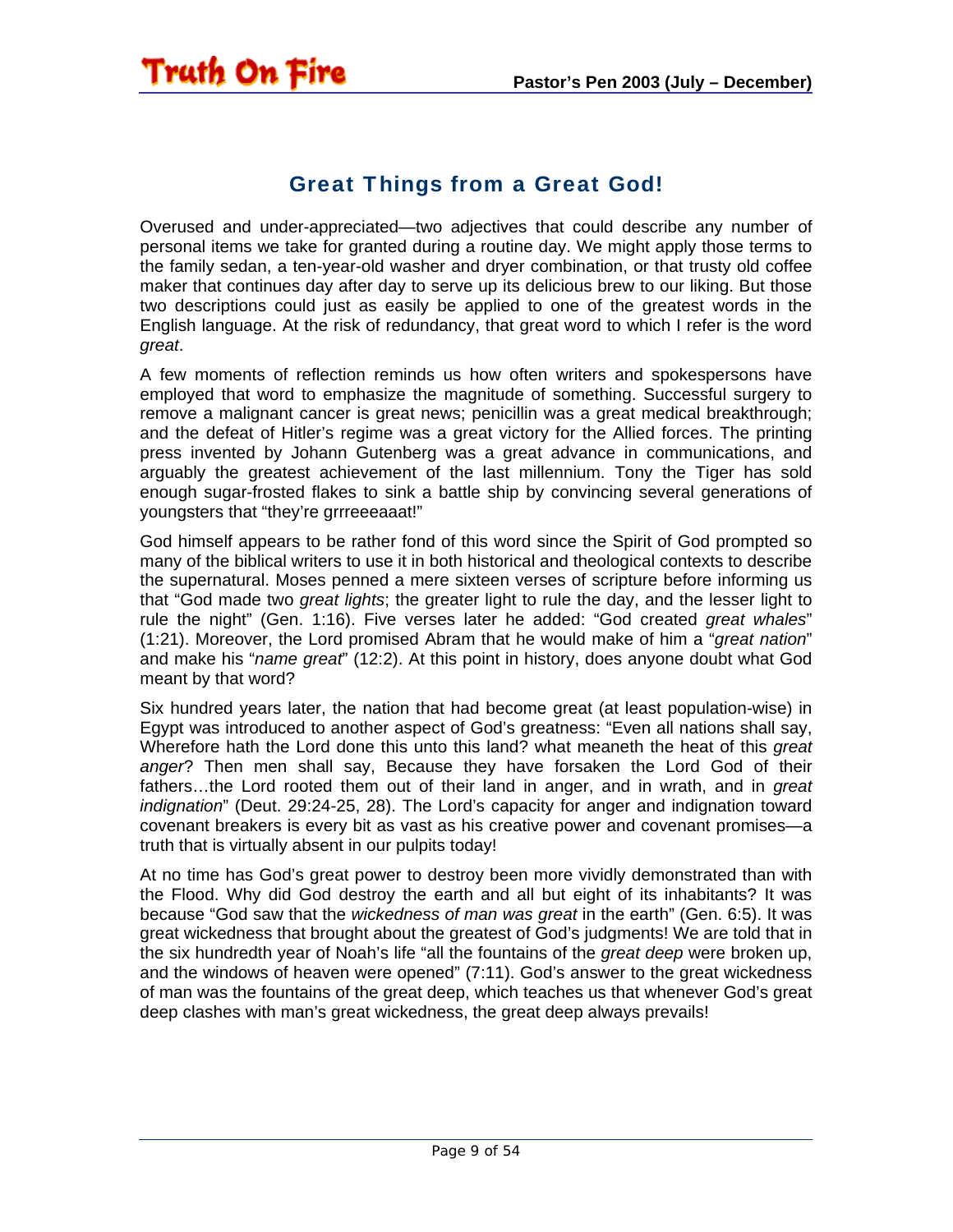## Great Things from a Great God!

Overused and under-appreciated—two adjectives that could describe any number of personal items we take for granted during a routine day. We might apply those terms to the family sedan, a ten-year-old washer and dryer combination, or that trusty old coffee maker that continues day after day to serve up its delicious brew to our liking. But those two descriptions could just as easily be applied to one of the greatest words in the English language. At the risk of redundancy, that great word to which I refer is the word *great*.

A few moments of reflection reminds us how often writers and spokespersons have employed that word to emphasize the magnitude of something. Successful surgery to remove a malignant cancer is great news; penicillin was a great medical breakthrough; and the defeat of Hitler's regime was a great victory for the Allied forces. The printing press invented by Johann Gutenberg was a great advance in communications, and arguably the greatest achievement of the last millennium. Tony the Tiger has sold enough sugar-frosted flakes to sink a battle ship by convincing several generations of youngsters that "they're grrreeeaaat!"

God himself appears to be rather fond of this word since the Spirit of God prompted so many of the biblical writers to use it in both historical and theological contexts to describe the supernatural. Moses penned a mere sixteen verses of scripture before informing us that "God made two *great lights*; the greater light to rule the day, and the lesser light to rule the night" (Gen. 1:16). Five verses later he added: "God created *great whales*" (1:21). Moreover, the Lord promised Abram that he would make of him a "*great nation*" and make his "*name great*" (12:2). At this point in history, does anyone doubt what God meant by that word?

Six hundred years later, the nation that had become great (at least population-wise) in Egypt was introduced to another aspect of God's greatness: "Even all nations shall say, Wherefore hath the Lord done this unto this land? what meaneth the heat of this *great anger*? Then men shall say, Because they have forsaken the Lord God of their fathers…the Lord rooted them out of their land in anger, and in wrath, and in *great indignation*" (Deut. 29:24-25, 28). The Lord's capacity for anger and indignation toward covenant breakers is every bit as vast as his creative power and covenant promises—a truth that is virtually absent in our pulpits today!

At no time has God's great power to destroy been more vividly demonstrated than with the Flood. Why did God destroy the earth and all but eight of its inhabitants? It was because "God saw that the *wickedness of man was great* in the earth" (Gen. 6:5). It was great wickedness that brought about the greatest of God's judgments! We are told that in the six hundredth year of Noah's life "all the fountains of the *great deep* were broken up, and the windows of heaven were opened" (7:11). God's answer to the great wickedness of man was the fountains of the great deep, which teaches us that whenever God's great deep clashes with man's great wickedness, the great deep always prevails!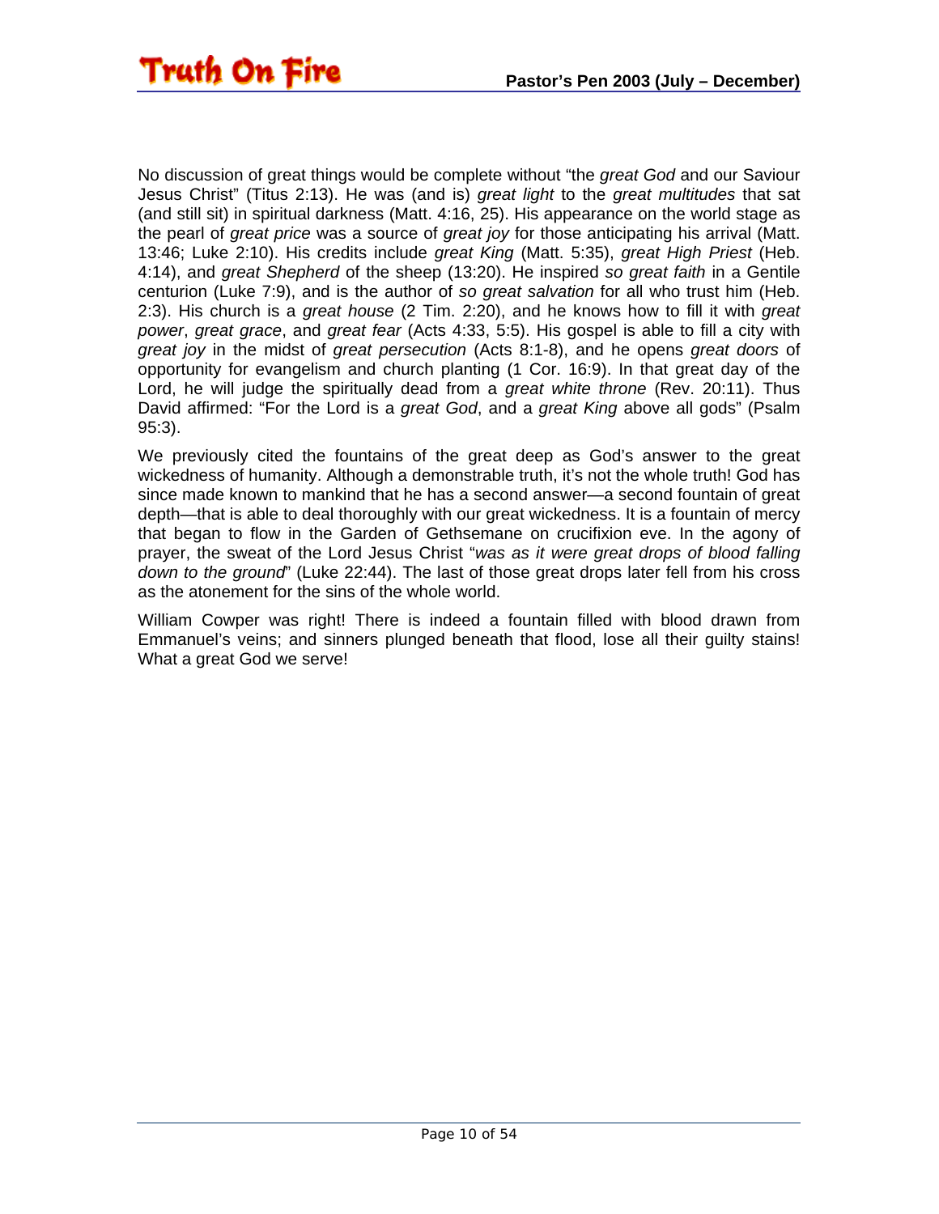No discussion of great things would be complete without "the *great God* and our Saviour Jesus Christ" (Titus 2:13). He was (and is) *great light* to the *great multitudes* that sat (and still sit) in spiritual darkness (Matt. 4:16, 25). His appearance on the world stage as the pearl of *great price* was a source of *great joy* for those anticipating his arrival (Matt. 13:46; Luke 2:10). His credits include *great King* (Matt. 5:35), *great High Priest* (Heb. 4:14), and *great Shepherd* of the sheep (13:20). He inspired *so great faith* in a Gentile centurion (Luke 7:9), and is the author of *so great salvation* for all who trust him (Heb. 2:3). His church is a *great house* (2 Tim. 2:20), and he knows how to fill it with *great power*, *great grace*, and *great fear* (Acts 4:33, 5:5). His gospel is able to fill a city with *great joy* in the midst of *great persecution* (Acts 8:1-8), and he opens *great doors* of opportunity for evangelism and church planting (1 Cor. 16:9). In that great day of the Lord, he will judge the spiritually dead from a *great white throne* (Rev. 20:11). Thus David affirmed: "For the Lord is a *great God*, and a *great King* above all gods" (Psalm 95:3).

We previously cited the fountains of the great deep as God's answer to the great wickedness of humanity. Although a demonstrable truth, it's not the whole truth! God has since made known to mankind that he has a second answer—a second fountain of great depth—that is able to deal thoroughly with our great wickedness. It is a fountain of mercy that began to flow in the Garden of Gethsemane on crucifixion eve. In the agony of prayer, the sweat of the Lord Jesus Christ "*was as it were great drops of blood falling down to the ground*" (Luke 22:44). The last of those great drops later fell from his cross as the atonement for the sins of the whole world.

William Cowper was right! There is indeed a fountain filled with blood drawn from Emmanuel's veins; and sinners plunged beneath that flood, lose all their guilty stains! What a great God we serve!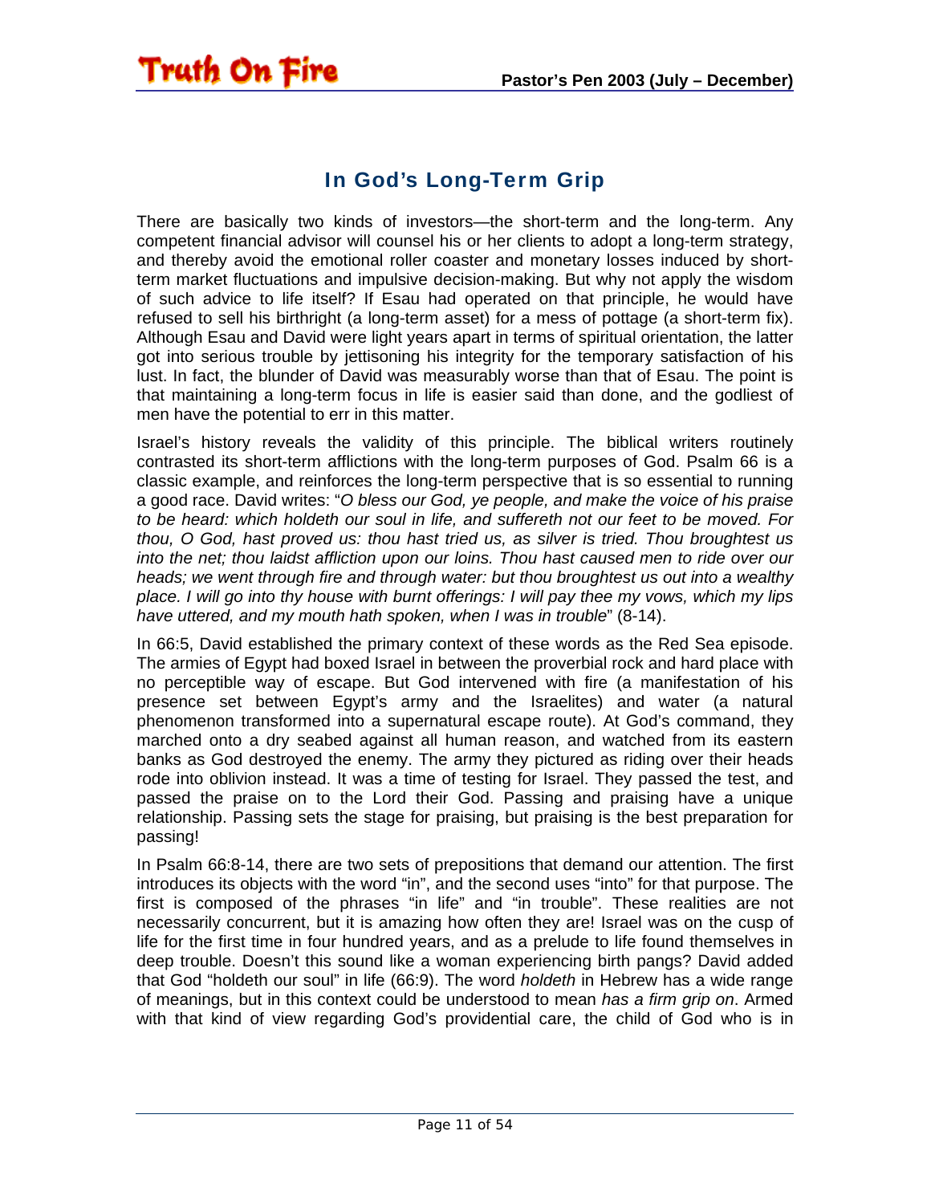## In God's Long-Term Grip

There are basically two kinds of investors—the short-term and the long-term. Any competent financial advisor will counsel his or her clients to adopt a long-term strategy, and thereby avoid the emotional roller coaster and monetary losses induced by short-term market fluctuations and impulsive decision-making. But why not apply the wisdom of such advice to life itself? If Esau had operated on that principle, he would have refused to sell his birthright (a long-term asset) for a mess of pottage (a short-term fix). Although Esau and David were light years apart in terms of spiritual orientation, the latter got into serious trouble by jettisoning his integrity for the temporary satisfaction of his lust. In fact, the blunder of David was measurably worse than that of Esau. The point is that maintaining a long-term focus in life is easier said than done, and the godliest of men have the potential to err in this matter.

Israel's history reveals the validity of this principle. The biblical writers routinely contrasted its short-term afflictions with the long-term purposes of God. Psalm 66 is a classic example, and reinforces the long-term perspective that is so essential to running a good race. David writes: "*O bless our God, ye people, and make the voice of his praise to be heard: which holdeth our soul in life, and suffereth not our feet to be moved. For thou, O God, hast proved us: thou hast tried us, as silver is tried. Thou broughtest us into the net; thou laidst affliction upon our loins. Thou hast caused men to ride over our heads; we went through fire and through water: but thou broughtest us out into a wealthy place. I will go into thy house with burnt offerings: I will pay thee my vows, which my lips have uttered, and my mouth hath spoken, when I was in trouble*" (8-14).

In 66:5, David established the primary context of these words as the Red Sea episode. The armies of Egypt had boxed Israel in between the proverbial rock and hard place with no perceptible way of escape. But God intervened with fire (a manifestation of his presence set between Egypt's army and the Israelites) and water (a natural phenomenon transformed into a supernatural escape route). At God's command, they marched onto a dry seabed against all human reason, and watched from its eastern banks as God destroyed the enemy. The army they pictured as riding over their heads rode into oblivion instead. It was a time of testing for Israel. They passed the test, and passed the praise on to the Lord their God. Passing and praising have a unique relationship. Passing sets the stage for praising, but praising is the best preparation for passing!

In Psalm 66:8-14, there are two sets of prepositions that demand our attention. The first introduces its objects with the word "in", and the second uses "into" for that purpose. The first is composed of the phrases "in life" and "in trouble". These realities are not necessarily concurrent, but it is amazing how often they are! Israel was on the cusp of life for the first time in four hundred years, and as a prelude to life found themselves in deep trouble. Doesn't this sound like a woman experiencing birth pangs? David added that God "holdeth our soul" in life (66:9). The word *holdeth* in Hebrew has a wide range of meanings, but in this context could be understood to mean *has a firm grip on*. Armed with that kind of view regarding God's providential care, the child of God who is in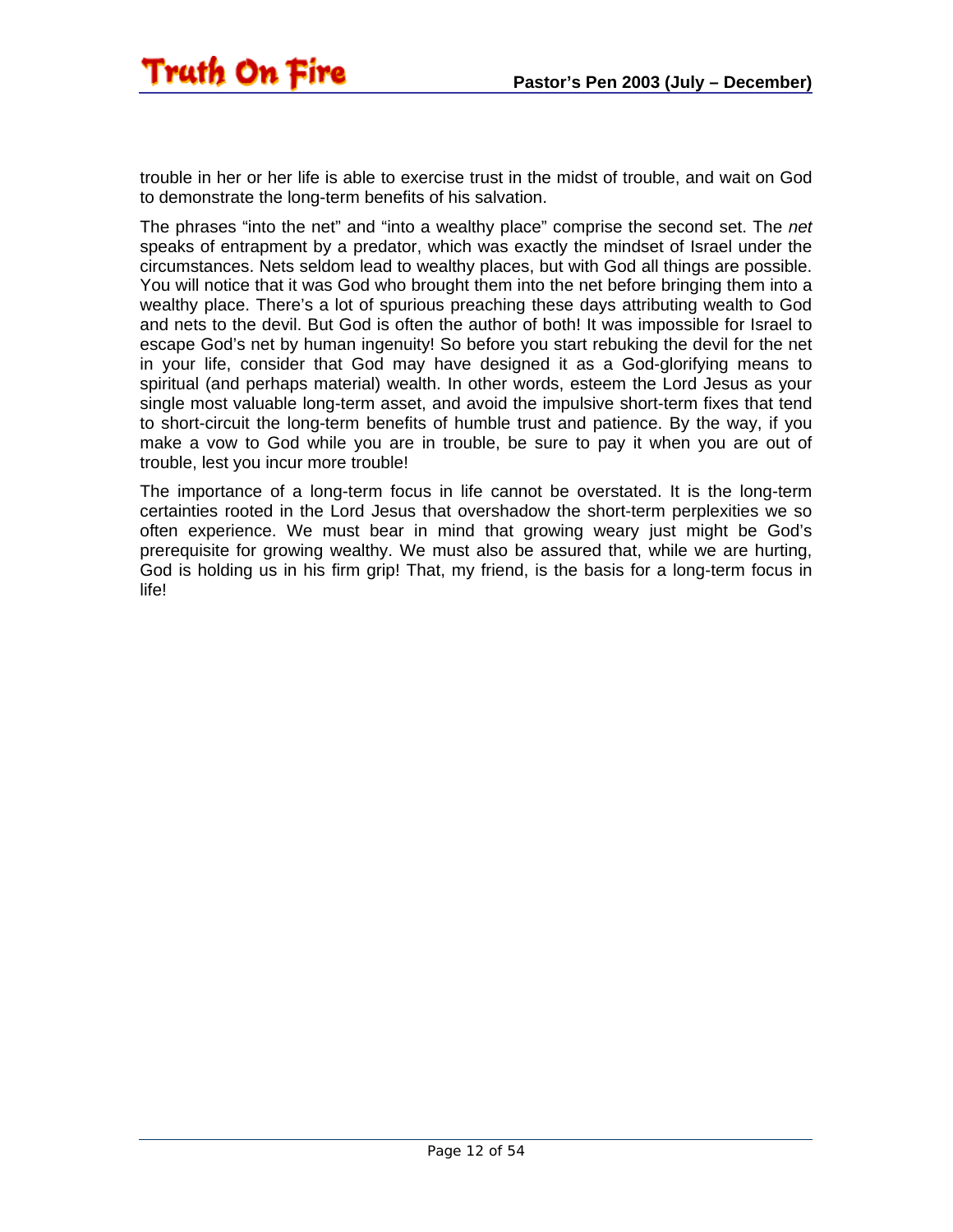trouble in her or her life is able to exercise trust in the midst of trouble, and wait on God to demonstrate the long-term benefits of his salvation.

The phrases “into the net” and “into a wealthy place” comprise the second set. The *net* speaks of entrapment by a predator, which was exactly the mindset of Israel under the circumstances. Nets seldom lead to wealthy places, but with God all things are possible. You will notice that it was God who brought them into the net before bringing them into a wealthy place. There’s a lot of spurious preaching these days attributing wealth to God and nets to the devil. But God is often the author of both! It was impossible for Israel to escape God’s net by human ingenuity! So before you start rebuking the devil for the net in your life, consider that God may have designed it as a God-glorifying means to spiritual (and perhaps material) wealth. In other words, esteem the Lord Jesus as your single most valuable long-term asset, and avoid the impulsive short-term fixes that tend to short-circuit the long-term benefits of humble trust and patience. By the way, if you make a vow to God while you are in trouble, be sure to pay it when you are out of trouble, lest you incur more trouble!

The importance of a long-term focus in life cannot be overstated. It is the long-term certainties rooted in the Lord Jesus that overshadow the short-term perplexities we so often experience. We must bear in mind that growing weary just might be God’s prerequisite for growing wealthy. We must also be assured that, while we are hurting, God is holding us in his firm grip! That, my friend, is the basis for a long-term focus in life!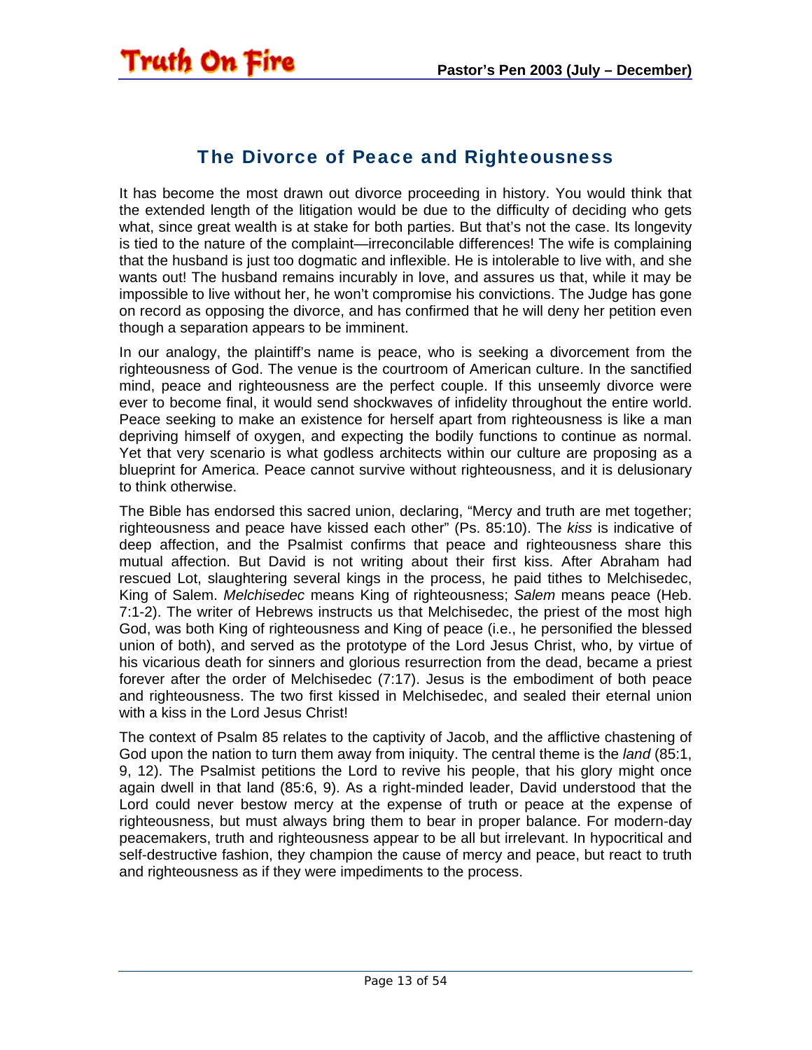## The Divorce of Peace and Righteousness

It has become the most drawn out divorce proceeding in history. You would think that the extended length of the litigation would be due to the difficulty of deciding who gets what, since great wealth is at stake for both parties. But that's not the case. Its longevity is tied to the nature of the complaint—irreconcilable differences! The wife is complaining that the husband is just too dogmatic and inflexible. He is intolerable to live with, and she wants out! The husband remains incurably in love, and assures us that, while it may be impossible to live without her, he won't compromise his convictions. The Judge has gone on record as opposing the divorce, and has confirmed that he will deny her petition even though a separation appears to be imminent.

In our analogy, the plaintiff's name is peace, who is seeking a divorcement from the righteousness of God. The venue is the courtroom of American culture. In the sanctified mind, peace and righteousness are the perfect couple. If this unseemly divorce were ever to become final, it would send shockwaves of infidelity throughout the entire world. Peace seeking to make an existence for herself apart from righteousness is like a man depriving himself of oxygen, and expecting the bodily functions to continue as normal. Yet that very scenario is what godless architects within our culture are proposing as a blueprint for America. Peace cannot survive without righteousness, and it is delusionary to think otherwise.

The Bible has endorsed this sacred union, declaring, "Mercy and truth are met together; righteousness and peace have kissed each other" (Ps. 85:10). The *kiss* is indicative of deep affection, and the Psalmist confirms that peace and righteousness share this mutual affection. But David is not writing about their first kiss. After Abraham had rescued Lot, slaughtering several kings in the process, he paid tithes to Melchisedec, King of Salem. *Melchisedec* means King of righteousness; *Salem* means peace (Heb. 7:1-2). The writer of Hebrews instructs us that Melchisedec, the priest of the most high God, was both King of righteousness and King of peace (i.e., he personified the blessed union of both), and served as the prototype of the Lord Jesus Christ, who, by virtue of his vicarious death for sinners and glorious resurrection from the dead, became a priest forever after the order of Melchisedec (7:17). Jesus is the embodiment of both peace and righteousness. The two first kissed in Melchisedec, and sealed their eternal union with a kiss in the Lord Jesus Christ!

The context of Psalm 85 relates to the captivity of Jacob, and the afflictive chastening of God upon the nation to turn them away from iniquity. The central theme is the *land* (85:1, 9, 12). The Psalmist petitions the Lord to revive his people, that his glory might once again dwell in that land (85:6, 9). As a right-minded leader, David understood that the Lord could never bestow mercy at the expense of truth or peace at the expense of righteousness, but must always bring them to bear in proper balance. For modern-day peacemakers, truth and righteousness appear to be all but irrelevant. In hypocritical and self-destructive fashion, they champion the cause of mercy and peace, but react to truth and righteousness as if they were impediments to the process.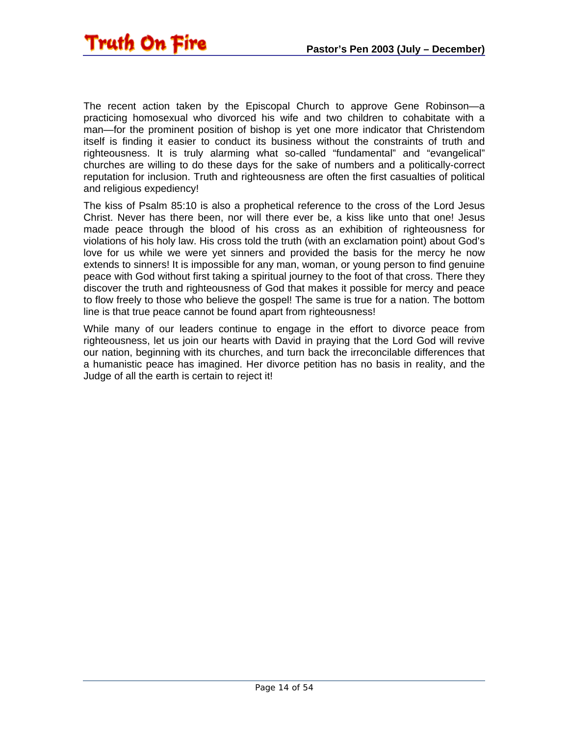The recent action taken by the Episcopal Church to approve Gene Robinson—a practicing homosexual who divorced his wife and two children to cohabitate with a man—for the prominent position of bishop is yet one more indicator that Christendom itself is finding it easier to conduct its business without the constraints of truth and righteousness. It is truly alarming what so-called "fundamental" and "evangelical" churches are willing to do these days for the sake of numbers and a politically-correct reputation for inclusion. Truth and righteousness are often the first casualties of political and religious expediency!

The kiss of Psalm 85:10 is also a prophetical reference to the cross of the Lord Jesus Christ. Never has there been, nor will there ever be, a kiss like unto that one! Jesus made peace through the blood of his cross as an exhibition of righteousness for violations of his holy law. His cross told the truth (with an exclamation point) about God's love for us while we were yet sinners and provided the basis for the mercy he now extends to sinners! It is impossible for any man, woman, or young person to find genuine peace with God without first taking a spiritual journey to the foot of that cross. There they discover the truth and righteousness of God that makes it possible for mercy and peace to flow freely to those who believe the gospel! The same is true for a nation. The bottom line is that true peace cannot be found apart from righteousness!

While many of our leaders continue to engage in the effort to divorce peace from righteousness, let us join our hearts with David in praying that the Lord God will revive our nation, beginning with its churches, and turn back the irreconcilable differences that a humanistic peace has imagined. Her divorce petition has no basis in reality, and the Judge of all the earth is certain to reject it!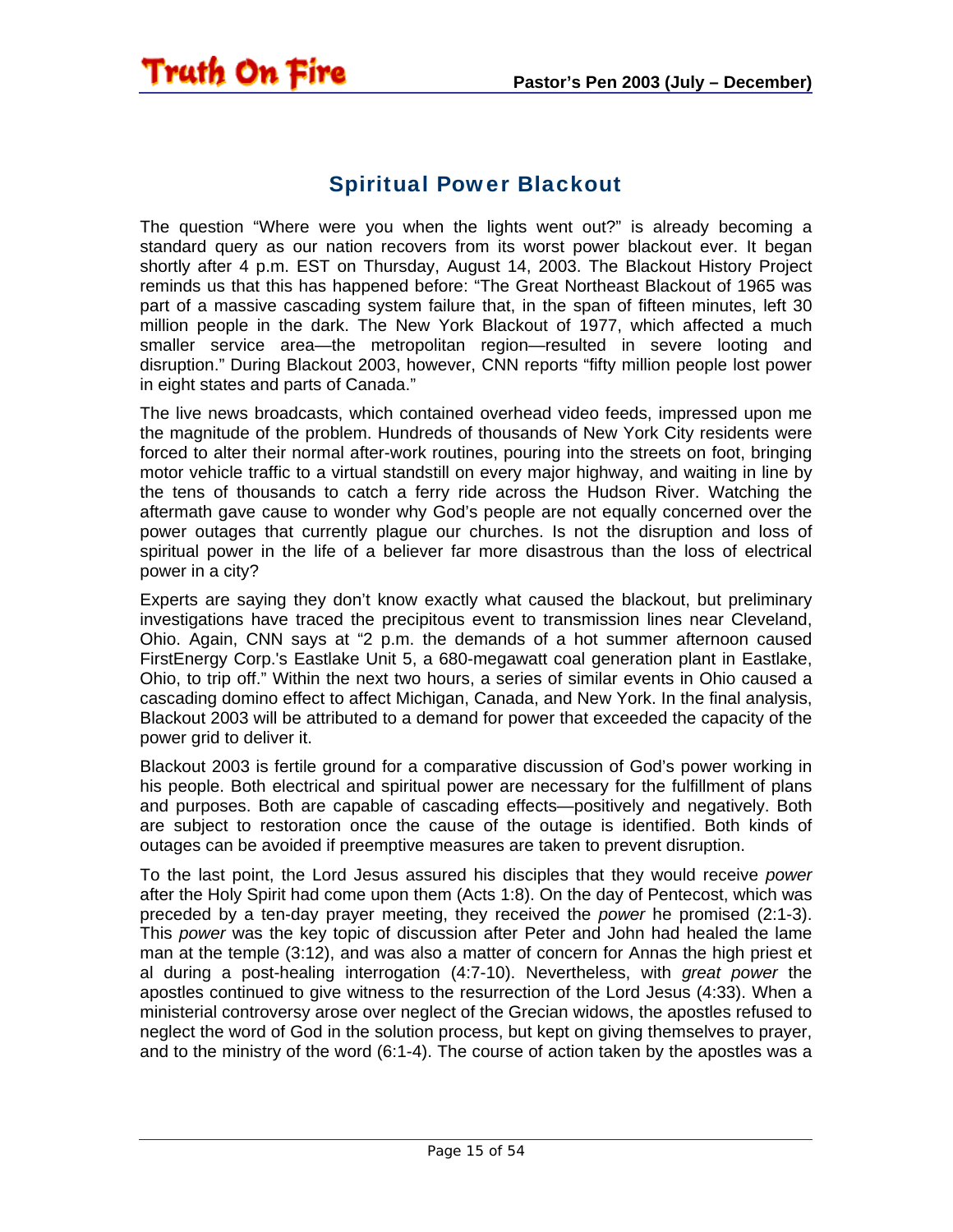## Spiritual Power Blackout

The question "Where were you when the lights went out?" is already becoming a standard query as our nation recovers from its worst power blackout ever. It began shortly after 4 p.m. EST on Thursday, August 14, 2003. The Blackout History Project reminds us that this has happened before: "The Great Northeast Blackout of 1965 was part of a massive cascading system failure that, in the span of fifteen minutes, left 30 million people in the dark. The New York Blackout of 1977, which affected a much smaller service area—the metropolitan region—resulted in severe looting and disruption." During Blackout 2003, however, CNN reports "fifty million people lost power in eight states and parts of Canada."

The live news broadcasts, which contained overhead video feeds, impressed upon me the magnitude of the problem. Hundreds of thousands of New York City residents were forced to alter their normal after-work routines, pouring into the streets on foot, bringing motor vehicle traffic to a virtual standstill on every major highway, and waiting in line by the tens of thousands to catch a ferry ride across the Hudson River. Watching the aftermath gave cause to wonder why God's people are not equally concerned over the power outages that currently plague our churches. Is not the disruption and loss of spiritual power in the life of a believer far more disastrous than the loss of electrical power in a city?

Experts are saying they don't know exactly what caused the blackout, but preliminary investigations have traced the precipitous event to transmission lines near Cleveland, Ohio. Again, CNN says at "2 p.m. the demands of a hot summer afternoon caused FirstEnergy Corp.'s Eastlake Unit 5, a 680-megawatt coal generation plant in Eastlake, Ohio, to trip off." Within the next two hours, a series of similar events in Ohio caused a cascading domino effect to affect Michigan, Canada, and New York. In the final analysis, Blackout 2003 will be attributed to a demand for power that exceeded the capacity of the power grid to deliver it.

Blackout 2003 is fertile ground for a comparative discussion of God's power working in his people. Both electrical and spiritual power are necessary for the fulfillment of plans and purposes. Both are capable of cascading effects—positively and negatively. Both are subject to restoration once the cause of the outage is identified. Both kinds of outages can be avoided if preemptive measures are taken to prevent disruption.

To the last point, the Lord Jesus assured his disciples that they would receive *power* after the Holy Spirit had come upon them (Acts 1:8). On the day of Pentecost, which was preceded by a ten-day prayer meeting, they received the *power* he promised (2:1-3). This *power* was the key topic of discussion after Peter and John had healed the lame man at the temple (3:12), and was also a matter of concern for Annas the high priest et al during a post-healing interrogation (4:7-10). Nevertheless, with *great power* the apostles continued to give witness to the resurrection of the Lord Jesus (4:33). When a ministerial controversy arose over neglect of the Grecian widows, the apostles refused to neglect the word of God in the solution process, but kept on giving themselves to prayer, and to the ministry of the word (6:1-4). The course of action taken by the apostles was a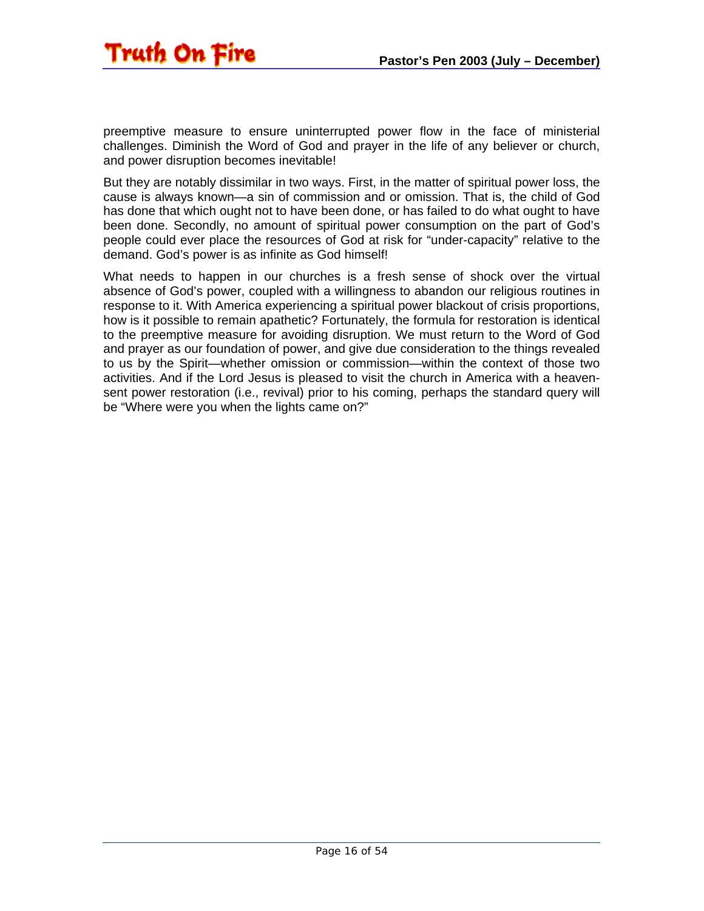preemptive measure to ensure uninterrupted power flow in the face of ministerial challenges. Diminish the Word of God and prayer in the life of any believer or church, and power disruption becomes inevitable!

But they are notably dissimilar in two ways. First, in the matter of spiritual power loss, the cause is always known—a sin of commission and or omission. That is, the child of God has done that which ought not to have been done, or has failed to do what ought to have been done. Secondly, no amount of spiritual power consumption on the part of God's people could ever place the resources of God at risk for "under-capacity" relative to the demand. God's power is as infinite as God himself!

What needs to happen in our churches is a fresh sense of shock over the virtual absence of God's power, coupled with a willingness to abandon our religious routines in response to it. With America experiencing a spiritual power blackout of crisis proportions, how is it possible to remain apathetic? Fortunately, the formula for restoration is identical to the preemptive measure for avoiding disruption. We must return to the Word of God and prayer as our foundation of power, and give due consideration to the things revealed to us by the Spirit—whether omission or commission—within the context of those two activities. And if the Lord Jesus is pleased to visit the church in America with a heaven-sent power restoration (i.e., revival) prior to his coming, perhaps the standard query will be "Where were you when the lights came on?"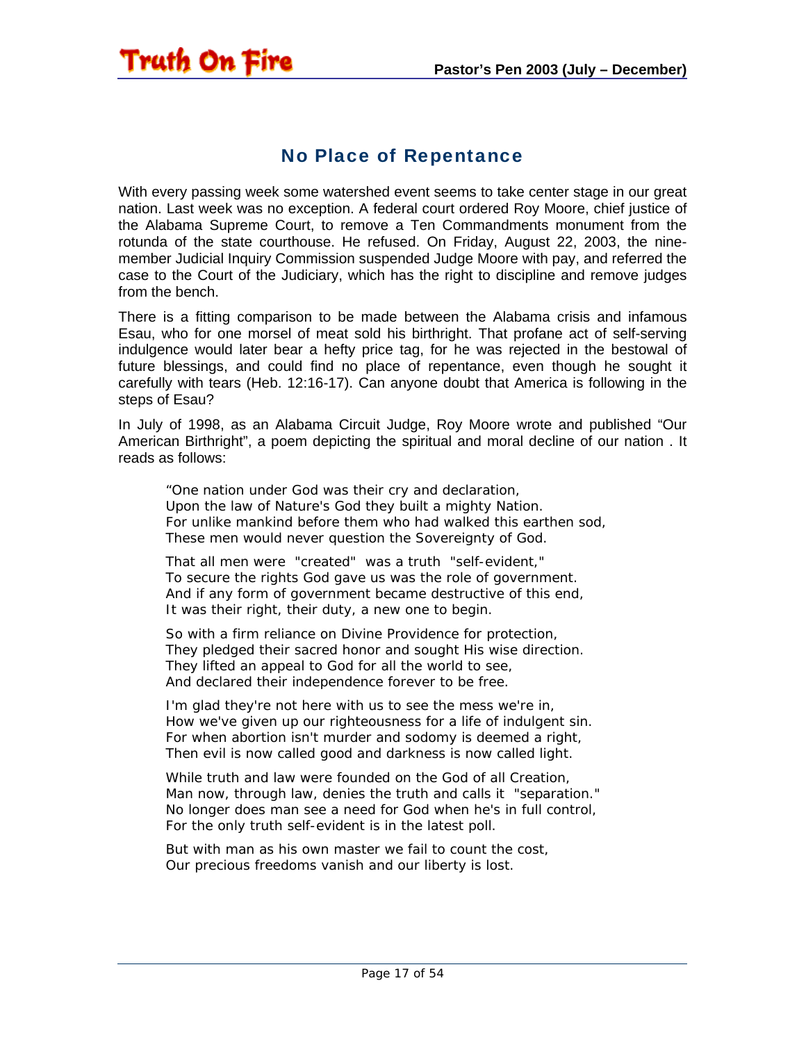## No Place of Repentance

With every passing week some watershed event seems to take center stage in our great nation. Last week was no exception. A federal court ordered Roy Moore, chief justice of the Alabama Supreme Court, to remove a Ten Commandments monument from the rotunda of the state courthouse. He refused. On Friday, August 22, 2003, the nine-member Judicial Inquiry Commission suspended Judge Moore with pay, and referred the case to the Court of the Judiciary, which has the right to discipline and remove judges from the bench.

There is a fitting comparison to be made between the Alabama crisis and infamous Esau, who for one morsel of meat sold his birthright. That profane act of self-serving indulgence would later bear a hefty price tag, for he was rejected in the bestowal of future blessings, and could find no place of repentance, even though he sought it carefully with tears (Heb. 12:16-17). Can anyone doubt that America is following in the steps of Esau?

In July of 1998, as an Alabama Circuit Judge, Roy Moore wrote and published "Our American Birthright", a poem depicting the spiritual and moral decline of our nation . It reads as follows:

> "One nation under God was their cry and declaration,
> Upon the law of Nature's God they built a mighty Nation.
> For unlike mankind before them who had walked this earthen sod,
> These men would never question the Sovereignty of God.
>
> That all men were "created" was a truth "self-evident,"
> To secure the rights God gave us was the role of government.
> And if any form of government became destructive of this end,
> It was their right, their duty, a new one to begin.
>
> So with a firm reliance on Divine Providence for protection,
> They pledged their sacred honor and sought His wise direction.
> They lifted an appeal to God for all the world to see,
> And declared their independence forever to be free.
>
> I'm glad they're not here with us to see the mess we're in,
> How we've given up our righteousness for a life of indulgent sin.
> For when abortion isn't murder and sodomy is deemed a right,
> Then evil is now called good and darkness is now called light.
>
> While truth and law were founded on the God of all Creation,
> Man now, through law, denies the truth and calls it "separation."
> No longer does man see a need for God when he's in full control,
> For the only truth self-evident is in the latest poll.
>
> But with man as his own master we fail to count the cost,
> Our precious freedoms vanish and our liberty is lost.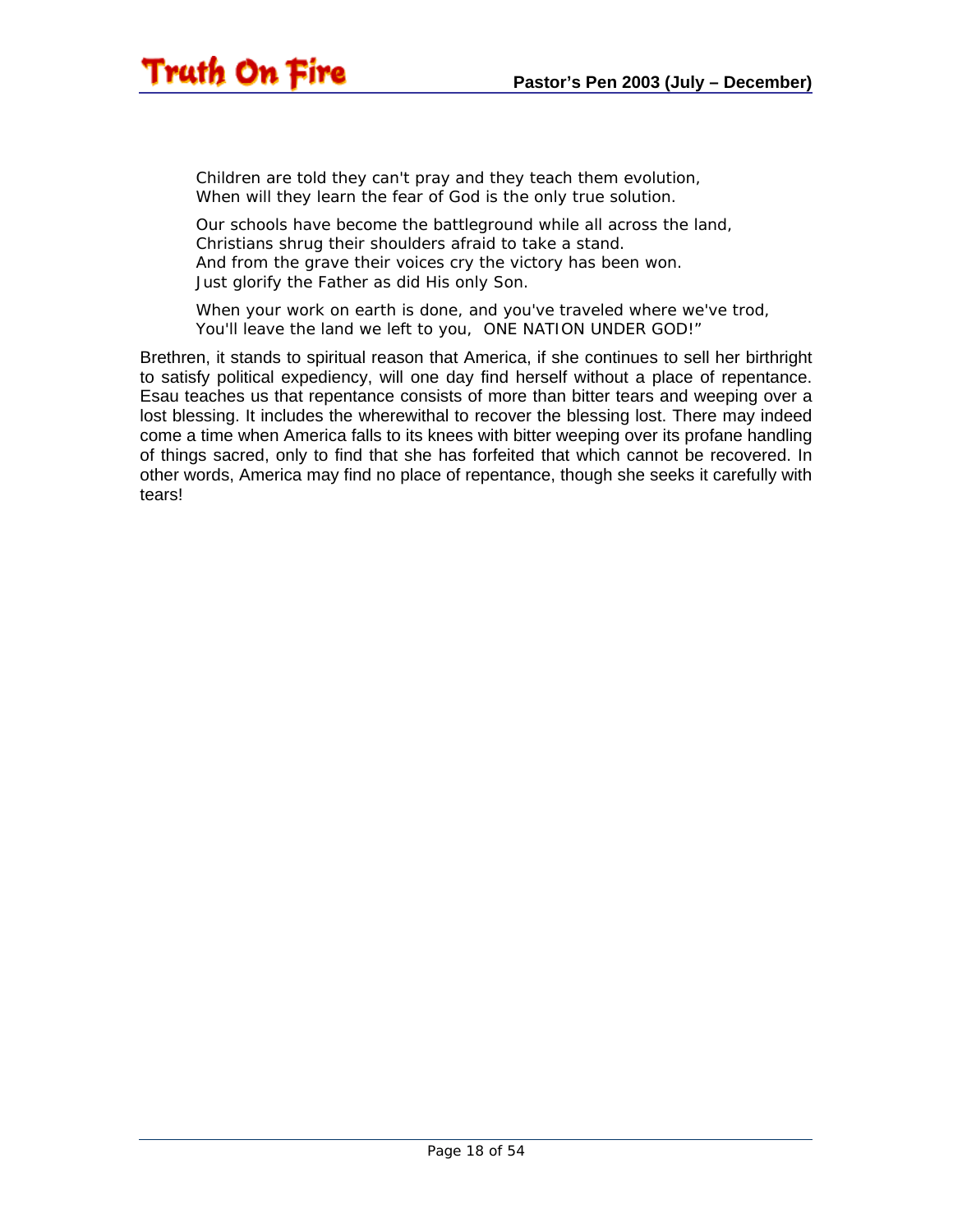Children are told they can't pray and they teach them evolution,
When will they learn the fear of God is the only true solution.

Our schools have become the battleground while all across the land,
Christians shrug their shoulders afraid to take a stand.
And from the grave their voices cry the victory has been won.
Just glorify the Father as did His only Son.

When your work on earth is done, and you've traveled where we've trod,
You'll leave the land we left to you, ONE NATION UNDER GOD!"

Brethren, it stands to spiritual reason that America, if she continues to sell her birthright to satisfy political expediency, will one day find herself without a place of repentance. Esau teaches us that repentance consists of more than bitter tears and weeping over a lost blessing. It includes the wherewithal to recover the blessing lost. There may indeed come a time when America falls to its knees with bitter weeping over its profane handling of things sacred, only to find that she has forfeited that which cannot be recovered. In other words, America may find no place of repentance, though she seeks it carefully with tears!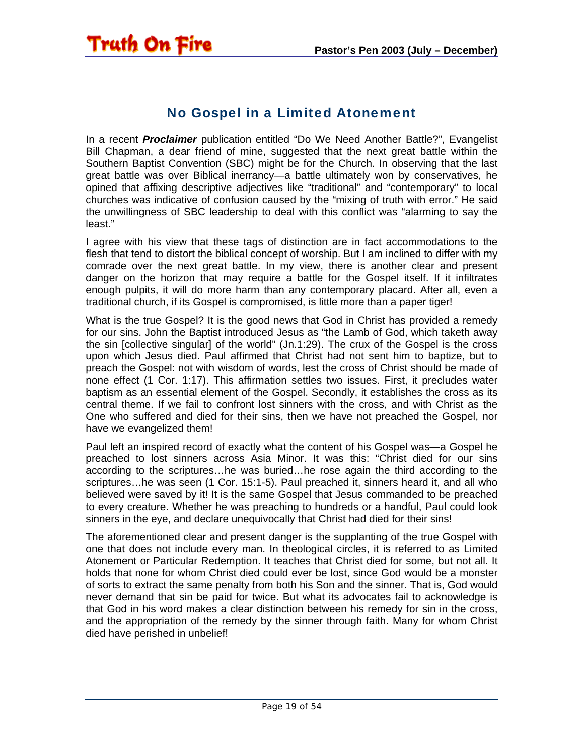## No Gospel in a Limited Atonement

In a recent ***Proclaimer*** publication entitled "Do We Need Another Battle?", Evangelist Bill Chapman, a dear friend of mine, suggested that the next great battle within the Southern Baptist Convention (SBC) might be for the Church. In observing that the last great battle was over Biblical inerrancy—a battle ultimately won by conservatives, he opined that affixing descriptive adjectives like "traditional" and "contemporary" to local churches was indicative of confusion caused by the "mixing of truth with error." He said the unwillingness of SBC leadership to deal with this conflict was "alarming to say the least."

I agree with his view that these tags of distinction are in fact accommodations to the flesh that tend to distort the biblical concept of worship. But I am inclined to differ with my comrade over the next great battle. In my view, there is another clear and present danger on the horizon that may require a battle for the Gospel itself. If it infiltrates enough pulpits, it will do more harm than any contemporary placard. After all, even a traditional church, if its Gospel is compromised, is little more than a paper tiger!

What is the true Gospel? It is the good news that God in Christ has provided a remedy for our sins. John the Baptist introduced Jesus as "the Lamb of God, which taketh away the sin [collective singular] of the world" (Jn.1:29). The crux of the Gospel is the cross upon which Jesus died. Paul affirmed that Christ had not sent him to baptize, but to preach the Gospel: not with wisdom of words, lest the cross of Christ should be made of none effect (1 Cor. 1:17). This affirmation settles two issues. First, it precludes water baptism as an essential element of the Gospel. Secondly, it establishes the cross as its central theme. If we fail to confront lost sinners with the cross, and with Christ as the One who suffered and died for their sins, then we have not preached the Gospel, nor have we evangelized them!

Paul left an inspired record of exactly what the content of his Gospel was—a Gospel he preached to lost sinners across Asia Minor. It was this: "Christ died for our sins according to the scriptures…he was buried…he rose again the third according to the scriptures…he was seen (1 Cor. 15:1-5). Paul preached it, sinners heard it, and all who believed were saved by it! It is the same Gospel that Jesus commanded to be preached to every creature. Whether he was preaching to hundreds or a handful, Paul could look sinners in the eye, and declare unequivocally that Christ had died for their sins!

The aforementioned clear and present danger is the supplanting of the true Gospel with one that does not include every man. In theological circles, it is referred to as Limited Atonement or Particular Redemption. It teaches that Christ died for some, but not all. It holds that none for whom Christ died could ever be lost, since God would be a monster of sorts to extract the same penalty from both his Son and the sinner. That is, God would never demand that sin be paid for twice. But what its advocates fail to acknowledge is that God in his word makes a clear distinction between his remedy for sin in the cross, and the appropriation of the remedy by the sinner through faith. Many for whom Christ died have perished in unbelief!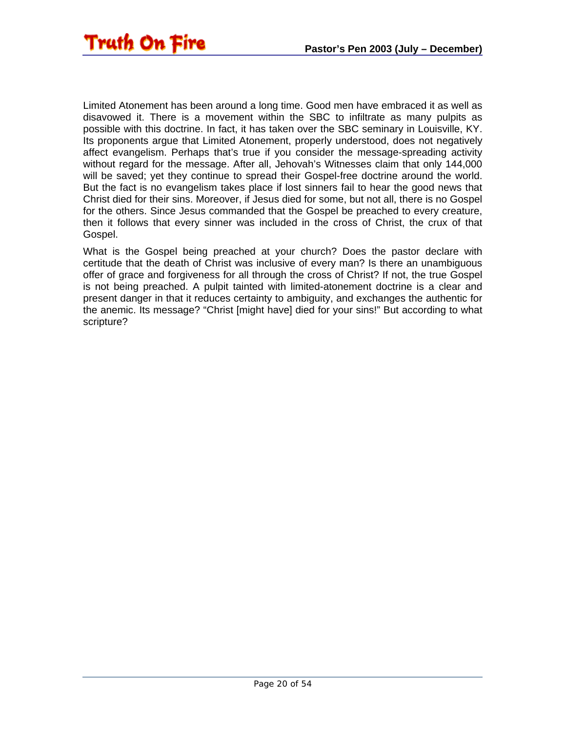Limited Atonement has been around a long time. Good men have embraced it as well as disavowed it. There is a movement within the SBC to infiltrate as many pulpits as possible with this doctrine. In fact, it has taken over the SBC seminary in Louisville, KY. Its proponents argue that Limited Atonement, properly understood, does not negatively affect evangelism. Perhaps that's true if you consider the message-spreading activity without regard for the message. After all, Jehovah's Witnesses claim that only 144,000 will be saved; yet they continue to spread their Gospel-free doctrine around the world. But the fact is no evangelism takes place if lost sinners fail to hear the good news that Christ died for their sins. Moreover, if Jesus died for some, but not all, there is no Gospel for the others. Since Jesus commanded that the Gospel be preached to every creature, then it follows that every sinner was included in the cross of Christ, the crux of that Gospel.

What is the Gospel being preached at your church? Does the pastor declare with certitude that the death of Christ was inclusive of every man? Is there an unambiguous offer of grace and forgiveness for all through the cross of Christ? If not, the true Gospel is not being preached. A pulpit tainted with limited-atonement doctrine is a clear and present danger in that it reduces certainty to ambiguity, and exchanges the authentic for the anemic. Its message? "Christ [might have] died for your sins!" But according to what scripture?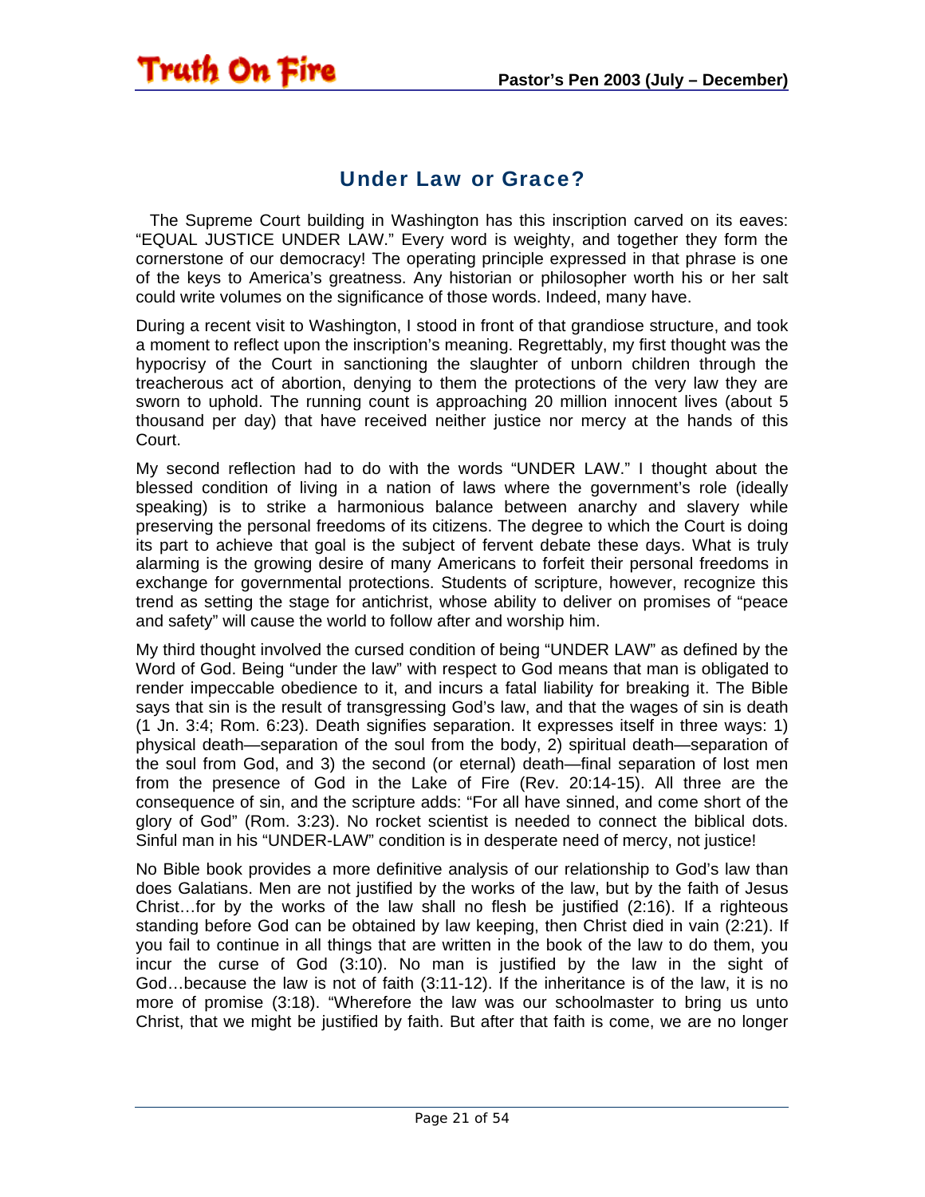## Under Law or Grace?

The Supreme Court building in Washington has this inscription carved on its eaves: "EQUAL JUSTICE UNDER LAW." Every word is weighty, and together they form the cornerstone of our democracy! The operating principle expressed in that phrase is one of the keys to America's greatness. Any historian or philosopher worth his or her salt could write volumes on the significance of those words. Indeed, many have.

During a recent visit to Washington, I stood in front of that grandiose structure, and took a moment to reflect upon the inscription's meaning. Regrettably, my first thought was the hypocrisy of the Court in sanctioning the slaughter of unborn children through the treacherous act of abortion, denying to them the protections of the very law they are sworn to uphold. The running count is approaching 20 million innocent lives (about 5 thousand per day) that have received neither justice nor mercy at the hands of this Court.

My second reflection had to do with the words "UNDER LAW." I thought about the blessed condition of living in a nation of laws where the government's role (ideally speaking) is to strike a harmonious balance between anarchy and slavery while preserving the personal freedoms of its citizens. The degree to which the Court is doing its part to achieve that goal is the subject of fervent debate these days. What is truly alarming is the growing desire of many Americans to forfeit their personal freedoms in exchange for governmental protections. Students of scripture, however, recognize this trend as setting the stage for antichrist, whose ability to deliver on promises of "peace and safety" will cause the world to follow after and worship him.

My third thought involved the cursed condition of being "UNDER LAW" as defined by the Word of God. Being "under the law" with respect to God means that man is obligated to render impeccable obedience to it, and incurs a fatal liability for breaking it. The Bible says that sin is the result of transgressing God's law, and that the wages of sin is death (1 Jn. 3:4; Rom. 6:23). Death signifies separation. It expresses itself in three ways: 1) physical death—separation of the soul from the body, 2) spiritual death—separation of the soul from God, and 3) the second (or eternal) death—final separation of lost men from the presence of God in the Lake of Fire (Rev. 20:14-15). All three are the consequence of sin, and the scripture adds: "For all have sinned, and come short of the glory of God" (Rom. 3:23). No rocket scientist is needed to connect the biblical dots. Sinful man in his "UNDER-LAW" condition is in desperate need of mercy, not justice!

No Bible book provides a more definitive analysis of our relationship to God's law than does Galatians. Men are not justified by the works of the law, but by the faith of Jesus Christ…for by the works of the law shall no flesh be justified (2:16). If a righteous standing before God can be obtained by law keeping, then Christ died in vain (2:21). If you fail to continue in all things that are written in the book of the law to do them, you incur the curse of God (3:10). No man is justified by the law in the sight of God…because the law is not of faith (3:11-12). If the inheritance is of the law, it is no more of promise (3:18). "Wherefore the law was our schoolmaster to bring us unto Christ, that we might be justified by faith. But after that faith is come, we are no longer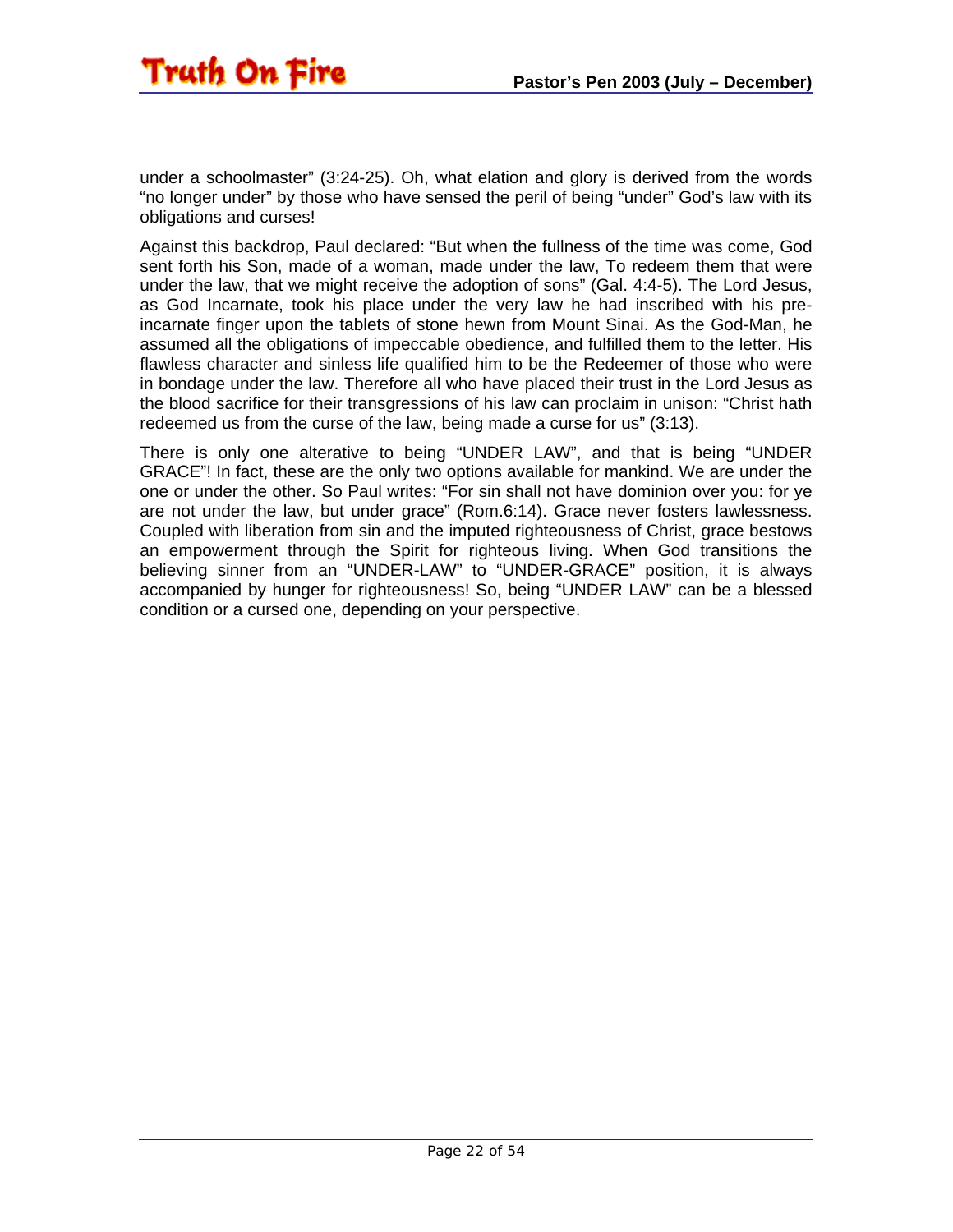under a schoolmaster" (3:24-25). Oh, what elation and glory is derived from the words "no longer under" by those who have sensed the peril of being "under" God's law with its obligations and curses!

Against this backdrop, Paul declared: "But when the fullness of the time was come, God sent forth his Son, made of a woman, made under the law, To redeem them that were under the law, that we might receive the adoption of sons" (Gal. 4:4-5). The Lord Jesus, as God Incarnate, took his place under the very law he had inscribed with his pre-incarnate finger upon the tablets of stone hewn from Mount Sinai. As the God-Man, he assumed all the obligations of impeccable obedience, and fulfilled them to the letter. His flawless character and sinless life qualified him to be the Redeemer of those who were in bondage under the law. Therefore all who have placed their trust in the Lord Jesus as the blood sacrifice for their transgressions of his law can proclaim in unison: "Christ hath redeemed us from the curse of the law, being made a curse for us" (3:13).

There is only one alterative to being "UNDER LAW", and that is being "UNDER GRACE"! In fact, these are the only two options available for mankind. We are under the one or under the other. So Paul writes: "For sin shall not have dominion over you: for ye are not under the law, but under grace" (Rom.6:14). Grace never fosters lawlessness. Coupled with liberation from sin and the imputed righteousness of Christ, grace bestows an empowerment through the Spirit for righteous living. When God transitions the believing sinner from an "UNDER-LAW" to "UNDER-GRACE" position, it is always accompanied by hunger for righteousness! So, being "UNDER LAW" can be a blessed condition or a cursed one, depending on your perspective.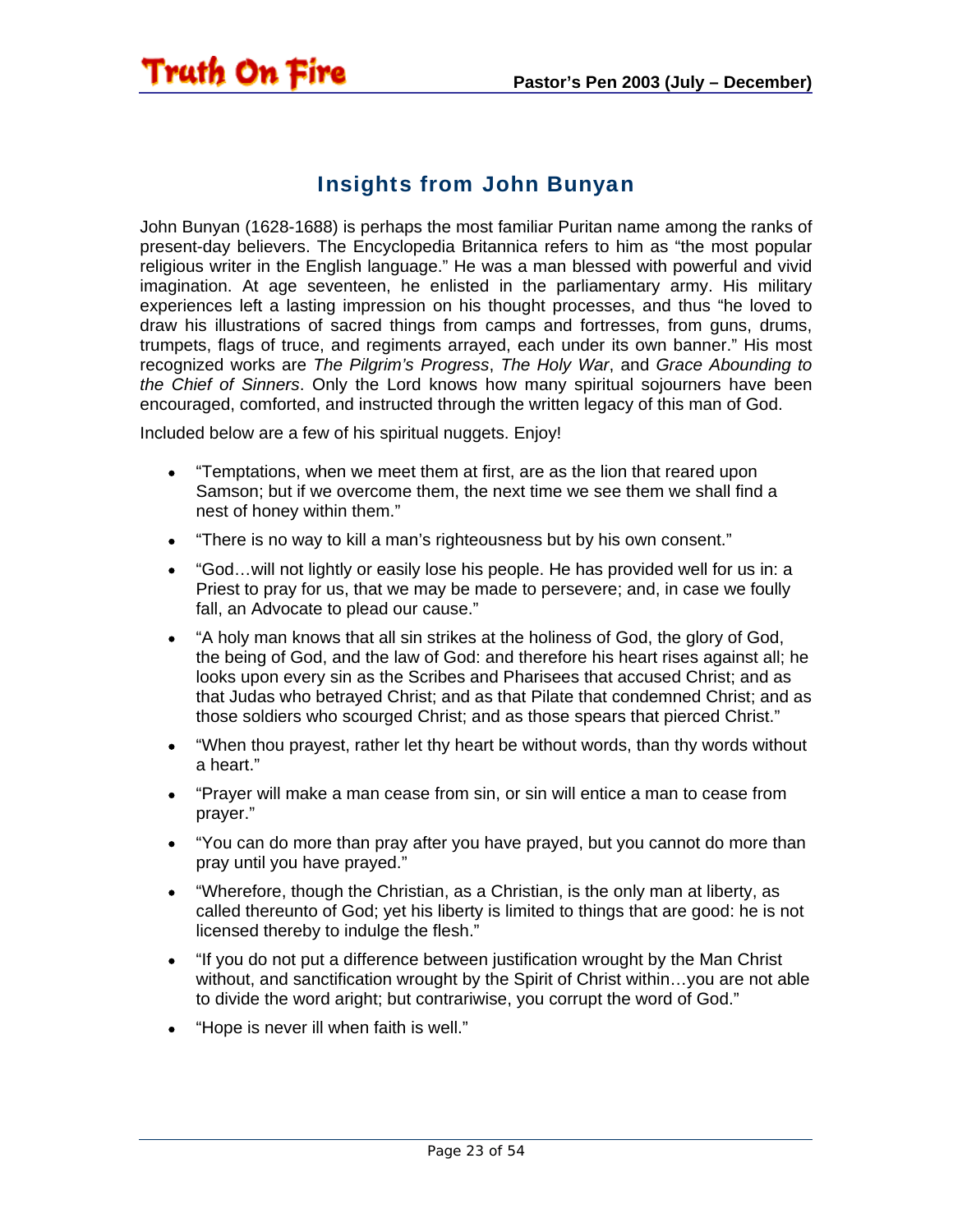## Insights from John Bunyan

John Bunyan (1628-1688) is perhaps the most familiar Puritan name among the ranks of present-day believers. The Encyclopedia Britannica refers to him as "the most popular religious writer in the English language." He was a man blessed with powerful and vivid imagination. At age seventeen, he enlisted in the parliamentary army. His military experiences left a lasting impression on his thought processes, and thus "he loved to draw his illustrations of sacred things from camps and fortresses, from guns, drums, trumpets, flags of truce, and regiments arrayed, each under its own banner." His most recognized works are *The Pilgrim's Progress*, *The Holy War*, and *Grace Abounding to the Chief of Sinners*. Only the Lord knows how many spiritual sojourners have been encouraged, comforted, and instructed through the written legacy of this man of God.

Included below are a few of his spiritual nuggets. Enjoy!

- "Temptations, when we meet them at first, are as the lion that reared upon Samson; but if we overcome them, the next time we see them we shall find a nest of honey within them."
- "There is no way to kill a man's righteousness but by his own consent."
- "God…will not lightly or easily lose his people. He has provided well for us in: a Priest to pray for us, that we may be made to persevere; and, in case we foully fall, an Advocate to plead our cause."
- "A holy man knows that all sin strikes at the holiness of God, the glory of God, the being of God, and the law of God: and therefore his heart rises against all; he looks upon every sin as the Scribes and Pharisees that accused Christ; and as that Judas who betrayed Christ; and as that Pilate that condemned Christ; and as those soldiers who scourged Christ; and as those spears that pierced Christ."
- "When thou prayest, rather let thy heart be without words, than thy words without a heart."
- "Prayer will make a man cease from sin, or sin will entice a man to cease from prayer."
- "You can do more than pray after you have prayed, but you cannot do more than pray until you have prayed."
- "Wherefore, though the Christian, as a Christian, is the only man at liberty, as called thereunto of God; yet his liberty is limited to things that are good: he is not licensed thereby to indulge the flesh."
- "If you do not put a difference between justification wrought by the Man Christ without, and sanctification wrought by the Spirit of Christ within…you are not able to divide the word aright; but contrariwise, you corrupt the word of God."
- "Hope is never ill when faith is well."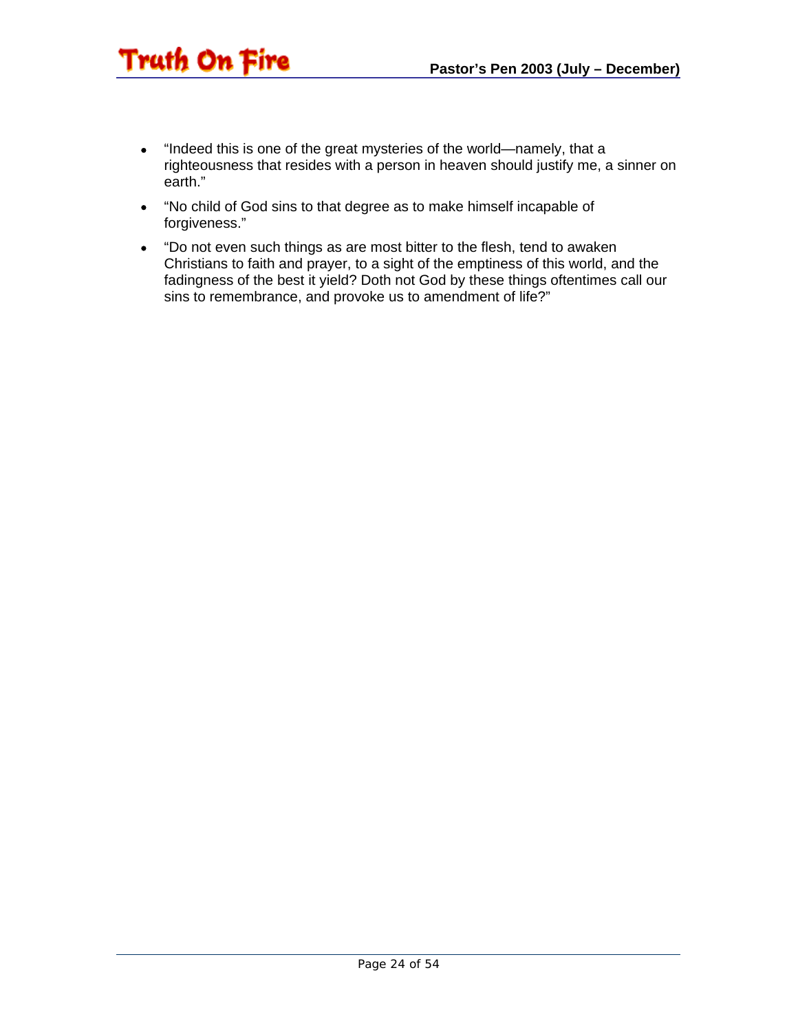- "Indeed this is one of the great mysteries of the world—namely, that a righteousness that resides with a person in heaven should justify me, a sinner on earth."
- "No child of God sins to that degree as to make himself incapable of forgiveness."
- "Do not even such things as are most bitter to the flesh, tend to awaken Christians to faith and prayer, to a sight of the emptiness of this world, and the fadingness of the best it yield? Doth not God by these things oftentimes call our sins to remembrance, and provoke us to amendment of life?"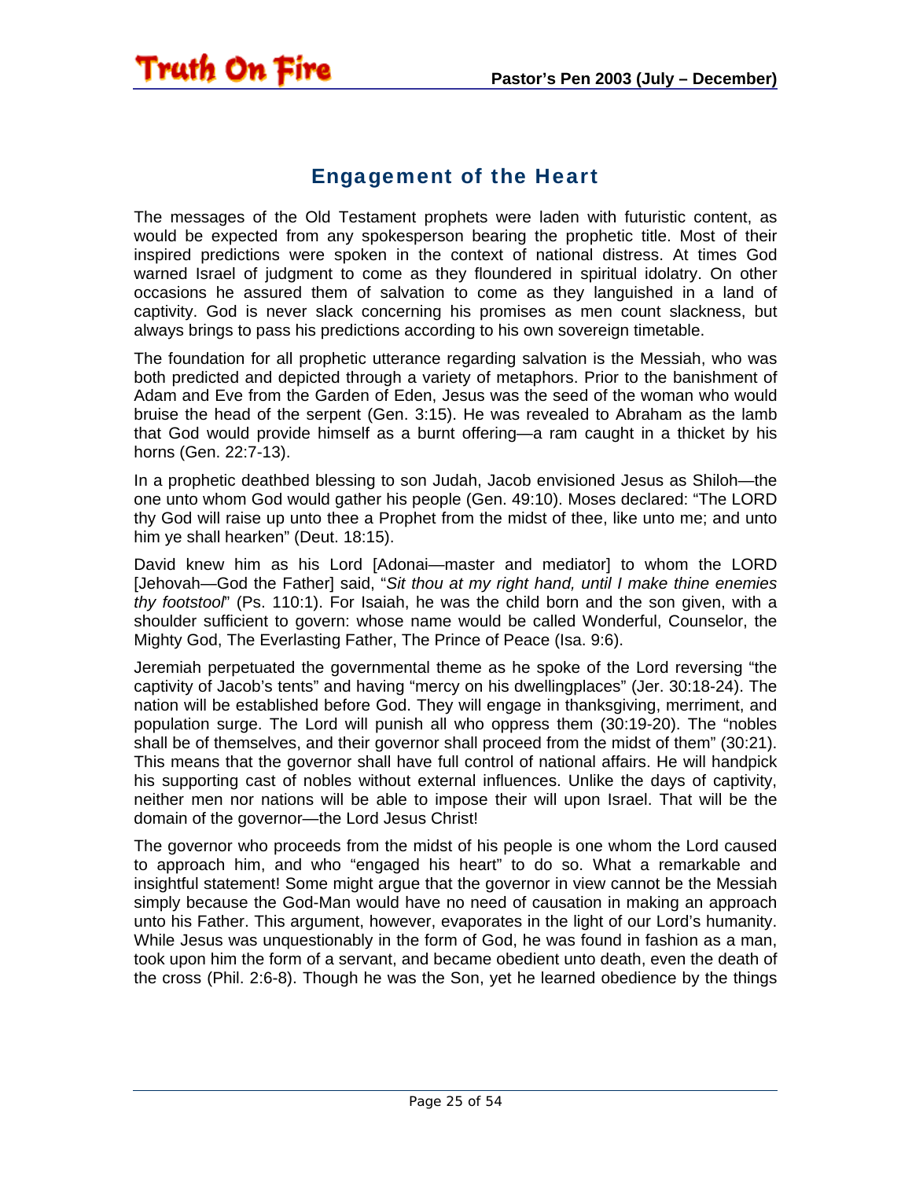## Engagement of the Heart

The messages of the Old Testament prophets were laden with futuristic content, as would be expected from any spokesperson bearing the prophetic title. Most of their inspired predictions were spoken in the context of national distress. At times God warned Israel of judgment to come as they floundered in spiritual idolatry. On other occasions he assured them of salvation to come as they languished in a land of captivity. God is never slack concerning his promises as men count slackness, but always brings to pass his predictions according to his own sovereign timetable.

The foundation for all prophetic utterance regarding salvation is the Messiah, who was both predicted and depicted through a variety of metaphors. Prior to the banishment of Adam and Eve from the Garden of Eden, Jesus was the seed of the woman who would bruise the head of the serpent (Gen. 3:15). He was revealed to Abraham as the lamb that God would provide himself as a burnt offering—a ram caught in a thicket by his horns (Gen. 22:7-13).

In a prophetic deathbed blessing to son Judah, Jacob envisioned Jesus as Shiloh—the one unto whom God would gather his people (Gen. 49:10). Moses declared: "The LORD thy God will raise up unto thee a Prophet from the midst of thee, like unto me; and unto him ye shall hearken" (Deut. 18:15).

David knew him as his Lord [Adonai—master and mediator] to whom the LORD [Jehovah—God the Father] said, "*Sit thou at my right hand, until I make thine enemies thy footstool*" (Ps. 110:1). For Isaiah, he was the child born and the son given, with a shoulder sufficient to govern: whose name would be called Wonderful, Counselor, the Mighty God, The Everlasting Father, The Prince of Peace (Isa. 9:6).

Jeremiah perpetuated the governmental theme as he spoke of the Lord reversing "the captivity of Jacob's tents" and having "mercy on his dwellingplaces" (Jer. 30:18-24). The nation will be established before God. They will engage in thanksgiving, merriment, and population surge. The Lord will punish all who oppress them (30:19-20). The "nobles shall be of themselves, and their governor shall proceed from the midst of them" (30:21). This means that the governor shall have full control of national affairs. He will handpick his supporting cast of nobles without external influences. Unlike the days of captivity, neither men nor nations will be able to impose their will upon Israel. That will be the domain of the governor—the Lord Jesus Christ!

The governor who proceeds from the midst of his people is one whom the Lord caused to approach him, and who "engaged his heart" to do so. What a remarkable and insightful statement! Some might argue that the governor in view cannot be the Messiah simply because the God-Man would have no need of causation in making an approach unto his Father. This argument, however, evaporates in the light of our Lord's humanity. While Jesus was unquestionably in the form of God, he was found in fashion as a man, took upon him the form of a servant, and became obedient unto death, even the death of the cross (Phil. 2:6-8). Though he was the Son, yet he learned obedience by the things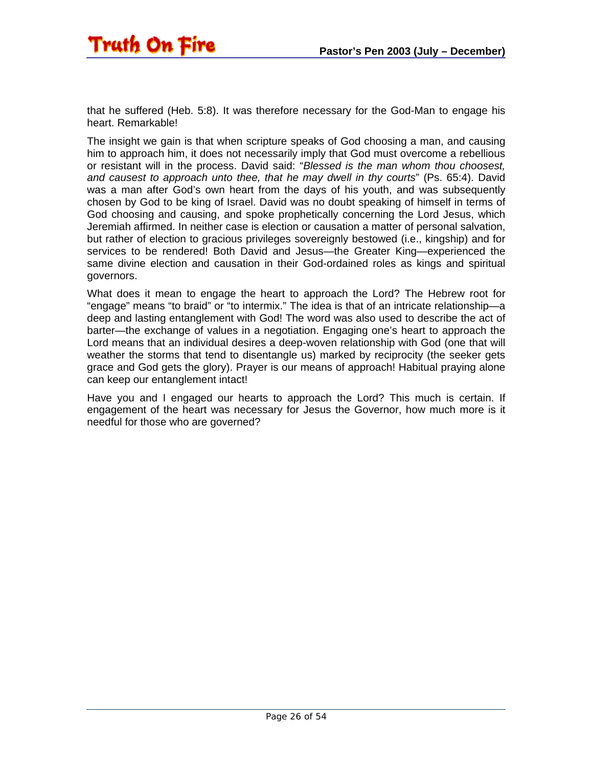that he suffered (Heb. 5:8). It was therefore necessary for the God-Man to engage his heart. Remarkable!

The insight we gain is that when scripture speaks of God choosing a man, and causing him to approach him, it does not necessarily imply that God must overcome a rebellious or resistant will in the process. David said: "*Blessed is the man whom thou choosest, and causest to approach unto thee, that he may dwell in thy courts*" (Ps. 65:4). David was a man after God's own heart from the days of his youth, and was subsequently chosen by God to be king of Israel. David was no doubt speaking of himself in terms of God choosing and causing, and spoke prophetically concerning the Lord Jesus, which Jeremiah affirmed. In neither case is election or causation a matter of personal salvation, but rather of election to gracious privileges sovereignly bestowed (i.e., kingship) and for services to be rendered! Both David and Jesus—the Greater King—experienced the same divine election and causation in their God-ordained roles as kings and spiritual governors.

What does it mean to engage the heart to approach the Lord? The Hebrew root for "engage" means "to braid" or "to intermix." The idea is that of an intricate relationship—a deep and lasting entanglement with God! The word was also used to describe the act of barter—the exchange of values in a negotiation. Engaging one's heart to approach the Lord means that an individual desires a deep-woven relationship with God (one that will weather the storms that tend to disentangle us) marked by reciprocity (the seeker gets grace and God gets the glory). Prayer is our means of approach! Habitual praying alone can keep our entanglement intact!

Have you and I engaged our hearts to approach the Lord? This much is certain. If engagement of the heart was necessary for Jesus the Governor, how much more is it needful for those who are governed?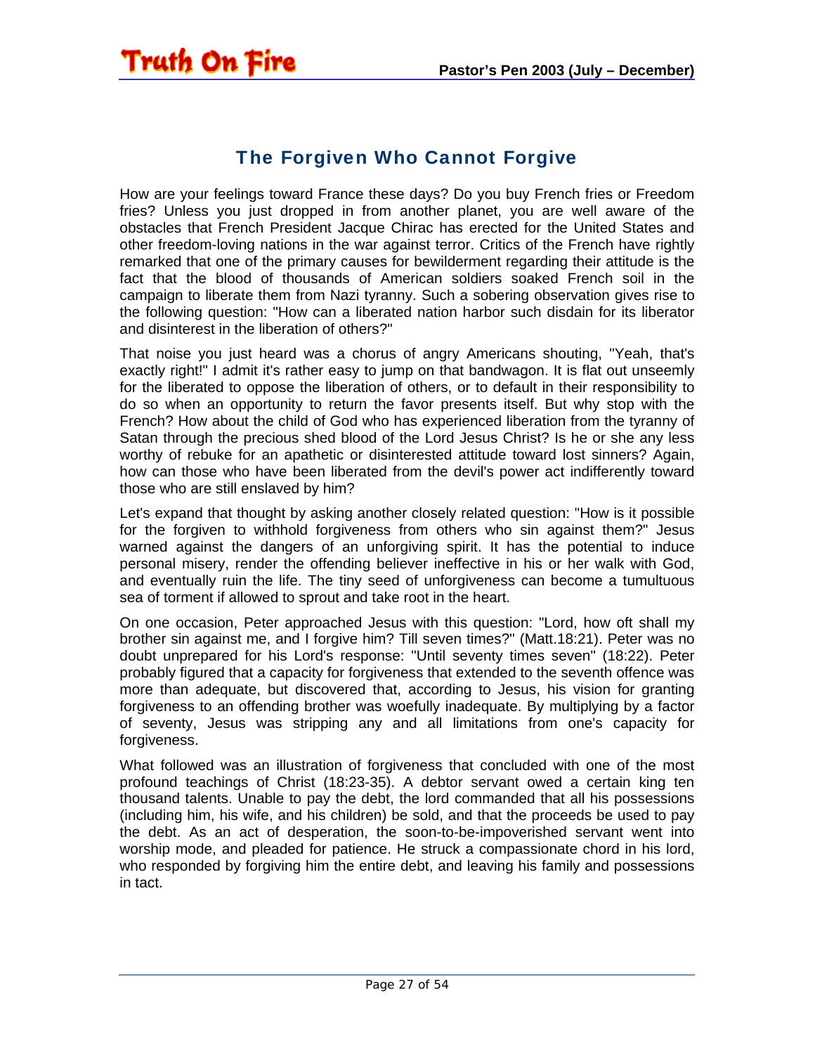## The Forgiven Who Cannot Forgive

How are your feelings toward France these days? Do you buy French fries or Freedom fries? Unless you just dropped in from another planet, you are well aware of the obstacles that French President Jacque Chirac has erected for the United States and other freedom-loving nations in the war against terror. Critics of the French have rightly remarked that one of the primary causes for bewilderment regarding their attitude is the fact that the blood of thousands of American soldiers soaked French soil in the campaign to liberate them from Nazi tyranny. Such a sobering observation gives rise to the following question: "How can a liberated nation harbor such disdain for its liberator and disinterest in the liberation of others?"

That noise you just heard was a chorus of angry Americans shouting, "Yeah, that's exactly right!" I admit it's rather easy to jump on that bandwagon. It is flat out unseemly for the liberated to oppose the liberation of others, or to default in their responsibility to do so when an opportunity to return the favor presents itself. But why stop with the French? How about the child of God who has experienced liberation from the tyranny of Satan through the precious shed blood of the Lord Jesus Christ? Is he or she any less worthy of rebuke for an apathetic or disinterested attitude toward lost sinners? Again, how can those who have been liberated from the devil's power act indifferently toward those who are still enslaved by him?

Let's expand that thought by asking another closely related question: "How is it possible for the forgiven to withhold forgiveness from others who sin against them?" Jesus warned against the dangers of an unforgiving spirit. It has the potential to induce personal misery, render the offending believer ineffective in his or her walk with God, and eventually ruin the life. The tiny seed of unforgiveness can become a tumultuous sea of torment if allowed to sprout and take root in the heart.

On one occasion, Peter approached Jesus with this question: "Lord, how oft shall my brother sin against me, and I forgive him? Till seven times?" (Matt.18:21). Peter was no doubt unprepared for his Lord's response: "Until seventy times seven" (18:22). Peter probably figured that a capacity for forgiveness that extended to the seventh offence was more than adequate, but discovered that, according to Jesus, his vision for granting forgiveness to an offending brother was woefully inadequate. By multiplying by a factor of seventy, Jesus was stripping any and all limitations from one's capacity for forgiveness.

What followed was an illustration of forgiveness that concluded with one of the most profound teachings of Christ (18:23-35). A debtor servant owed a certain king ten thousand talents. Unable to pay the debt, the lord commanded that all his possessions (including him, his wife, and his children) be sold, and that the proceeds be used to pay the debt. As an act of desperation, the soon-to-be-impoverished servant went into worship mode, and pleaded for patience. He struck a compassionate chord in his lord, who responded by forgiving him the entire debt, and leaving his family and possessions in tact.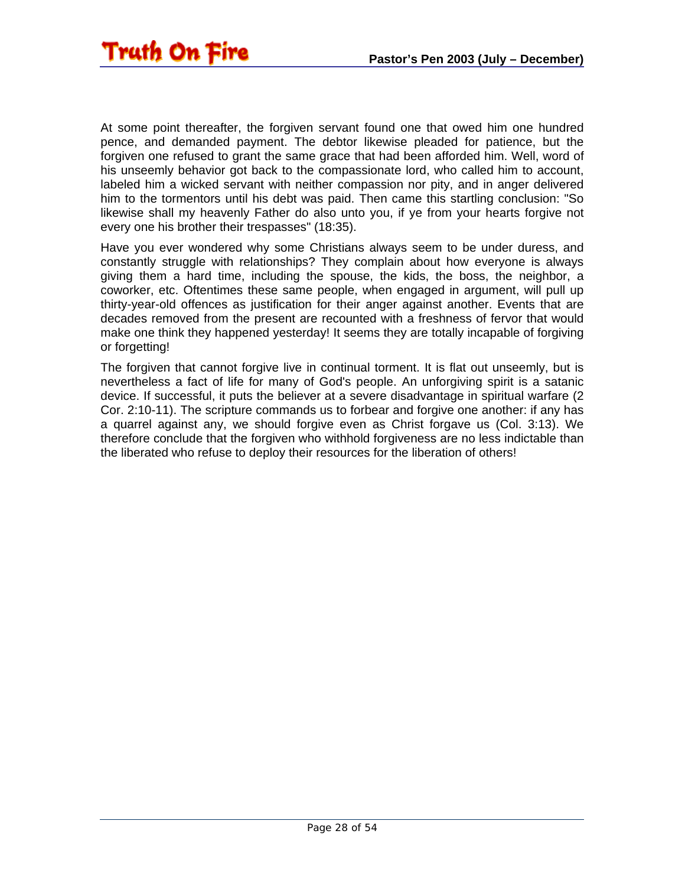At some point thereafter, the forgiven servant found one that owed him one hundred pence, and demanded payment. The debtor likewise pleaded for patience, but the forgiven one refused to grant the same grace that had been afforded him. Well, word of his unseemly behavior got back to the compassionate lord, who called him to account, labeled him a wicked servant with neither compassion nor pity, and in anger delivered him to the tormentors until his debt was paid. Then came this startling conclusion: "So likewise shall my heavenly Father do also unto you, if ye from your hearts forgive not every one his brother their trespasses" (18:35).

Have you ever wondered why some Christians always seem to be under duress, and constantly struggle with relationships? They complain about how everyone is always giving them a hard time, including the spouse, the kids, the boss, the neighbor, a coworker, etc. Oftentimes these same people, when engaged in argument, will pull up thirty-year-old offences as justification for their anger against another. Events that are decades removed from the present are recounted with a freshness of fervor that would make one think they happened yesterday! It seems they are totally incapable of forgiving or forgetting!

The forgiven that cannot forgive live in continual torment. It is flat out unseemly, but is nevertheless a fact of life for many of God's people. An unforgiving spirit is a satanic device. If successful, it puts the believer at a severe disadvantage in spiritual warfare (2 Cor. 2:10-11). The scripture commands us to forbear and forgive one another: if any has a quarrel against any, we should forgive even as Christ forgave us (Col. 3:13). We therefore conclude that the forgiven who withhold forgiveness are no less indictable than the liberated who refuse to deploy their resources for the liberation of others!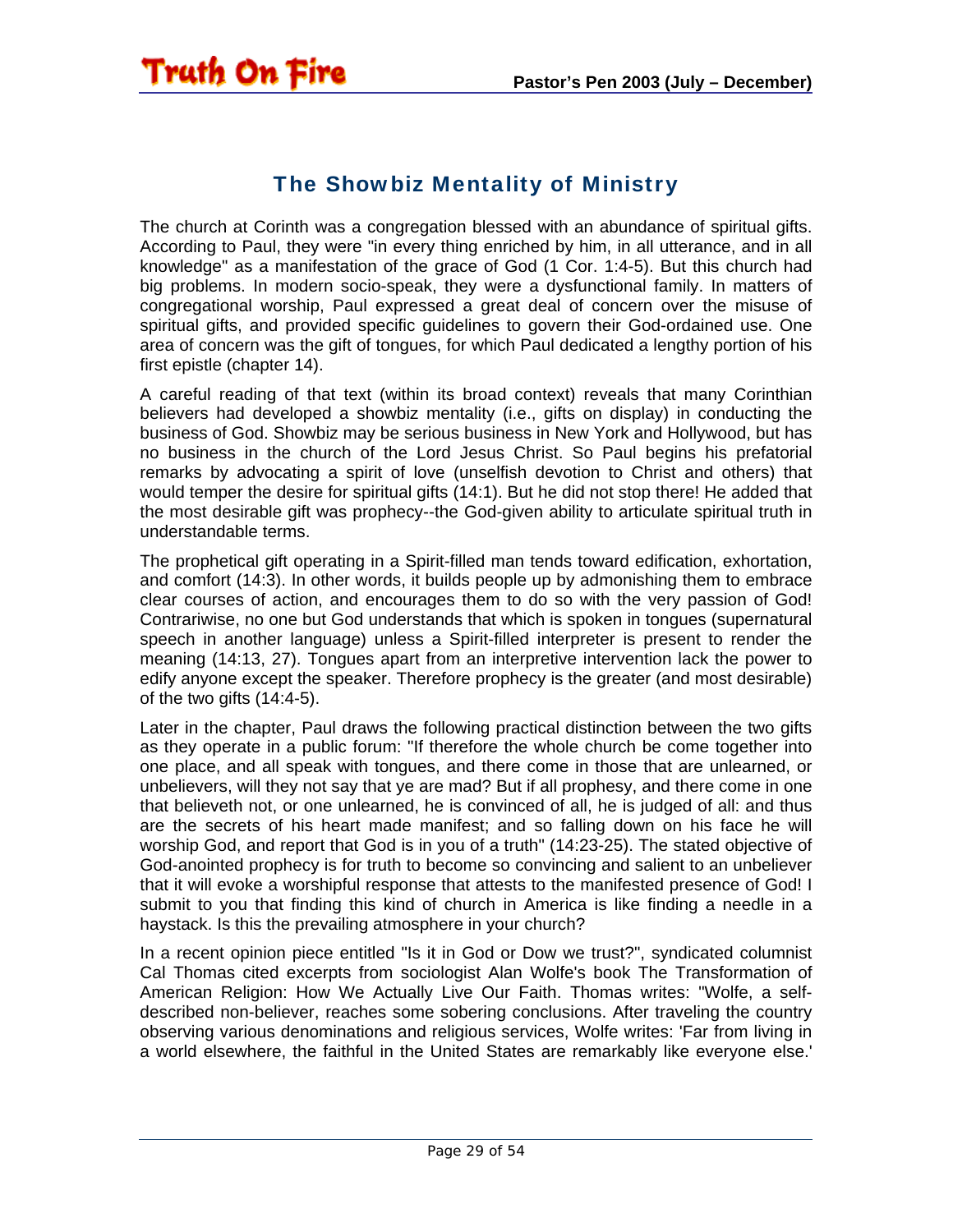## The Showbiz Mentality of Ministry

The church at Corinth was a congregation blessed with an abundance of spiritual gifts. According to Paul, they were "in every thing enriched by him, in all utterance, and in all knowledge" as a manifestation of the grace of God (1 Cor. 1:4-5). But this church had big problems. In modern socio-speak, they were a dysfunctional family. In matters of congregational worship, Paul expressed a great deal of concern over the misuse of spiritual gifts, and provided specific guidelines to govern their God-ordained use. One area of concern was the gift of tongues, for which Paul dedicated a lengthy portion of his first epistle (chapter 14).

A careful reading of that text (within its broad context) reveals that many Corinthian believers had developed a showbiz mentality (i.e., gifts on display) in conducting the business of God. Showbiz may be serious business in New York and Hollywood, but has no business in the church of the Lord Jesus Christ. So Paul begins his prefatorial remarks by advocating a spirit of love (unselfish devotion to Christ and others) that would temper the desire for spiritual gifts (14:1). But he did not stop there! He added that the most desirable gift was prophecy--the God-given ability to articulate spiritual truth in understandable terms.

The prophetical gift operating in a Spirit-filled man tends toward edification, exhortation, and comfort (14:3). In other words, it builds people up by admonishing them to embrace clear courses of action, and encourages them to do so with the very passion of God! Contrariwise, no one but God understands that which is spoken in tongues (supernatural speech in another language) unless a Spirit-filled interpreter is present to render the meaning (14:13, 27). Tongues apart from an interpretive intervention lack the power to edify anyone except the speaker. Therefore prophecy is the greater (and most desirable) of the two gifts (14:4-5).

Later in the chapter, Paul draws the following practical distinction between the two gifts as they operate in a public forum: "If therefore the whole church be come together into one place, and all speak with tongues, and there come in those that are unlearned, or unbelievers, will they not say that ye are mad? But if all prophesy, and there come in one that believeth not, or one unlearned, he is convinced of all, he is judged of all: and thus are the secrets of his heart made manifest; and so falling down on his face he will worship God, and report that God is in you of a truth" (14:23-25). The stated objective of God-anointed prophecy is for truth to become so convincing and salient to an unbeliever that it will evoke a worshipful response that attests to the manifested presence of God! I submit to you that finding this kind of church in America is like finding a needle in a haystack. Is this the prevailing atmosphere in your church?

In a recent opinion piece entitled "Is it in God or Dow we trust?", syndicated columnist Cal Thomas cited excerpts from sociologist Alan Wolfe's book The Transformation of American Religion: How We Actually Live Our Faith. Thomas writes: "Wolfe, a self-described non-believer, reaches some sobering conclusions. After traveling the country observing various denominations and religious services, Wolfe writes: 'Far from living in a world elsewhere, the faithful in the United States are remarkably like everyone else.'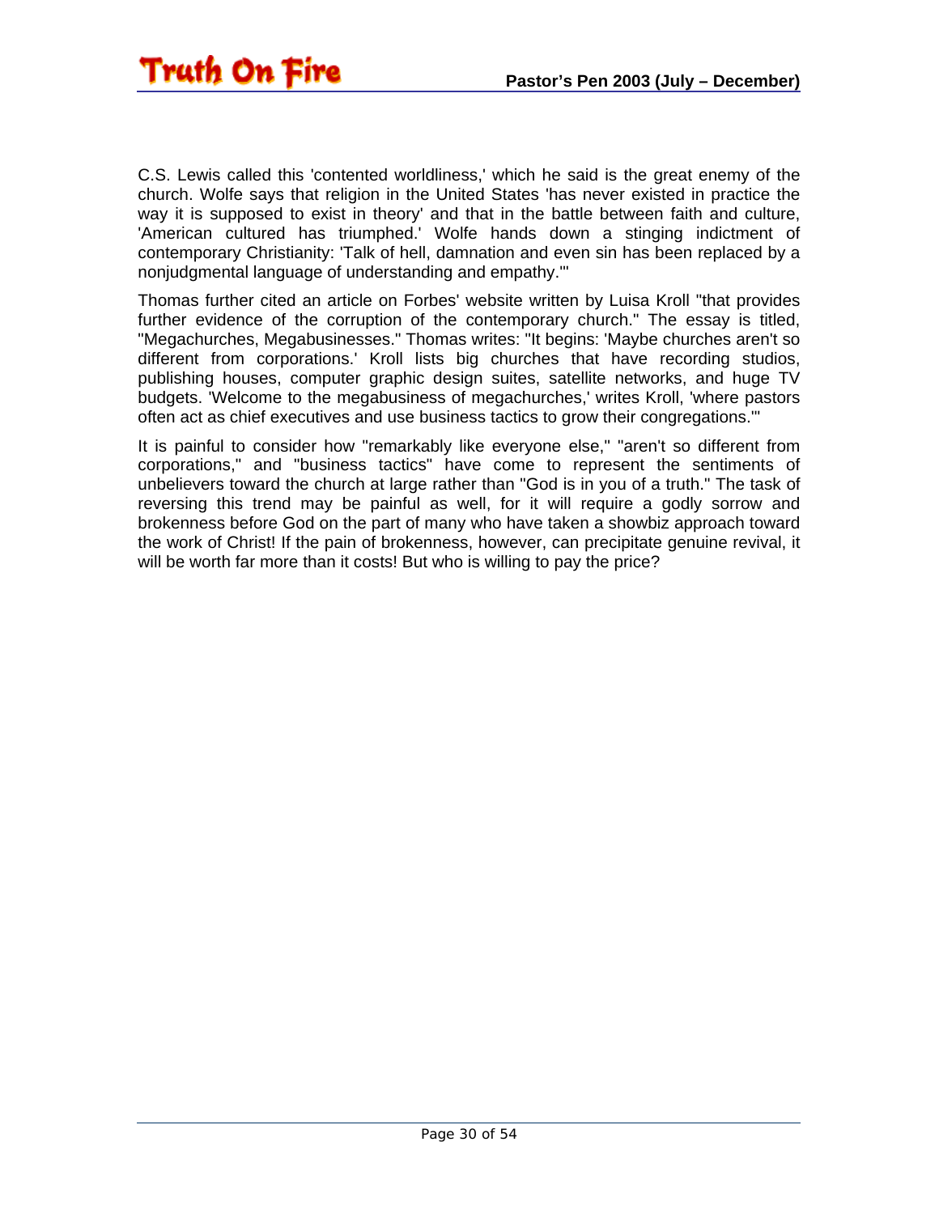C.S. Lewis called this 'contented worldliness,' which he said is the great enemy of the church. Wolfe says that religion in the United States 'has never existed in practice the way it is supposed to exist in theory' and that in the battle between faith and culture, 'American cultured has triumphed.' Wolfe hands down a stinging indictment of contemporary Christianity: 'Talk of hell, damnation and even sin has been replaced by a nonjudgmental language of understanding and empathy.'"

Thomas further cited an article on Forbes' website written by Luisa Kroll "that provides further evidence of the corruption of the contemporary church." The essay is titled, "Megachurches, Megabusinesses." Thomas writes: "It begins: 'Maybe churches aren't so different from corporations.' Kroll lists big churches that have recording studios, publishing houses, computer graphic design suites, satellite networks, and huge TV budgets. 'Welcome to the megabusiness of megachurches,' writes Kroll, 'where pastors often act as chief executives and use business tactics to grow their congregations.'"

It is painful to consider how "remarkably like everyone else," "aren't so different from corporations," and "business tactics" have come to represent the sentiments of unbelievers toward the church at large rather than "God is in you of a truth." The task of reversing this trend may be painful as well, for it will require a godly sorrow and brokenness before God on the part of many who have taken a showbiz approach toward the work of Christ! If the pain of brokenness, however, can precipitate genuine revival, it will be worth far more than it costs! But who is willing to pay the price?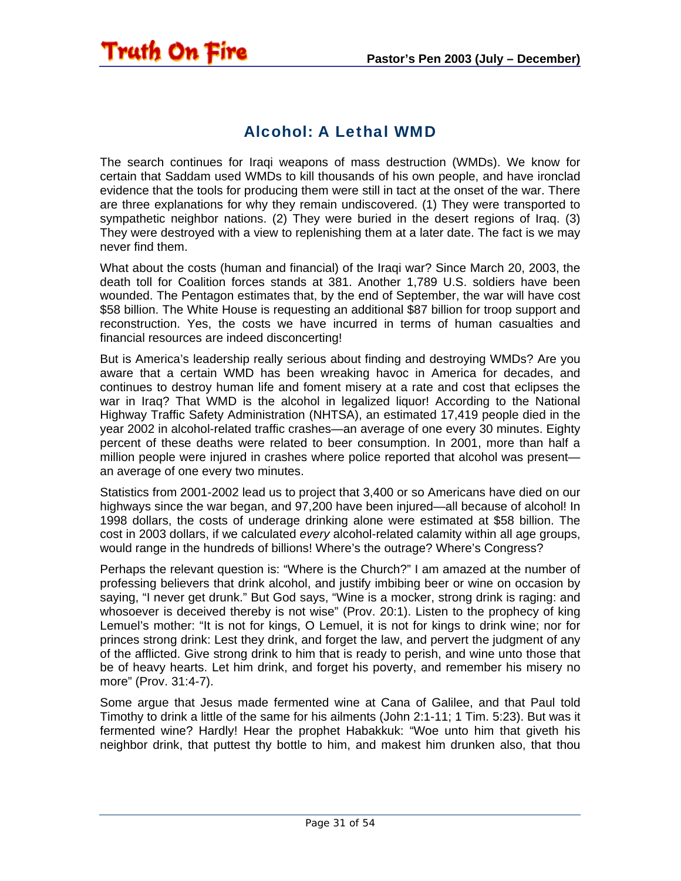## Alcohol: A Lethal WMD

The search continues for Iraqi weapons of mass destruction (WMDs). We know for certain that Saddam used WMDs to kill thousands of his own people, and have ironclad evidence that the tools for producing them were still in tact at the onset of the war. There are three explanations for why they remain undiscovered. (1) They were transported to sympathetic neighbor nations. (2) They were buried in the desert regions of Iraq. (3) They were destroyed with a view to replenishing them at a later date. The fact is we may never find them.

What about the costs (human and financial) of the Iraqi war? Since March 20, 2003, the death toll for Coalition forces stands at 381. Another 1,789 U.S. soldiers have been wounded. The Pentagon estimates that, by the end of September, the war will have cost $58 billion. The White House is requesting an additional $87 billion for troop support and reconstruction. Yes, the costs we have incurred in terms of human casualties and financial resources are indeed disconcerting!

But is America's leadership really serious about finding and destroying WMDs? Are you aware that a certain WMD has been wreaking havoc in America for decades, and continues to destroy human life and foment misery at a rate and cost that eclipses the war in Iraq? That WMD is the alcohol in legalized liquor! According to the National Highway Traffic Safety Administration (NHTSA), an estimated 17,419 people died in the year 2002 in alcohol-related traffic crashes—an average of one every 30 minutes. Eighty percent of these deaths were related to beer consumption. In 2001, more than half a million people were injured in crashes where police reported that alcohol was present—an average of one every two minutes.

Statistics from 2001-2002 lead us to project that 3,400 or so Americans have died on our highways since the war began, and 97,200 have been injured—all because of alcohol! In 1998 dollars, the costs of underage drinking alone were estimated at $58 billion. The cost in 2003 dollars, if we calculated *every* alcohol-related calamity within all age groups, would range in the hundreds of billions! Where's the outrage? Where's Congress?

Perhaps the relevant question is: "Where is the Church?" I am amazed at the number of professing believers that drink alcohol, and justify imbibing beer or wine on occasion by saying, "I never get drunk." But God says, "Wine is a mocker, strong drink is raging: and whosoever is deceived thereby is not wise" (Prov. 20:1). Listen to the prophecy of king Lemuel's mother: "It is not for kings, O Lemuel, it is not for kings to drink wine; nor for princes strong drink: Lest they drink, and forget the law, and pervert the judgment of any of the afflicted. Give strong drink to him that is ready to perish, and wine unto those that be of heavy hearts. Let him drink, and forget his poverty, and remember his misery no more" (Prov. 31:4-7).

Some argue that Jesus made fermented wine at Cana of Galilee, and that Paul told Timothy to drink a little of the same for his ailments (John 2:1-11; 1 Tim. 5:23). But was it fermented wine? Hardly! Hear the prophet Habakkuk: "Woe unto him that giveth his neighbor drink, that puttest thy bottle to him, and makest him drunken also, that thou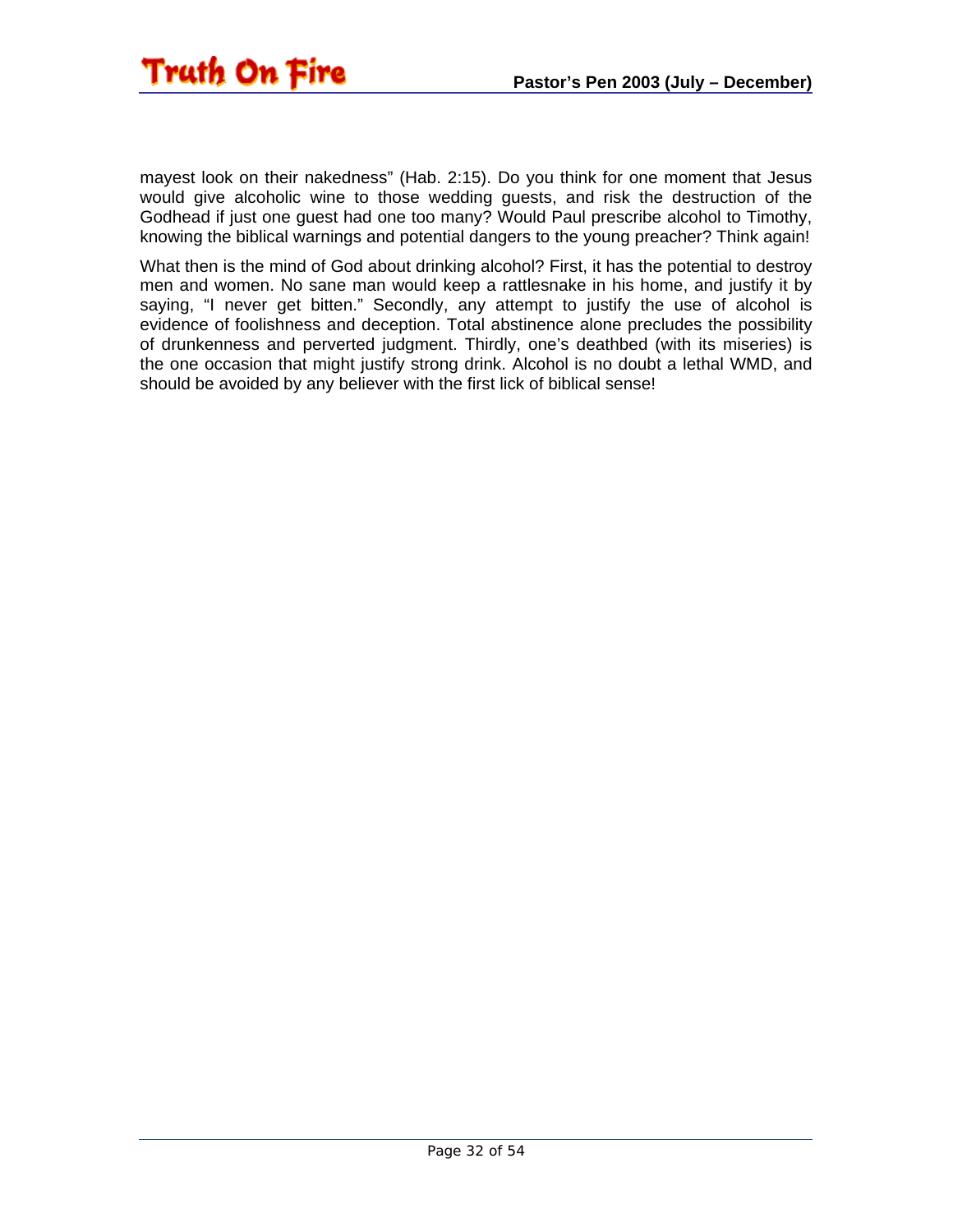mayest look on their nakedness" (Hab. 2:15). Do you think for one moment that Jesus would give alcoholic wine to those wedding guests, and risk the destruction of the Godhead if just one guest had one too many? Would Paul prescribe alcohol to Timothy, knowing the biblical warnings and potential dangers to the young preacher? Think again!

What then is the mind of God about drinking alcohol? First, it has the potential to destroy men and women. No sane man would keep a rattlesnake in his home, and justify it by saying, "I never get bitten." Secondly, any attempt to justify the use of alcohol is evidence of foolishness and deception. Total abstinence alone precludes the possibility of drunkenness and perverted judgment. Thirdly, one's deathbed (with its miseries) is the one occasion that might justify strong drink. Alcohol is no doubt a lethal WMD, and should be avoided by any believer with the first lick of biblical sense!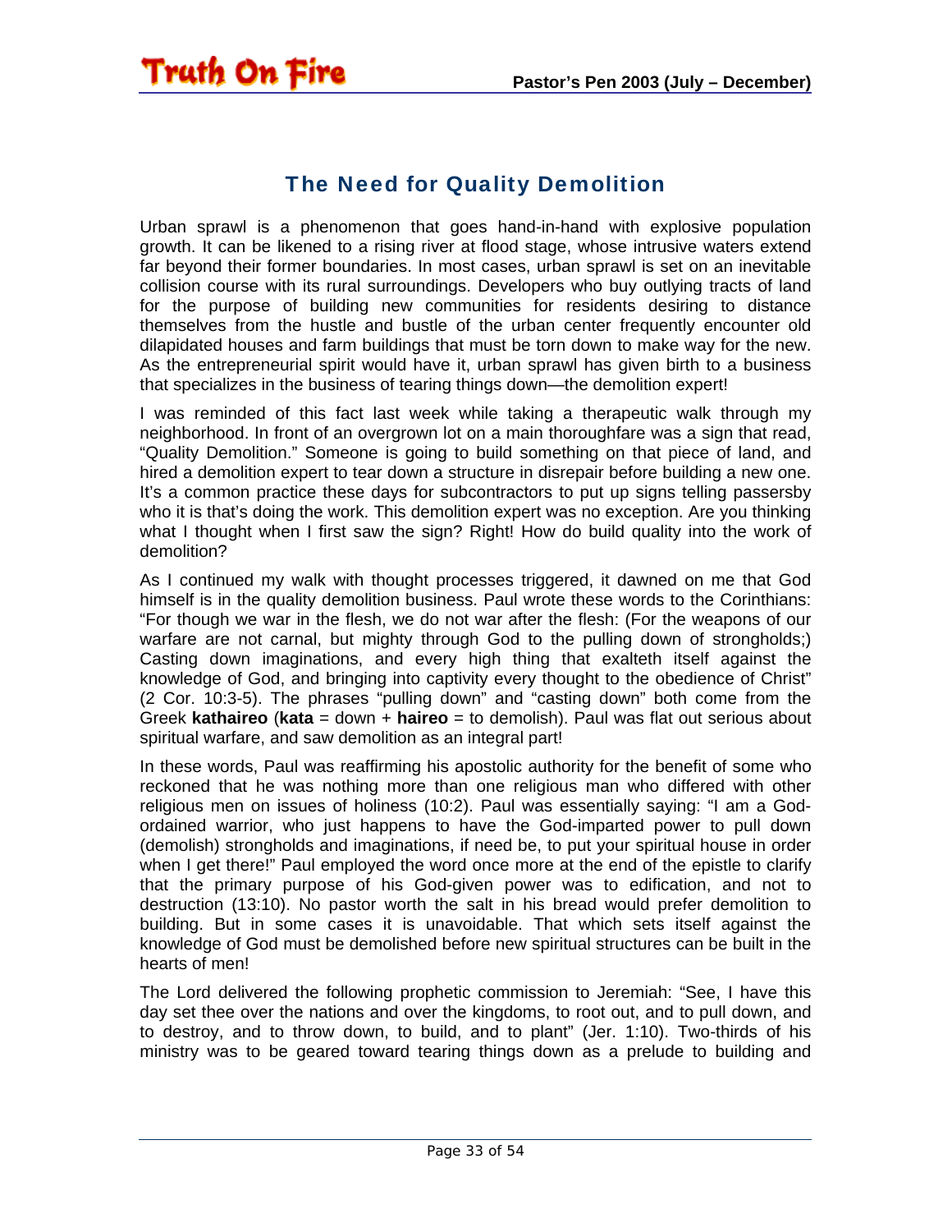## The Need for Quality Demolition

Urban sprawl is a phenomenon that goes hand-in-hand with explosive population growth. It can be likened to a rising river at flood stage, whose intrusive waters extend far beyond their former boundaries. In most cases, urban sprawl is set on an inevitable collision course with its rural surroundings. Developers who buy outlying tracts of land for the purpose of building new communities for residents desiring to distance themselves from the hustle and bustle of the urban center frequently encounter old dilapidated houses and farm buildings that must be torn down to make way for the new. As the entrepreneurial spirit would have it, urban sprawl has given birth to a business that specializes in the business of tearing things down—the demolition expert!

I was reminded of this fact last week while taking a therapeutic walk through my neighborhood. In front of an overgrown lot on a main thoroughfare was a sign that read, "Quality Demolition." Someone is going to build something on that piece of land, and hired a demolition expert to tear down a structure in disrepair before building a new one. It's a common practice these days for subcontractors to put up signs telling passersby who it is that's doing the work. This demolition expert was no exception. Are you thinking what I thought when I first saw the sign? Right! How do build quality into the work of demolition?

As I continued my walk with thought processes triggered, it dawned on me that God himself is in the quality demolition business. Paul wrote these words to the Corinthians: "For though we war in the flesh, we do not war after the flesh: (For the weapons of our warfare are not carnal, but mighty through God to the pulling down of strongholds;) Casting down imaginations, and every high thing that exalteth itself against the knowledge of God, and bringing into captivity every thought to the obedience of Christ" (2 Cor. 10:3-5). The phrases "pulling down" and "casting down" both come from the Greek **kathaireo** (**kata** = down + **haireo** = to demolish). Paul was flat out serious about spiritual warfare, and saw demolition as an integral part!

In these words, Paul was reaffirming his apostolic authority for the benefit of some who reckoned that he was nothing more than one religious man who differed with other religious men on issues of holiness (10:2). Paul was essentially saying: "I am a God-ordained warrior, who just happens to have the God-imparted power to pull down (demolish) strongholds and imaginations, if need be, to put your spiritual house in order when I get there!" Paul employed the word once more at the end of the epistle to clarify that the primary purpose of his God-given power was to edification, and not to destruction (13:10). No pastor worth the salt in his bread would prefer demolition to building. But in some cases it is unavoidable. That which sets itself against the knowledge of God must be demolished before new spiritual structures can be built in the hearts of men!

The Lord delivered the following prophetic commission to Jeremiah: "See, I have this day set thee over the nations and over the kingdoms, to root out, and to pull down, and to destroy, and to throw down, to build, and to plant" (Jer. 1:10). Two-thirds of his ministry was to be geared toward tearing things down as a prelude to building and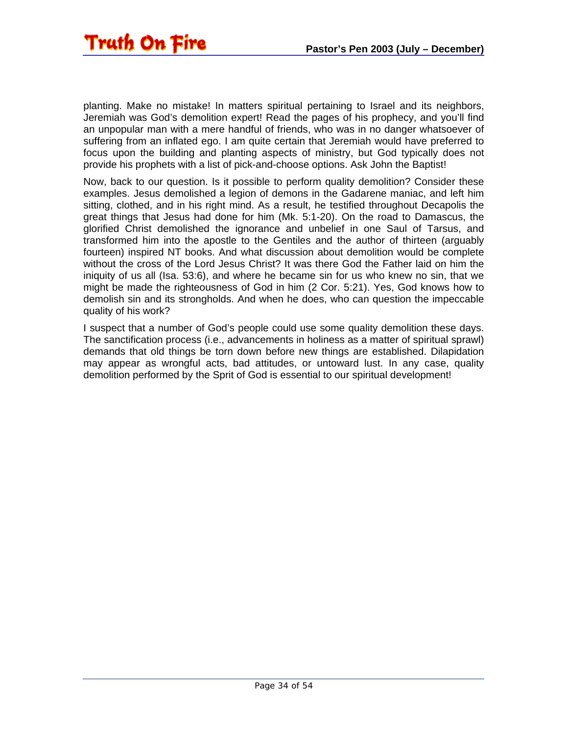planting. Make no mistake! In matters spiritual pertaining to Israel and its neighbors, Jeremiah was God's demolition expert! Read the pages of his prophecy, and you'll find an unpopular man with a mere handful of friends, who was in no danger whatsoever of suffering from an inflated ego. I am quite certain that Jeremiah would have preferred to focus upon the building and planting aspects of ministry, but God typically does not provide his prophets with a list of pick-and-choose options. Ask John the Baptist!

Now, back to our question. Is it possible to perform quality demolition? Consider these examples. Jesus demolished a legion of demons in the Gadarene maniac, and left him sitting, clothed, and in his right mind. As a result, he testified throughout Decapolis the great things that Jesus had done for him (Mk. 5:1-20). On the road to Damascus, the glorified Christ demolished the ignorance and unbelief in one Saul of Tarsus, and transformed him into the apostle to the Gentiles and the author of thirteen (arguably fourteen) inspired NT books. And what discussion about demolition would be complete without the cross of the Lord Jesus Christ? It was there God the Father laid on him the iniquity of us all (Isa. 53:6), and where he became sin for us who knew no sin, that we might be made the righteousness of God in him (2 Cor. 5:21). Yes, God knows how to demolish sin and its strongholds. And when he does, who can question the impeccable quality of his work?

I suspect that a number of God's people could use some quality demolition these days. The sanctification process (i.e., advancements in holiness as a matter of spiritual sprawl) demands that old things be torn down before new things are established. Dilapidation may appear as wrongful acts, bad attitudes, or untoward lust. In any case, quality demolition performed by the Sprit of God is essential to our spiritual development!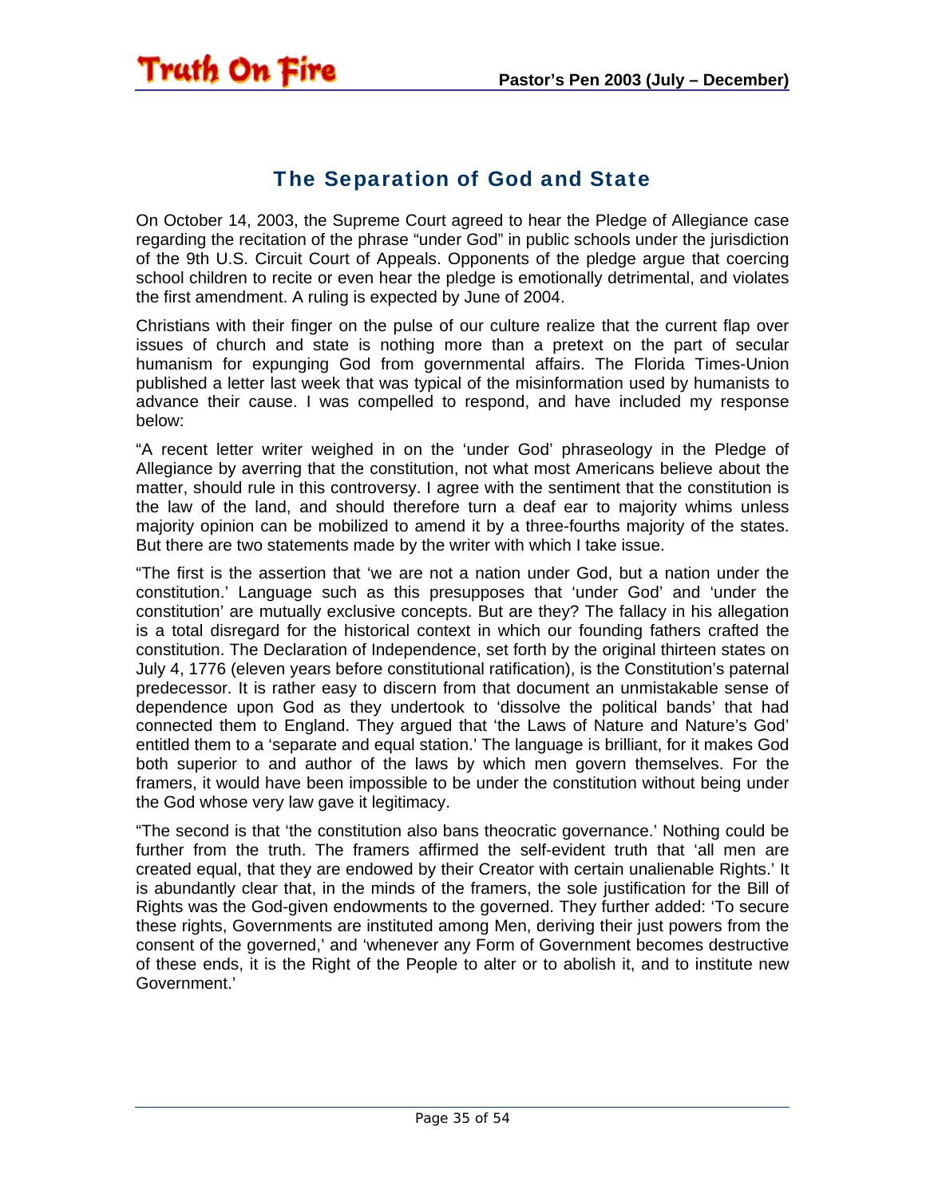## The Separation of God and State

On October 14, 2003, the Supreme Court agreed to hear the Pledge of Allegiance case regarding the recitation of the phrase "under God" in public schools under the jurisdiction of the 9th U.S. Circuit Court of Appeals. Opponents of the pledge argue that coercing school children to recite or even hear the pledge is emotionally detrimental, and violates the first amendment. A ruling is expected by June of 2004.

Christians with their finger on the pulse of our culture realize that the current flap over issues of church and state is nothing more than a pretext on the part of secular humanism for expunging God from governmental affairs. The Florida Times-Union published a letter last week that was typical of the misinformation used by humanists to advance their cause. I was compelled to respond, and have included my response below:

"A recent letter writer weighed in on the 'under God' phraseology in the Pledge of Allegiance by averring that the constitution, not what most Americans believe about the matter, should rule in this controversy. I agree with the sentiment that the constitution is the law of the land, and should therefore turn a deaf ear to majority whims unless majority opinion can be mobilized to amend it by a three-fourths majority of the states. But there are two statements made by the writer with which I take issue.

"The first is the assertion that 'we are not a nation under God, but a nation under the constitution.' Language such as this presupposes that 'under God' and 'under the constitution' are mutually exclusive concepts. But are they? The fallacy in his allegation is a total disregard for the historical context in which our founding fathers crafted the constitution. The Declaration of Independence, set forth by the original thirteen states on July 4, 1776 (eleven years before constitutional ratification), is the Constitution's paternal predecessor. It is rather easy to discern from that document an unmistakable sense of dependence upon God as they undertook to 'dissolve the political bands' that had connected them to England. They argued that 'the Laws of Nature and Nature's God' entitled them to a 'separate and equal station.' The language is brilliant, for it makes God both superior to and author of the laws by which men govern themselves. For the framers, it would have been impossible to be under the constitution without being under the God whose very law gave it legitimacy.

"The second is that 'the constitution also bans theocratic governance.' Nothing could be further from the truth. The framers affirmed the self-evident truth that 'all men are created equal, that they are endowed by their Creator with certain unalienable Rights.' It is abundantly clear that, in the minds of the framers, the sole justification for the Bill of Rights was the God-given endowments to the governed. They further added: 'To secure these rights, Governments are instituted among Men, deriving their just powers from the consent of the governed,' and 'whenever any Form of Government becomes destructive of these ends, it is the Right of the People to alter or to abolish it, and to institute new Government.'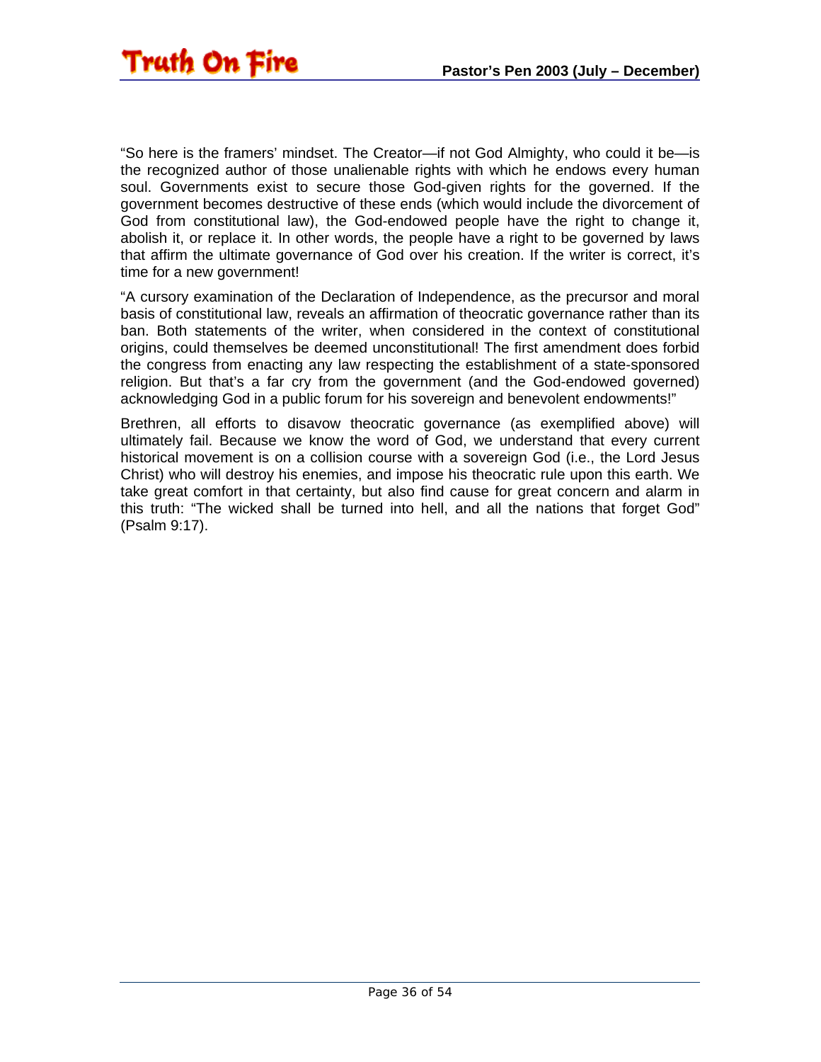"So here is the framers' mindset. The Creator—if not God Almighty, who could it be—is the recognized author of those unalienable rights with which he endows every human soul. Governments exist to secure those God-given rights for the governed. If the government becomes destructive of these ends (which would include the divorcement of God from constitutional law), the God-endowed people have the right to change it, abolish it, or replace it. In other words, the people have a right to be governed by laws that affirm the ultimate governance of God over his creation. If the writer is correct, it's time for a new government!

"A cursory examination of the Declaration of Independence, as the precursor and moral basis of constitutional law, reveals an affirmation of theocratic governance rather than its ban. Both statements of the writer, when considered in the context of constitutional origins, could themselves be deemed unconstitutional! The first amendment does forbid the congress from enacting any law respecting the establishment of a state-sponsored religion. But that's a far cry from the government (and the God-endowed governed) acknowledging God in a public forum for his sovereign and benevolent endowments!"

Brethren, all efforts to disavow theocratic governance (as exemplified above) will ultimately fail. Because we know the word of God, we understand that every current historical movement is on a collision course with a sovereign God (i.e., the Lord Jesus Christ) who will destroy his enemies, and impose his theocratic rule upon this earth. We take great comfort in that certainty, but also find cause for great concern and alarm in this truth: "The wicked shall be turned into hell, and all the nations that forget God" (Psalm 9:17).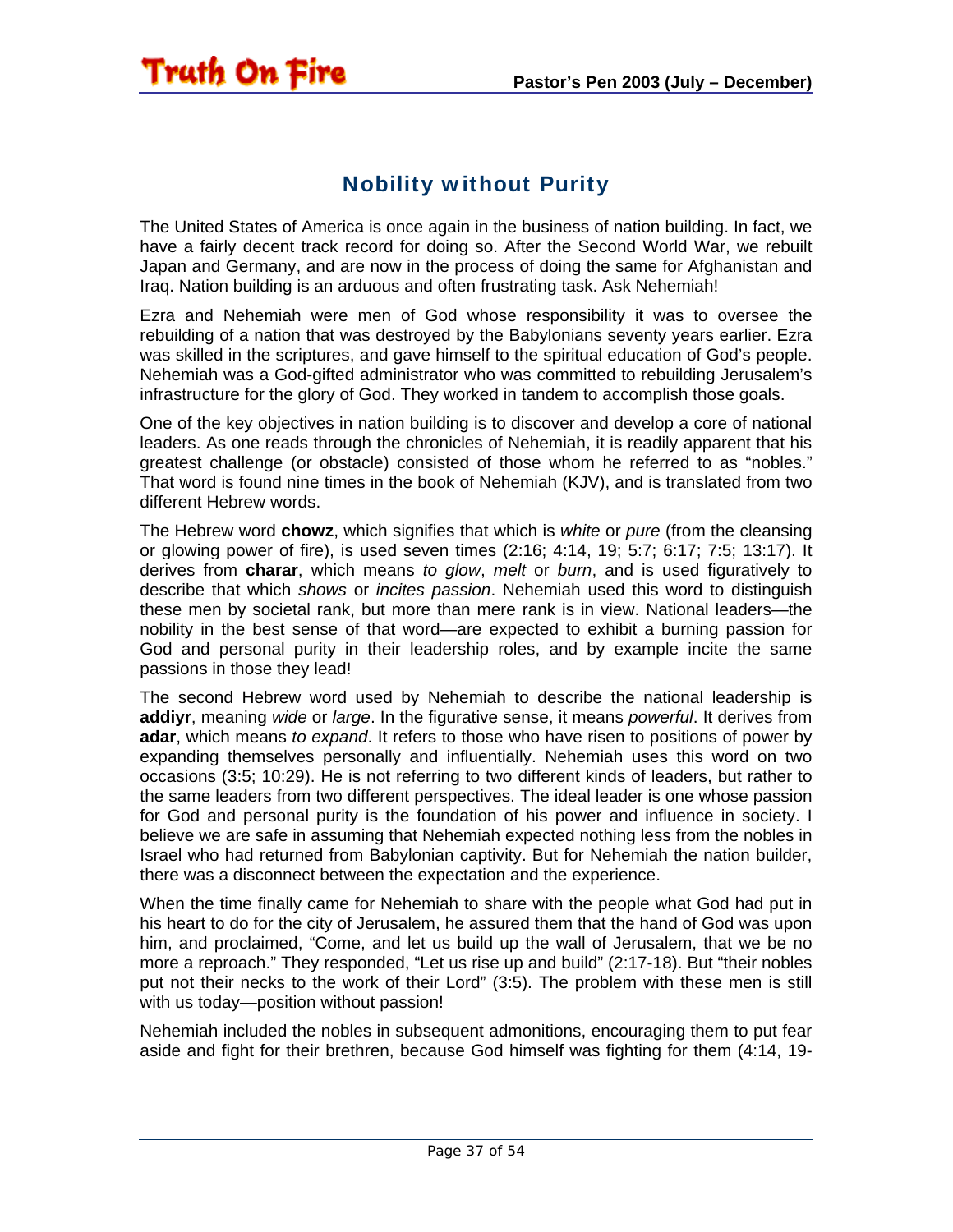## Nobility without Purity

The United States of America is once again in the business of nation building. In fact, we have a fairly decent track record for doing so. After the Second World War, we rebuilt Japan and Germany, and are now in the process of doing the same for Afghanistan and Iraq. Nation building is an arduous and often frustrating task. Ask Nehemiah!

Ezra and Nehemiah were men of God whose responsibility it was to oversee the rebuilding of a nation that was destroyed by the Babylonians seventy years earlier. Ezra was skilled in the scriptures, and gave himself to the spiritual education of God's people. Nehemiah was a God-gifted administrator who was committed to rebuilding Jerusalem's infrastructure for the glory of God. They worked in tandem to accomplish those goals.

One of the key objectives in nation building is to discover and develop a core of national leaders. As one reads through the chronicles of Nehemiah, it is readily apparent that his greatest challenge (or obstacle) consisted of those whom he referred to as "nobles." That word is found nine times in the book of Nehemiah (KJV), and is translated from two different Hebrew words.

The Hebrew word **chowz**, which signifies that which is *white* or *pure* (from the cleansing or glowing power of fire), is used seven times (2:16; 4:14, 19; 5:7; 6:17; 7:5; 13:17). It derives from **charar**, which means *to glow*, *melt* or *burn*, and is used figuratively to describe that which *shows* or *incites passion*. Nehemiah used this word to distinguish these men by societal rank, but more than mere rank is in view. National leaders—the nobility in the best sense of that word—are expected to exhibit a burning passion for God and personal purity in their leadership roles, and by example incite the same passions in those they lead!

The second Hebrew word used by Nehemiah to describe the national leadership is **addiyr**, meaning *wide* or *large*. In the figurative sense, it means *powerful*. It derives from **adar**, which means *to expand*. It refers to those who have risen to positions of power by expanding themselves personally and influentially. Nehemiah uses this word on two occasions (3:5; 10:29). He is not referring to two different kinds of leaders, but rather to the same leaders from two different perspectives. The ideal leader is one whose passion for God and personal purity is the foundation of his power and influence in society. I believe we are safe in assuming that Nehemiah expected nothing less from the nobles in Israel who had returned from Babylonian captivity. But for Nehemiah the nation builder, there was a disconnect between the expectation and the experience.

When the time finally came for Nehemiah to share with the people what God had put in his heart to do for the city of Jerusalem, he assured them that the hand of God was upon him, and proclaimed, "Come, and let us build up the wall of Jerusalem, that we be no more a reproach." They responded, "Let us rise up and build" (2:17-18). But "their nobles put not their necks to the work of their Lord" (3:5). The problem with these men is still with us today—position without passion!

Nehemiah included the nobles in subsequent admonitions, encouraging them to put fear aside and fight for their brethren, because God himself was fighting for them (4:14, 19-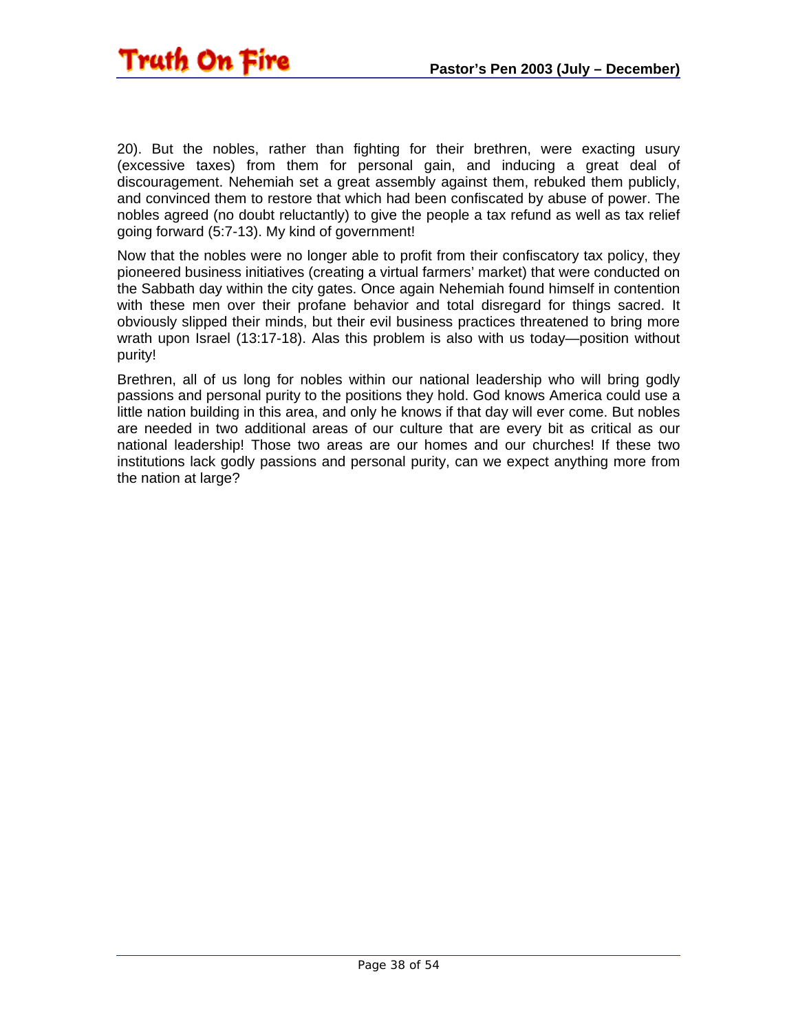20). But the nobles, rather than fighting for their brethren, were exacting usury (excessive taxes) from them for personal gain, and inducing a great deal of discouragement. Nehemiah set a great assembly against them, rebuked them publicly, and convinced them to restore that which had been confiscated by abuse of power. The nobles agreed (no doubt reluctantly) to give the people a tax refund as well as tax relief going forward (5:7-13). My kind of government!

Now that the nobles were no longer able to profit from their confiscatory tax policy, they pioneered business initiatives (creating a virtual farmers' market) that were conducted on the Sabbath day within the city gates. Once again Nehemiah found himself in contention with these men over their profane behavior and total disregard for things sacred. It obviously slipped their minds, but their evil business practices threatened to bring more wrath upon Israel (13:17-18). Alas this problem is also with us today—position without purity!

Brethren, all of us long for nobles within our national leadership who will bring godly passions and personal purity to the positions they hold. God knows America could use a little nation building in this area, and only he knows if that day will ever come. But nobles are needed in two additional areas of our culture that are every bit as critical as our national leadership! Those two areas are our homes and our churches! If these two institutions lack godly passions and personal purity, can we expect anything more from the nation at large?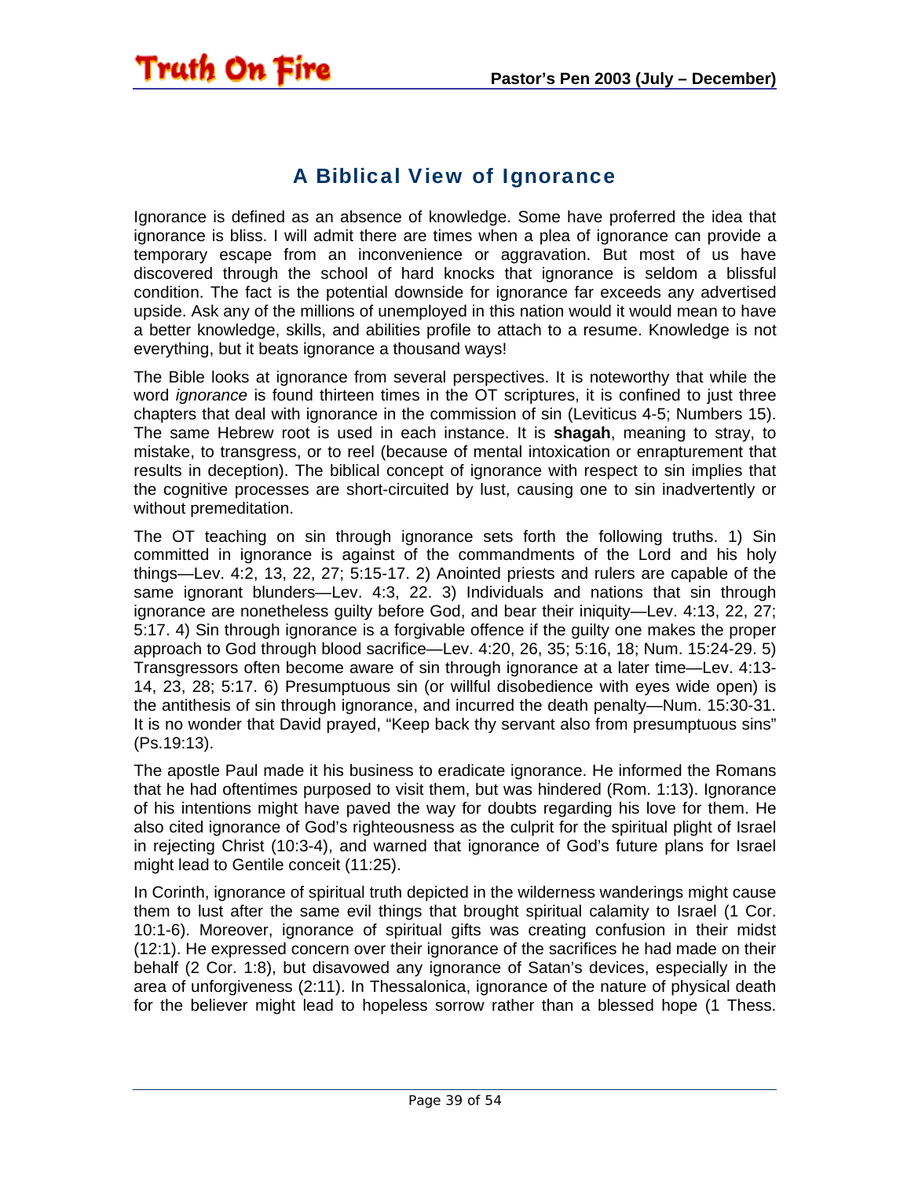## A Biblical View of Ignorance

Ignorance is defined as an absence of knowledge. Some have proferred the idea that ignorance is bliss. I will admit there are times when a plea of ignorance can provide a temporary escape from an inconvenience or aggravation. But most of us have discovered through the school of hard knocks that ignorance is seldom a blissful condition. The fact is the potential downside for ignorance far exceeds any advertised upside. Ask any of the millions of unemployed in this nation would it would mean to have a better knowledge, skills, and abilities profile to attach to a resume. Knowledge is not everything, but it beats ignorance a thousand ways!

The Bible looks at ignorance from several perspectives. It is noteworthy that while the word *ignorance* is found thirteen times in the OT scriptures, it is confined to just three chapters that deal with ignorance in the commission of sin (Leviticus 4-5; Numbers 15). The same Hebrew root is used in each instance. It is **shagah**, meaning to stray, to mistake, to transgress, or to reel (because of mental intoxication or enrapturement that results in deception). The biblical concept of ignorance with respect to sin implies that the cognitive processes are short-circuited by lust, causing one to sin inadvertently or without premeditation.

The OT teaching on sin through ignorance sets forth the following truths. 1) Sin committed in ignorance is against of the commandments of the Lord and his holy things—Lev. 4:2, 13, 22, 27; 5:15-17. 2) Anointed priests and rulers are capable of the same ignorant blunders—Lev. 4:3, 22. 3) Individuals and nations that sin through ignorance are nonetheless guilty before God, and bear their iniquity—Lev. 4:13, 22, 27; 5:17. 4) Sin through ignorance is a forgivable offence if the guilty one makes the proper approach to God through blood sacrifice—Lev. 4:20, 26, 35; 5:16, 18; Num. 15:24-29. 5) Transgressors often become aware of sin through ignorance at a later time—Lev. 4:13-14, 23, 28; 5:17. 6) Presumptuous sin (or willful disobedience with eyes wide open) is the antithesis of sin through ignorance, and incurred the death penalty—Num. 15:30-31. It is no wonder that David prayed, "Keep back thy servant also from presumptuous sins" (Ps.19:13).

The apostle Paul made it his business to eradicate ignorance. He informed the Romans that he had oftentimes purposed to visit them, but was hindered (Rom. 1:13). Ignorance of his intentions might have paved the way for doubts regarding his love for them. He also cited ignorance of God's righteousness as the culprit for the spiritual plight of Israel in rejecting Christ (10:3-4), and warned that ignorance of God's future plans for Israel might lead to Gentile conceit (11:25).

In Corinth, ignorance of spiritual truth depicted in the wilderness wanderings might cause them to lust after the same evil things that brought spiritual calamity to Israel (1 Cor. 10:1-6). Moreover, ignorance of spiritual gifts was creating confusion in their midst (12:1). He expressed concern over their ignorance of the sacrifices he had made on their behalf (2 Cor. 1:8), but disavowed any ignorance of Satan's devices, especially in the area of unforgiveness (2:11). In Thessalonica, ignorance of the nature of physical death for the believer might lead to hopeless sorrow rather than a blessed hope (1 Thess.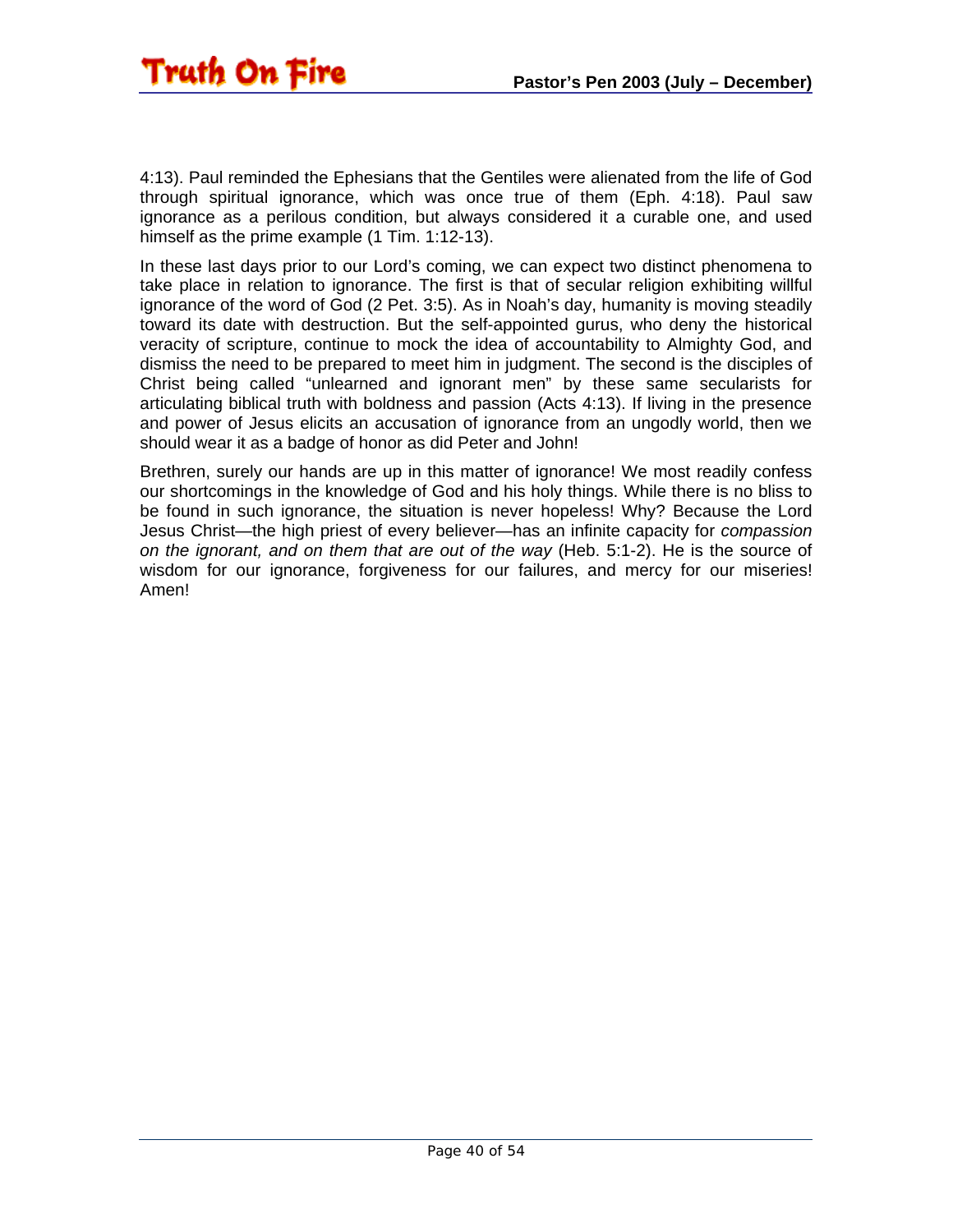4:13). Paul reminded the Ephesians that the Gentiles were alienated from the life of God through spiritual ignorance, which was once true of them (Eph. 4:18). Paul saw ignorance as a perilous condition, but always considered it a curable one, and used himself as the prime example (1 Tim. 1:12-13).

In these last days prior to our Lord's coming, we can expect two distinct phenomena to take place in relation to ignorance. The first is that of secular religion exhibiting willful ignorance of the word of God (2 Pet. 3:5). As in Noah's day, humanity is moving steadily toward its date with destruction. But the self-appointed gurus, who deny the historical veracity of scripture, continue to mock the idea of accountability to Almighty God, and dismiss the need to be prepared to meet him in judgment. The second is the disciples of Christ being called "unlearned and ignorant men" by these same secularists for articulating biblical truth with boldness and passion (Acts 4:13). If living in the presence and power of Jesus elicits an accusation of ignorance from an ungodly world, then we should wear it as a badge of honor as did Peter and John!

Brethren, surely our hands are up in this matter of ignorance! We most readily confess our shortcomings in the knowledge of God and his holy things. While there is no bliss to be found in such ignorance, the situation is never hopeless! Why? Because the Lord Jesus Christ—the high priest of every believer—has an infinite capacity for *compassion on the ignorant, and on them that are out of the way* (Heb. 5:1-2). He is the source of wisdom for our ignorance, forgiveness for our failures, and mercy for our miseries! Amen!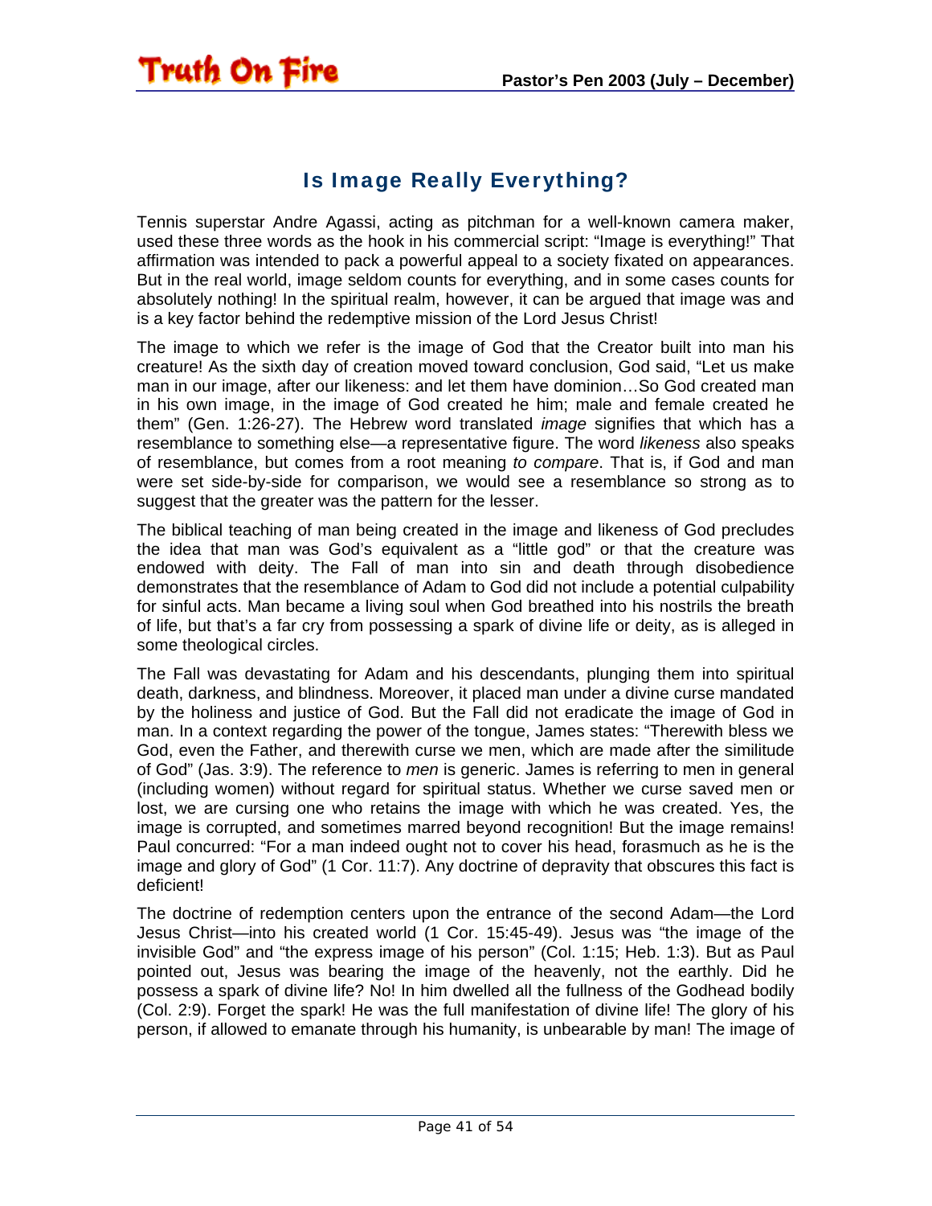## Is Image Really Everything?

Tennis superstar Andre Agassi, acting as pitchman for a well-known camera maker, used these three words as the hook in his commercial script: "Image is everything!" That affirmation was intended to pack a powerful appeal to a society fixated on appearances. But in the real world, image seldom counts for everything, and in some cases counts for absolutely nothing! In the spiritual realm, however, it can be argued that image was and is a key factor behind the redemptive mission of the Lord Jesus Christ!

The image to which we refer is the image of God that the Creator built into man his creature! As the sixth day of creation moved toward conclusion, God said, "Let us make man in our image, after our likeness: and let them have dominion…So God created man in his own image, in the image of God created he him; male and female created he them" (Gen. 1:26-27). The Hebrew word translated *image* signifies that which has a resemblance to something else—a representative figure. The word *likeness* also speaks of resemblance, but comes from a root meaning *to compare*. That is, if God and man were set side-by-side for comparison, we would see a resemblance so strong as to suggest that the greater was the pattern for the lesser.

The biblical teaching of man being created in the image and likeness of God precludes the idea that man was God's equivalent as a "little god" or that the creature was endowed with deity. The Fall of man into sin and death through disobedience demonstrates that the resemblance of Adam to God did not include a potential culpability for sinful acts. Man became a living soul when God breathed into his nostrils the breath of life, but that's a far cry from possessing a spark of divine life or deity, as is alleged in some theological circles.

The Fall was devastating for Adam and his descendants, plunging them into spiritual death, darkness, and blindness. Moreover, it placed man under a divine curse mandated by the holiness and justice of God. But the Fall did not eradicate the image of God in man. In a context regarding the power of the tongue, James states: "Therewith bless we God, even the Father, and therewith curse we men, which are made after the similitude of God" (Jas. 3:9). The reference to *men* is generic. James is referring to men in general (including women) without regard for spiritual status. Whether we curse saved men or lost, we are cursing one who retains the image with which he was created. Yes, the image is corrupted, and sometimes marred beyond recognition! But the image remains! Paul concurred: "For a man indeed ought not to cover his head, forasmuch as he is the image and glory of God" (1 Cor. 11:7). Any doctrine of depravity that obscures this fact is deficient!

The doctrine of redemption centers upon the entrance of the second Adam—the Lord Jesus Christ—into his created world (1 Cor. 15:45-49). Jesus was "the image of the invisible God" and "the express image of his person" (Col. 1:15; Heb. 1:3). But as Paul pointed out, Jesus was bearing the image of the heavenly, not the earthly. Did he possess a spark of divine life? No! In him dwelled all the fullness of the Godhead bodily (Col. 2:9). Forget the spark! He was the full manifestation of divine life! The glory of his person, if allowed to emanate through his humanity, is unbearable by man! The image of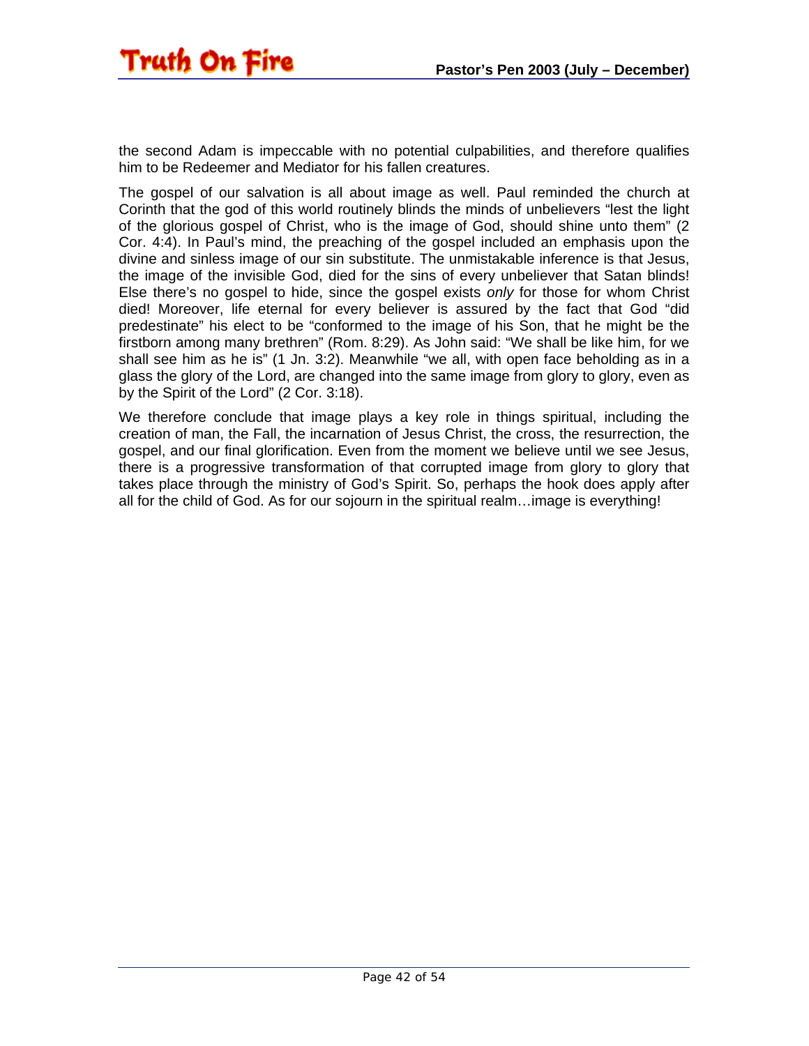the second Adam is impeccable with no potential culpabilities, and therefore qualifies him to be Redeemer and Mediator for his fallen creatures.

The gospel of our salvation is all about image as well. Paul reminded the church at Corinth that the god of this world routinely blinds the minds of unbelievers “lest the light of the glorious gospel of Christ, who is the image of God, should shine unto them” (2 Cor. 4:4). In Paul’s mind, the preaching of the gospel included an emphasis upon the divine and sinless image of our sin substitute. The unmistakable inference is that Jesus, the image of the invisible God, died for the sins of every unbeliever that Satan blinds! Else there’s no gospel to hide, since the gospel exists *only* for those for whom Christ died! Moreover, life eternal for every believer is assured by the fact that God “did predestinate” his elect to be “conformed to the image of his Son, that he might be the firstborn among many brethren” (Rom. 8:29). As John said: “We shall be like him, for we shall see him as he is” (1 Jn. 3:2). Meanwhile “we all, with open face beholding as in a glass the glory of the Lord, are changed into the same image from glory to glory, even as by the Spirit of the Lord” (2 Cor. 3:18).

We therefore conclude that image plays a key role in things spiritual, including the creation of man, the Fall, the incarnation of Jesus Christ, the cross, the resurrection, the gospel, and our final glorification. Even from the moment we believe until we see Jesus, there is a progressive transformation of that corrupted image from glory to glory that takes place through the ministry of God’s Spirit. So, perhaps the hook does apply after all for the child of God. As for our sojourn in the spiritual realm…image is everything!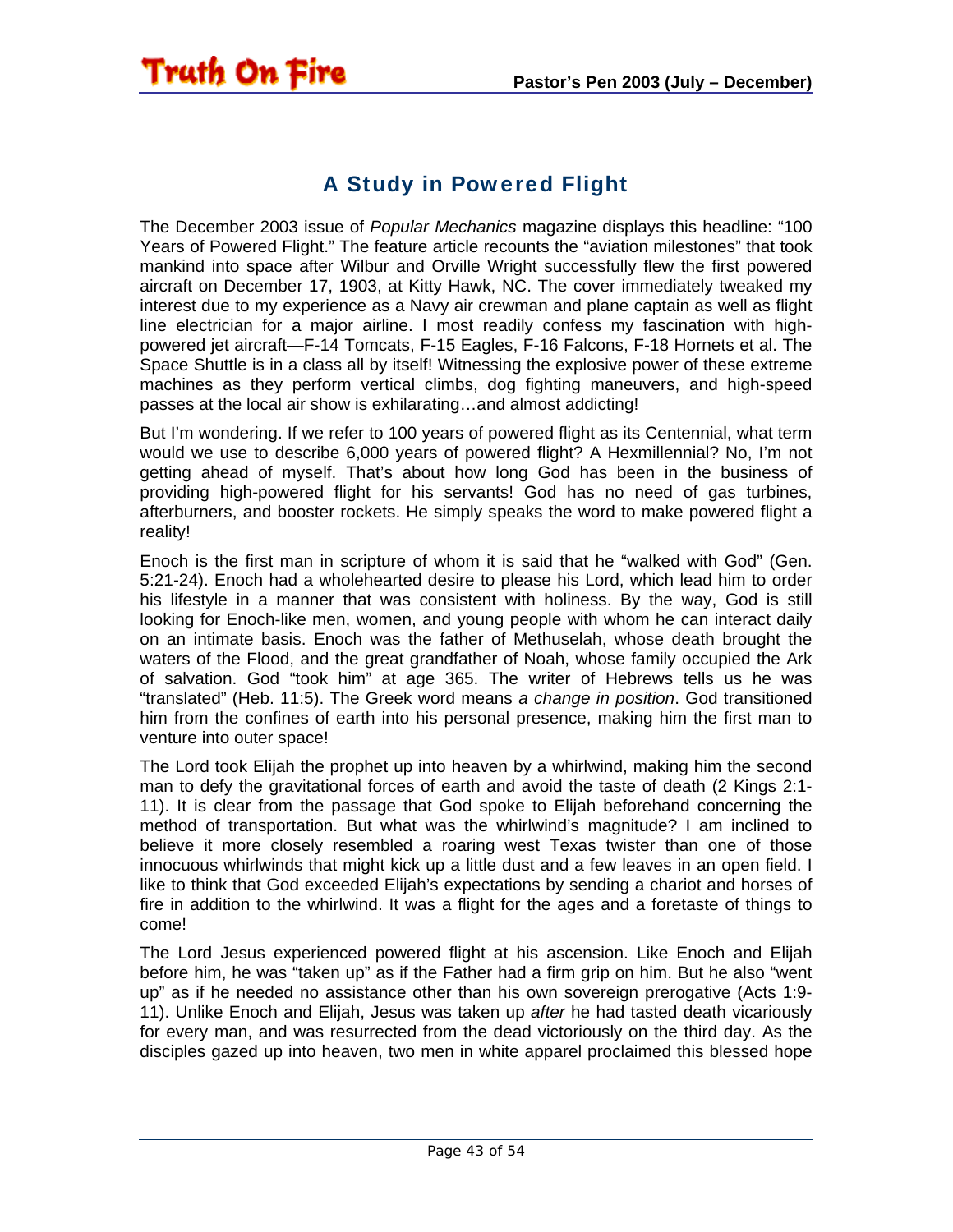## A Study in Powered Flight

The December 2003 issue of *Popular Mechanics* magazine displays this headline: "100 Years of Powered Flight." The feature article recounts the "aviation milestones" that took mankind into space after Wilbur and Orville Wright successfully flew the first powered aircraft on December 17, 1903, at Kitty Hawk, NC. The cover immediately tweaked my interest due to my experience as a Navy air crewman and plane captain as well as flight line electrician for a major airline. I most readily confess my fascination with high-powered jet aircraft—F-14 Tomcats, F-15 Eagles, F-16 Falcons, F-18 Hornets et al. The Space Shuttle is in a class all by itself! Witnessing the explosive power of these extreme machines as they perform vertical climbs, dog fighting maneuvers, and high-speed passes at the local air show is exhilarating…and almost addicting!

But I'm wondering. If we refer to 100 years of powered flight as its Centennial, what term would we use to describe 6,000 years of powered flight? A Hexmillennial? No, I'm not getting ahead of myself. That's about how long God has been in the business of providing high-powered flight for his servants! God has no need of gas turbines, afterburners, and booster rockets. He simply speaks the word to make powered flight a reality!

Enoch is the first man in scripture of whom it is said that he "walked with God" (Gen. 5:21-24). Enoch had a wholehearted desire to please his Lord, which lead him to order his lifestyle in a manner that was consistent with holiness. By the way, God is still looking for Enoch-like men, women, and young people with whom he can interact daily on an intimate basis. Enoch was the father of Methuselah, whose death brought the waters of the Flood, and the great grandfather of Noah, whose family occupied the Ark of salvation. God "took him" at age 365. The writer of Hebrews tells us he was "translated" (Heb. 11:5). The Greek word means *a change in position*. God transitioned him from the confines of earth into his personal presence, making him the first man to venture into outer space!

The Lord took Elijah the prophet up into heaven by a whirlwind, making him the second man to defy the gravitational forces of earth and avoid the taste of death (2 Kings 2:1-11). It is clear from the passage that God spoke to Elijah beforehand concerning the method of transportation. But what was the whirlwind's magnitude? I am inclined to believe it more closely resembled a roaring west Texas twister than one of those innocuous whirlwinds that might kick up a little dust and a few leaves in an open field. I like to think that God exceeded Elijah's expectations by sending a chariot and horses of fire in addition to the whirlwind. It was a flight for the ages and a foretaste of things to come!

The Lord Jesus experienced powered flight at his ascension. Like Enoch and Elijah before him, he was "taken up" as if the Father had a firm grip on him. But he also "went up" as if he needed no assistance other than his own sovereign prerogative (Acts 1:9-11). Unlike Enoch and Elijah, Jesus was taken up *after* he had tasted death vicariously for every man, and was resurrected from the dead victoriously on the third day. As the disciples gazed up into heaven, two men in white apparel proclaimed this blessed hope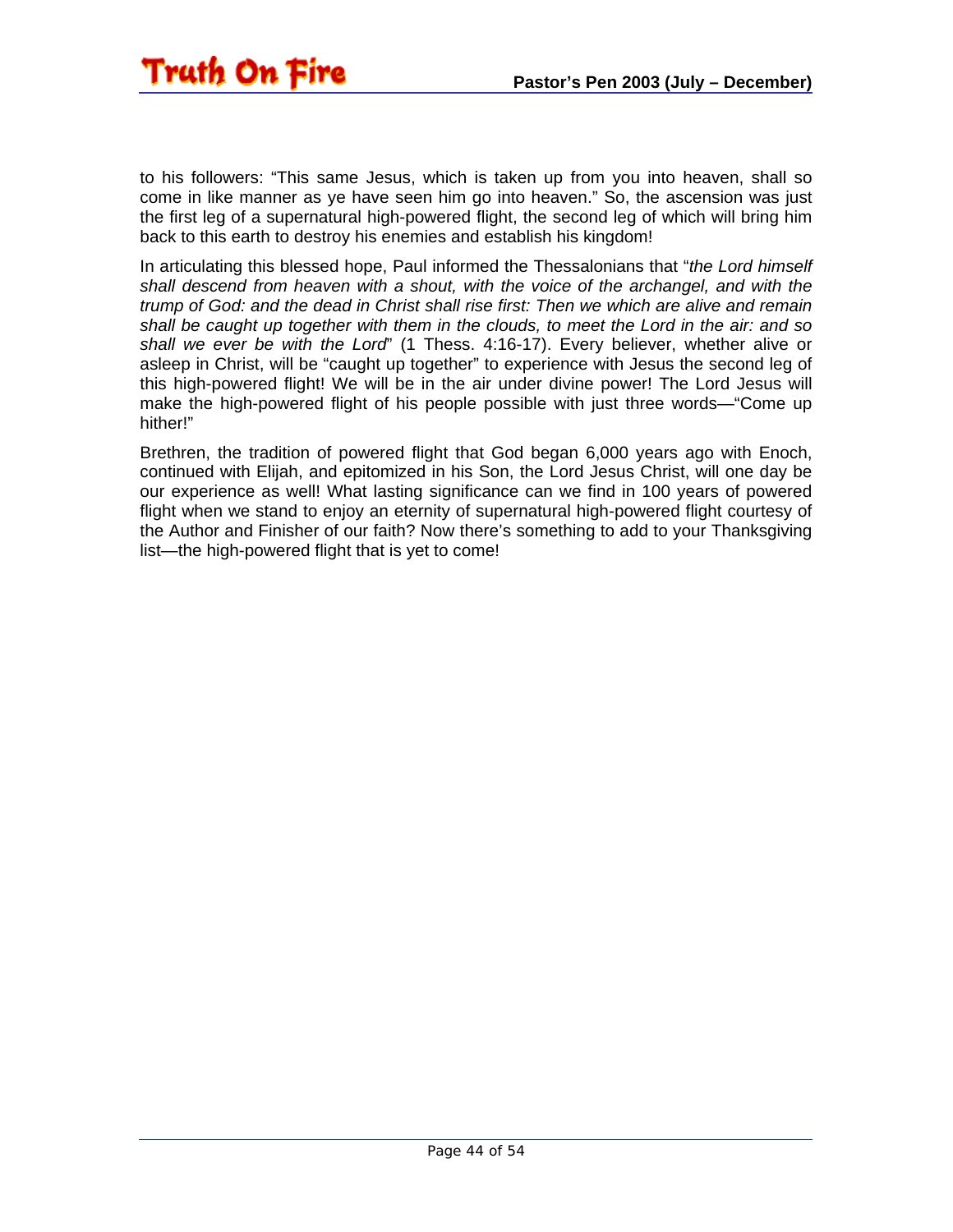to his followers: "This same Jesus, which is taken up from you into heaven, shall so come in like manner as ye have seen him go into heaven." So, the ascension was just the first leg of a supernatural high-powered flight, the second leg of which will bring him back to this earth to destroy his enemies and establish his kingdom!

In articulating this blessed hope, Paul informed the Thessalonians that "*the Lord himself shall descend from heaven with a shout, with the voice of the archangel, and with the trump of God: and the dead in Christ shall rise first: Then we which are alive and remain shall be caught up together with them in the clouds, to meet the Lord in the air: and so shall we ever be with the Lord*" (1 Thess. 4:16-17). Every believer, whether alive or asleep in Christ, will be "caught up together" to experience with Jesus the second leg of this high-powered flight! We will be in the air under divine power! The Lord Jesus will make the high-powered flight of his people possible with just three words—"Come up hither!"

Brethren, the tradition of powered flight that God began 6,000 years ago with Enoch, continued with Elijah, and epitomized in his Son, the Lord Jesus Christ, will one day be our experience as well! What lasting significance can we find in 100 years of powered flight when we stand to enjoy an eternity of supernatural high-powered flight courtesy of the Author and Finisher of our faith? Now there's something to add to your Thanksgiving list—the high-powered flight that is yet to come!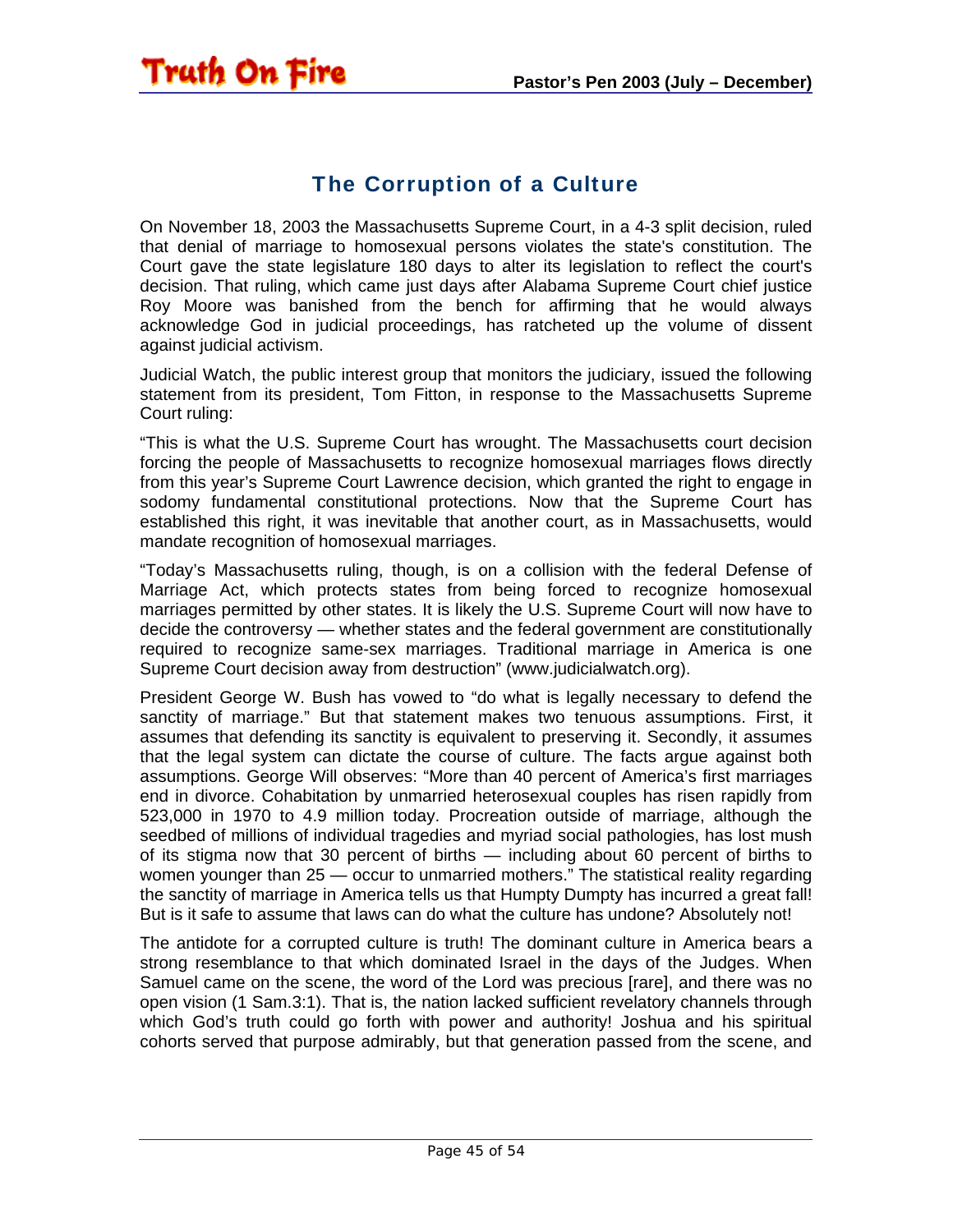## The Corruption of a Culture

On November 18, 2003 the Massachusetts Supreme Court, in a 4-3 split decision, ruled that denial of marriage to homosexual persons violates the state's constitution. The Court gave the state legislature 180 days to alter its legislation to reflect the court's decision. That ruling, which came just days after Alabama Supreme Court chief justice Roy Moore was banished from the bench for affirming that he would always acknowledge God in judicial proceedings, has ratcheted up the volume of dissent against judicial activism.

Judicial Watch, the public interest group that monitors the judiciary, issued the following statement from its president, Tom Fitton, in response to the Massachusetts Supreme Court ruling:

"This is what the U.S. Supreme Court has wrought. The Massachusetts court decision forcing the people of Massachusetts to recognize homosexual marriages flows directly from this year's Supreme Court Lawrence decision, which granted the right to engage in sodomy fundamental constitutional protections. Now that the Supreme Court has established this right, it was inevitable that another court, as in Massachusetts, would mandate recognition of homosexual marriages.

"Today's Massachusetts ruling, though, is on a collision with the federal Defense of Marriage Act, which protects states from being forced to recognize homosexual marriages permitted by other states. It is likely the U.S. Supreme Court will now have to decide the controversy — whether states and the federal government are constitutionally required to recognize same-sex marriages. Traditional marriage in America is one Supreme Court decision away from destruction" (www.judicialwatch.org).

President George W. Bush has vowed to "do what is legally necessary to defend the sanctity of marriage." But that statement makes two tenuous assumptions. First, it assumes that defending its sanctity is equivalent to preserving it. Secondly, it assumes that the legal system can dictate the course of culture. The facts argue against both assumptions. George Will observes: "More than 40 percent of America's first marriages end in divorce. Cohabitation by unmarried heterosexual couples has risen rapidly from 523,000 in 1970 to 4.9 million today. Procreation outside of marriage, although the seedbed of millions of individual tragedies and myriad social pathologies, has lost mush of its stigma now that 30 percent of births — including about 60 percent of births to women younger than 25 — occur to unmarried mothers." The statistical reality regarding the sanctity of marriage in America tells us that Humpty Dumpty has incurred a great fall! But is it safe to assume that laws can do what the culture has undone? Absolutely not!

The antidote for a corrupted culture is truth! The dominant culture in America bears a strong resemblance to that which dominated Israel in the days of the Judges. When Samuel came on the scene, the word of the Lord was precious [rare], and there was no open vision (1 Sam.3:1). That is, the nation lacked sufficient revelatory channels through which God's truth could go forth with power and authority! Joshua and his spiritual cohorts served that purpose admirably, but that generation passed from the scene, and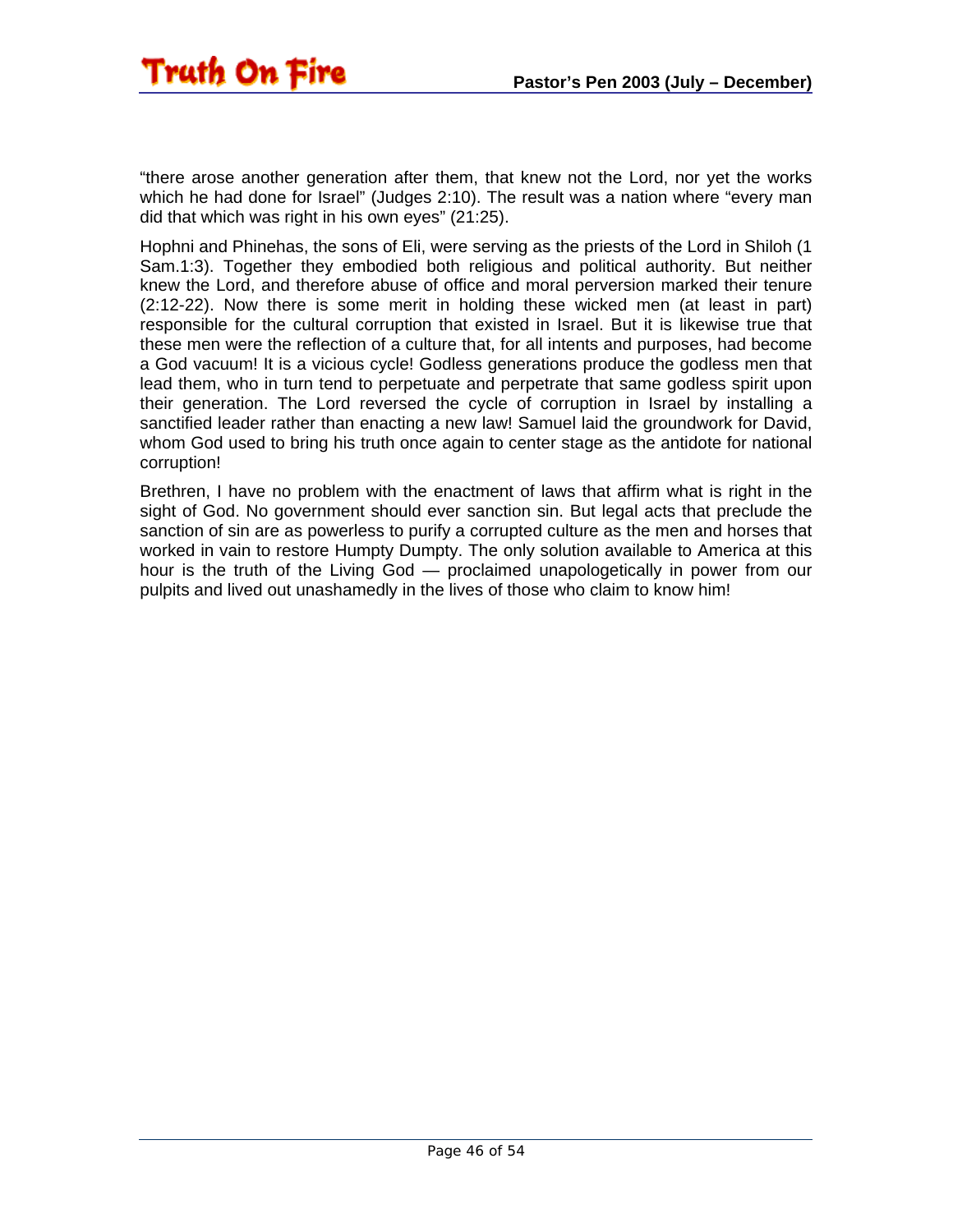"there arose another generation after them, that knew not the Lord, nor yet the works which he had done for Israel" (Judges 2:10). The result was a nation where "every man did that which was right in his own eyes" (21:25).

Hophni and Phinehas, the sons of Eli, were serving as the priests of the Lord in Shiloh (1 Sam.1:3). Together they embodied both religious and political authority. But neither knew the Lord, and therefore abuse of office and moral perversion marked their tenure (2:12-22). Now there is some merit in holding these wicked men (at least in part) responsible for the cultural corruption that existed in Israel. But it is likewise true that these men were the reflection of a culture that, for all intents and purposes, had become a God vacuum! It is a vicious cycle! Godless generations produce the godless men that lead them, who in turn tend to perpetuate and perpetrate that same godless spirit upon their generation. The Lord reversed the cycle of corruption in Israel by installing a sanctified leader rather than enacting a new law! Samuel laid the groundwork for David, whom God used to bring his truth once again to center stage as the antidote for national corruption!

Brethren, I have no problem with the enactment of laws that affirm what is right in the sight of God. No government should ever sanction sin. But legal acts that preclude the sanction of sin are as powerless to purify a corrupted culture as the men and horses that worked in vain to restore Humpty Dumpty. The only solution available to America at this hour is the truth of the Living God — proclaimed unapologetically in power from our pulpits and lived out unashamedly in the lives of those who claim to know him!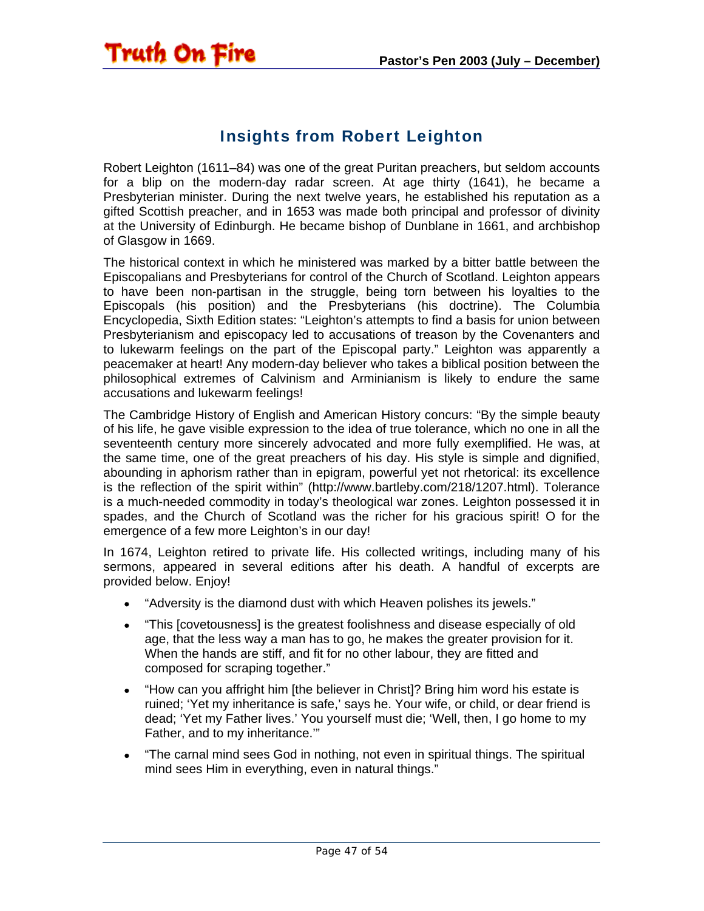## Insights from Robert Leighton

Robert Leighton (1611–84) was one of the great Puritan preachers, but seldom accounts for a blip on the modern-day radar screen. At age thirty (1641), he became a Presbyterian minister. During the next twelve years, he established his reputation as a gifted Scottish preacher, and in 1653 was made both principal and professor of divinity at the University of Edinburgh. He became bishop of Dunblane in 1661, and archbishop of Glasgow in 1669.

The historical context in which he ministered was marked by a bitter battle between the Episcopalians and Presbyterians for control of the Church of Scotland. Leighton appears to have been non-partisan in the struggle, being torn between his loyalties to the Episcopals (his position) and the Presbyterians (his doctrine). The Columbia Encyclopedia, Sixth Edition states: "Leighton's attempts to find a basis for union between Presbyterianism and episcopacy led to accusations of treason by the Covenanters and to lukewarm feelings on the part of the Episcopal party." Leighton was apparently a peacemaker at heart! Any modern-day believer who takes a biblical position between the philosophical extremes of Calvinism and Arminianism is likely to endure the same accusations and lukewarm feelings!

The Cambridge History of English and American History concurs: "By the simple beauty of his life, he gave visible expression to the idea of true tolerance, which no one in all the seventeenth century more sincerely advocated and more fully exemplified. He was, at the same time, one of the great preachers of his day. His style is simple and dignified, abounding in aphorism rather than in epigram, powerful yet not rhetorical: its excellence is the reflection of the spirit within" (http://www.bartleby.com/218/1207.html). Tolerance is a much-needed commodity in today's theological war zones. Leighton possessed it in spades, and the Church of Scotland was the richer for his gracious spirit! O for the emergence of a few more Leighton's in our day!

In 1674, Leighton retired to private life. His collected writings, including many of his sermons, appeared in several editions after his death. A handful of excerpts are provided below. Enjoy!

- "Adversity is the diamond dust with which Heaven polishes its jewels."
- "This [covetousness] is the greatest foolishness and disease especially of old age, that the less way a man has to go, he makes the greater provision for it. When the hands are stiff, and fit for no other labour, they are fitted and composed for scraping together."
- "How can you affright him [the believer in Christ]? Bring him word his estate is ruined; 'Yet my inheritance is safe,' says he. Your wife, or child, or dear friend is dead; 'Yet my Father lives.' You yourself must die; 'Well, then, I go home to my Father, and to my inheritance.'"
- "The carnal mind sees God in nothing, not even in spiritual things. The spiritual mind sees Him in everything, even in natural things."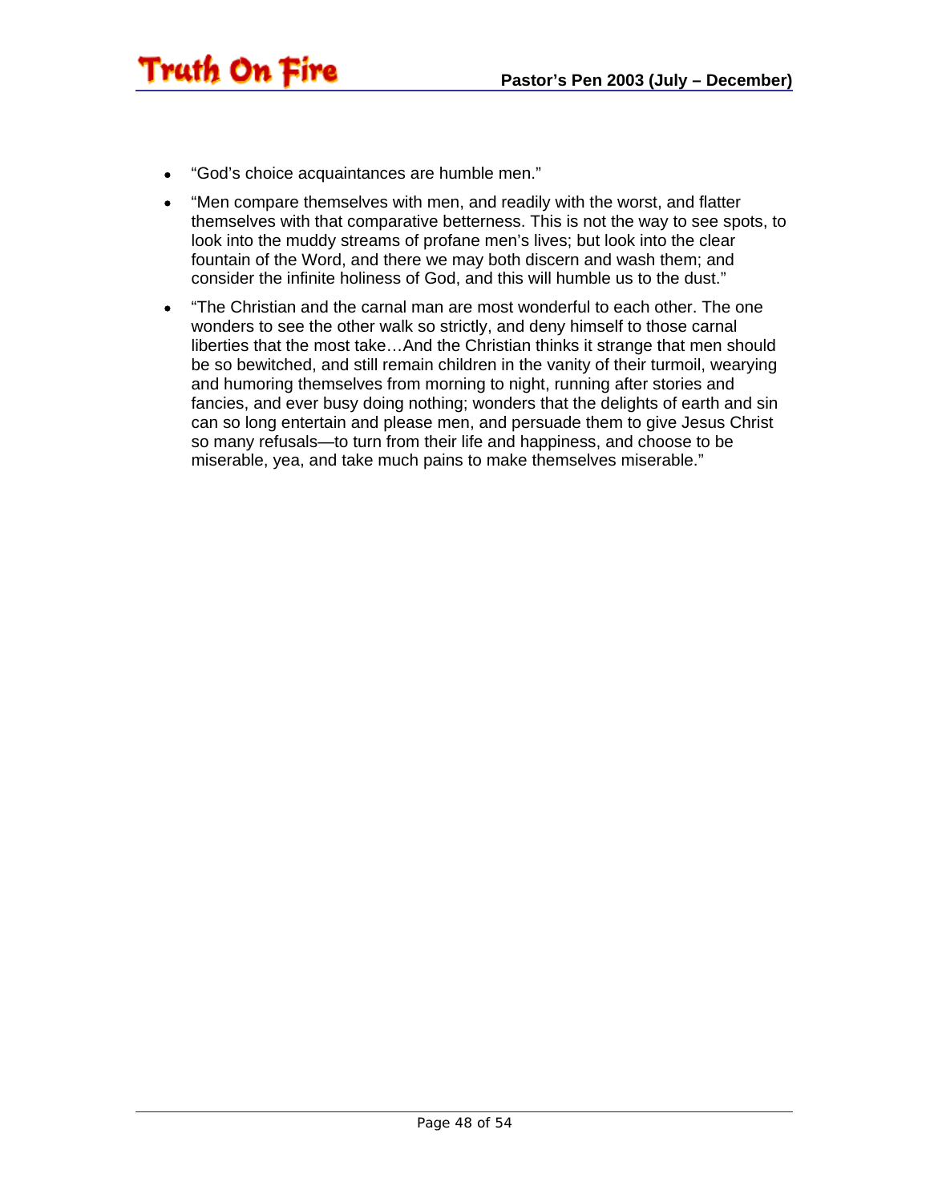- “God’s choice acquaintances are humble men.”
- “Men compare themselves with men, and readily with the worst, and flatter themselves with that comparative betterness. This is not the way to see spots, to look into the muddy streams of profane men’s lives; but look into the clear fountain of the Word, and there we may both discern and wash them; and consider the infinite holiness of God, and this will humble us to the dust.”
- “The Christian and the carnal man are most wonderful to each other. The one wonders to see the other walk so strictly, and deny himself to those carnal liberties that the most take…And the Christian thinks it strange that men should be so bewitched, and still remain children in the vanity of their turmoil, wearying and humoring themselves from morning to night, running after stories and fancies, and ever busy doing nothing; wonders that the delights of earth and sin can so long entertain and please men, and persuade them to give Jesus Christ so many refusals—to turn from their life and happiness, and choose to be miserable, yea, and take much pains to make themselves miserable.”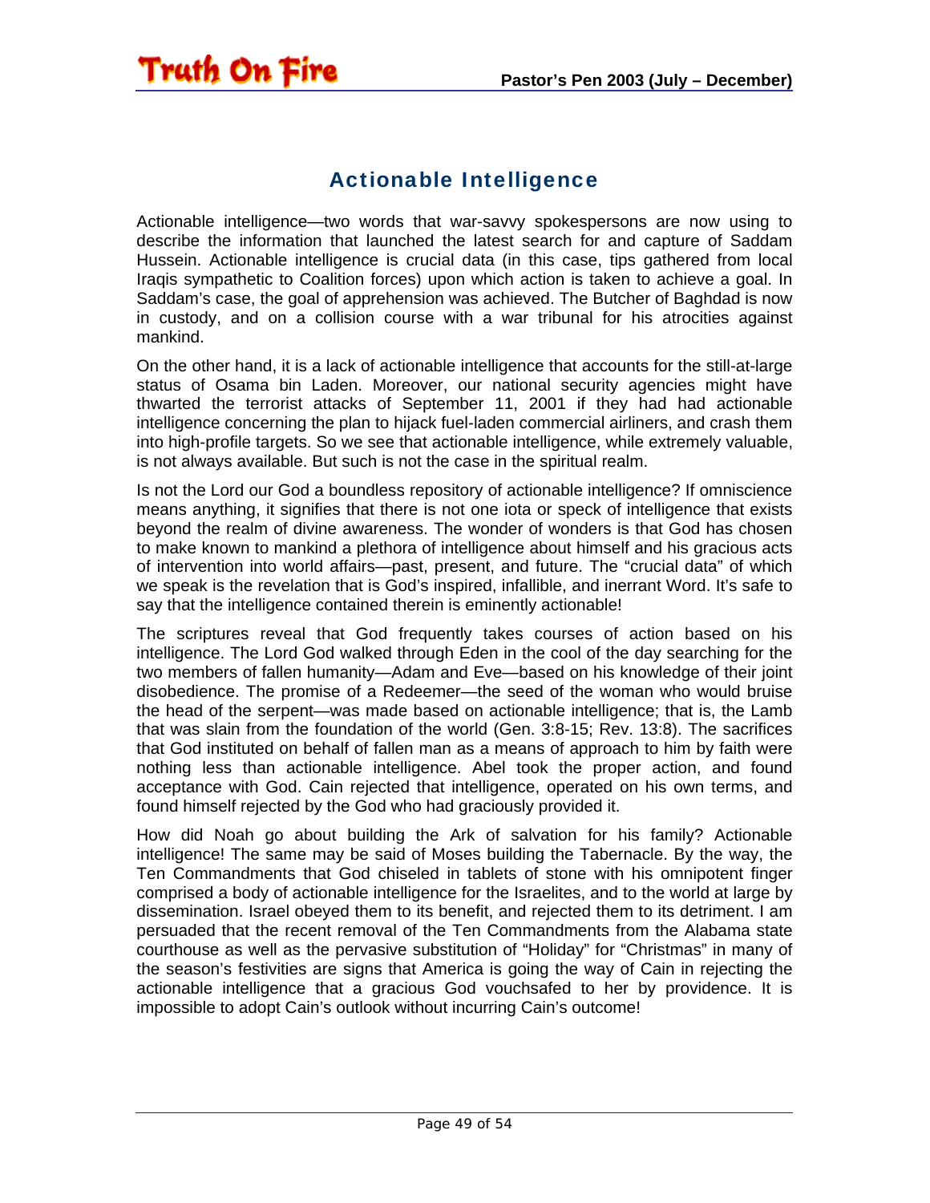## Actionable Intelligence

Actionable intelligence—two words that war-savvy spokespersons are now using to describe the information that launched the latest search for and capture of Saddam Hussein. Actionable intelligence is crucial data (in this case, tips gathered from local Iraqis sympathetic to Coalition forces) upon which action is taken to achieve a goal. In Saddam's case, the goal of apprehension was achieved. The Butcher of Baghdad is now in custody, and on a collision course with a war tribunal for his atrocities against mankind.

On the other hand, it is a lack of actionable intelligence that accounts for the still-at-large status of Osama bin Laden. Moreover, our national security agencies might have thwarted the terrorist attacks of September 11, 2001 if they had had actionable intelligence concerning the plan to hijack fuel-laden commercial airliners, and crash them into high-profile targets. So we see that actionable intelligence, while extremely valuable, is not always available. But such is not the case in the spiritual realm.

Is not the Lord our God a boundless repository of actionable intelligence? If omniscience means anything, it signifies that there is not one iota or speck of intelligence that exists beyond the realm of divine awareness. The wonder of wonders is that God has chosen to make known to mankind a plethora of intelligence about himself and his gracious acts of intervention into world affairs—past, present, and future. The "crucial data" of which we speak is the revelation that is God's inspired, infallible, and inerrant Word. It's safe to say that the intelligence contained therein is eminently actionable!

The scriptures reveal that God frequently takes courses of action based on his intelligence. The Lord God walked through Eden in the cool of the day searching for the two members of fallen humanity—Adam and Eve—based on his knowledge of their joint disobedience. The promise of a Redeemer—the seed of the woman who would bruise the head of the serpent—was made based on actionable intelligence; that is, the Lamb that was slain from the foundation of the world (Gen. 3:8-15; Rev. 13:8). The sacrifices that God instituted on behalf of fallen man as a means of approach to him by faith were nothing less than actionable intelligence. Abel took the proper action, and found acceptance with God. Cain rejected that intelligence, operated on his own terms, and found himself rejected by the God who had graciously provided it.

How did Noah go about building the Ark of salvation for his family? Actionable intelligence! The same may be said of Moses building the Tabernacle. By the way, the Ten Commandments that God chiseled in tablets of stone with his omnipotent finger comprised a body of actionable intelligence for the Israelites, and to the world at large by dissemination. Israel obeyed them to its benefit, and rejected them to its detriment. I am persuaded that the recent removal of the Ten Commandments from the Alabama state courthouse as well as the pervasive substitution of "Holiday" for "Christmas" in many of the season's festivities are signs that America is going the way of Cain in rejecting the actionable intelligence that a gracious God vouchsafed to her by providence. It is impossible to adopt Cain's outlook without incurring Cain's outcome!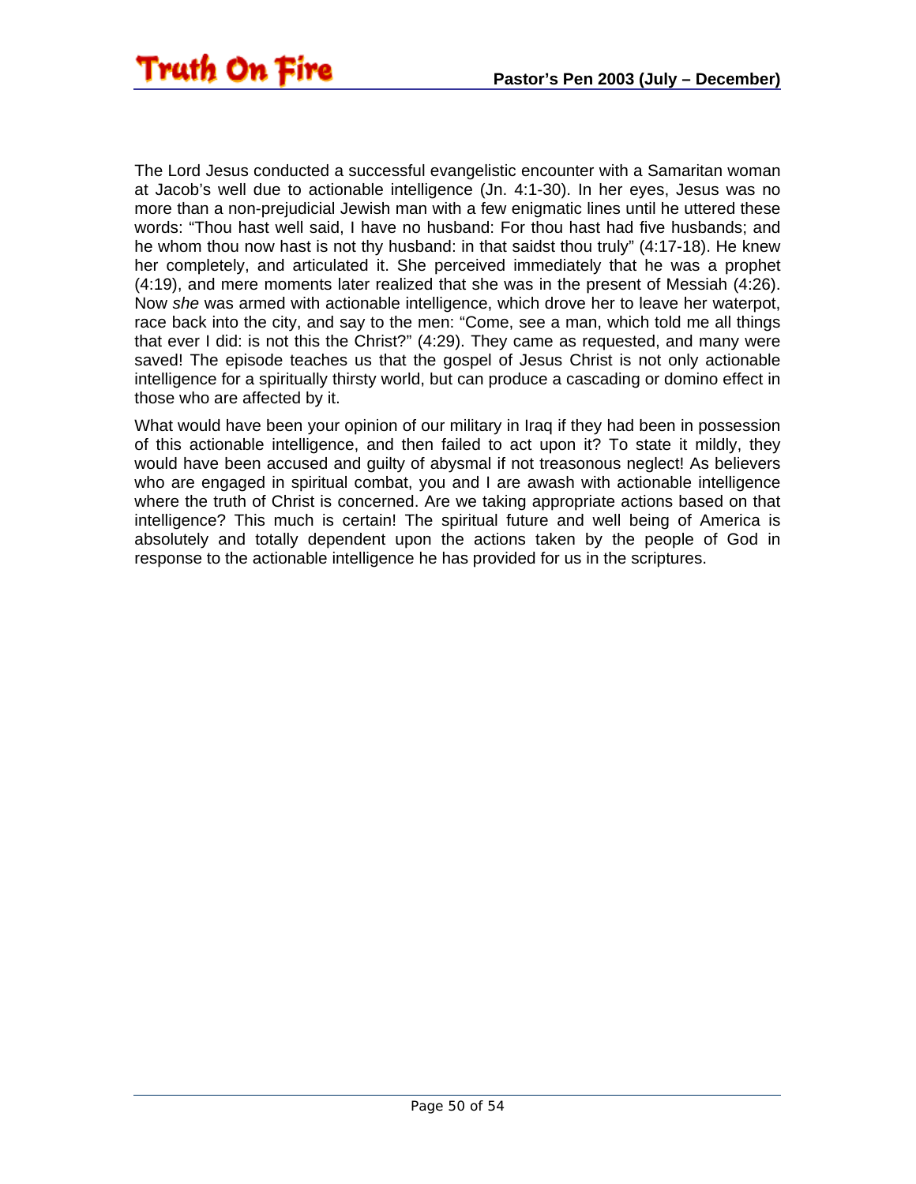The Lord Jesus conducted a successful evangelistic encounter with a Samaritan woman at Jacob's well due to actionable intelligence (Jn. 4:1-30). In her eyes, Jesus was no more than a non-prejudicial Jewish man with a few enigmatic lines until he uttered these words: "Thou hast well said, I have no husband: For thou hast had five husbands; and he whom thou now hast is not thy husband: in that saidst thou truly" (4:17-18). He knew her completely, and articulated it. She perceived immediately that he was a prophet (4:19), and mere moments later realized that she was in the present of Messiah (4:26). Now *she* was armed with actionable intelligence, which drove her to leave her waterpot, race back into the city, and say to the men: "Come, see a man, which told me all things that ever I did: is not this the Christ?" (4:29). They came as requested, and many were saved! The episode teaches us that the gospel of Jesus Christ is not only actionable intelligence for a spiritually thirsty world, but can produce a cascading or domino effect in those who are affected by it.

What would have been your opinion of our military in Iraq if they had been in possession of this actionable intelligence, and then failed to act upon it? To state it mildly, they would have been accused and guilty of abysmal if not treasonous neglect! As believers who are engaged in spiritual combat, you and I are awash with actionable intelligence where the truth of Christ is concerned. Are we taking appropriate actions based on that intelligence? This much is certain! The spiritual future and well being of America is absolutely and totally dependent upon the actions taken by the people of God in response to the actionable intelligence he has provided for us in the scriptures.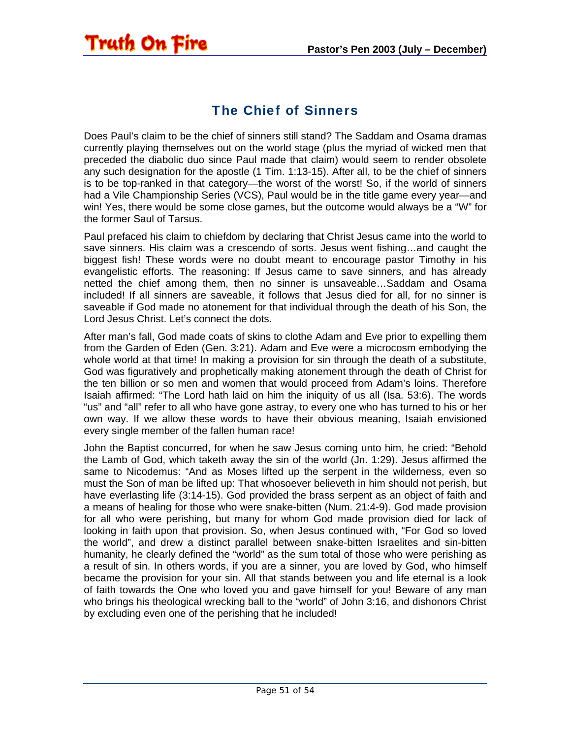## The Chief of Sinners

Does Paul's claim to be the chief of sinners still stand? The Saddam and Osama dramas currently playing themselves out on the world stage (plus the myriad of wicked men that preceded the diabolic duo since Paul made that claim) would seem to render obsolete any such designation for the apostle (1 Tim. 1:13-15). After all, to be the chief of sinners is to be top-ranked in that category—the worst of the worst! So, if the world of sinners had a Vile Championship Series (VCS), Paul would be in the title game every year—and win! Yes, there would be some close games, but the outcome would always be a "W" for the former Saul of Tarsus.

Paul prefaced his claim to chiefdom by declaring that Christ Jesus came into the world to save sinners. His claim was a crescendo of sorts. Jesus went fishing…and caught the biggest fish! These words were no doubt meant to encourage pastor Timothy in his evangelistic efforts. The reasoning: If Jesus came to save sinners, and has already netted the chief among them, then no sinner is unsaveable…Saddam and Osama included! If all sinners are saveable, it follows that Jesus died for all, for no sinner is saveable if God made no atonement for that individual through the death of his Son, the Lord Jesus Christ. Let's connect the dots.

After man's fall, God made coats of skins to clothe Adam and Eve prior to expelling them from the Garden of Eden (Gen. 3:21). Adam and Eve were a microcosm embodying the whole world at that time! In making a provision for sin through the death of a substitute, God was figuratively and prophetically making atonement through the death of Christ for the ten billion or so men and women that would proceed from Adam's loins. Therefore Isaiah affirmed: "The Lord hath laid on him the iniquity of us all (Isa. 53:6). The words "us" and "all" refer to all who have gone astray, to every one who has turned to his or her own way. If we allow these words to have their obvious meaning, Isaiah envisioned every single member of the fallen human race!

John the Baptist concurred, for when he saw Jesus coming unto him, he cried: "Behold the Lamb of God, which taketh away the sin of the world (Jn. 1:29). Jesus affirmed the same to Nicodemus: "And as Moses lifted up the serpent in the wilderness, even so must the Son of man be lifted up: That whosoever believeth in him should not perish, but have everlasting life (3:14-15). God provided the brass serpent as an object of faith and a means of healing for those who were snake-bitten (Num. 21:4-9). God made provision for all who were perishing, but many for whom God made provision died for lack of looking in faith upon that provision. So, when Jesus continued with, "For God so loved the world", and drew a distinct parallel between snake-bitten Israelites and sin-bitten humanity, he clearly defined the "world" as the sum total of those who were perishing as a result of sin. In others words, if you are a sinner, you are loved by God, who himself became the provision for your sin. All that stands between you and life eternal is a look of faith towards the One who loved you and gave himself for you! Beware of any man who brings his theological wrecking ball to the "world" of John 3:16, and dishonors Christ by excluding even one of the perishing that he included!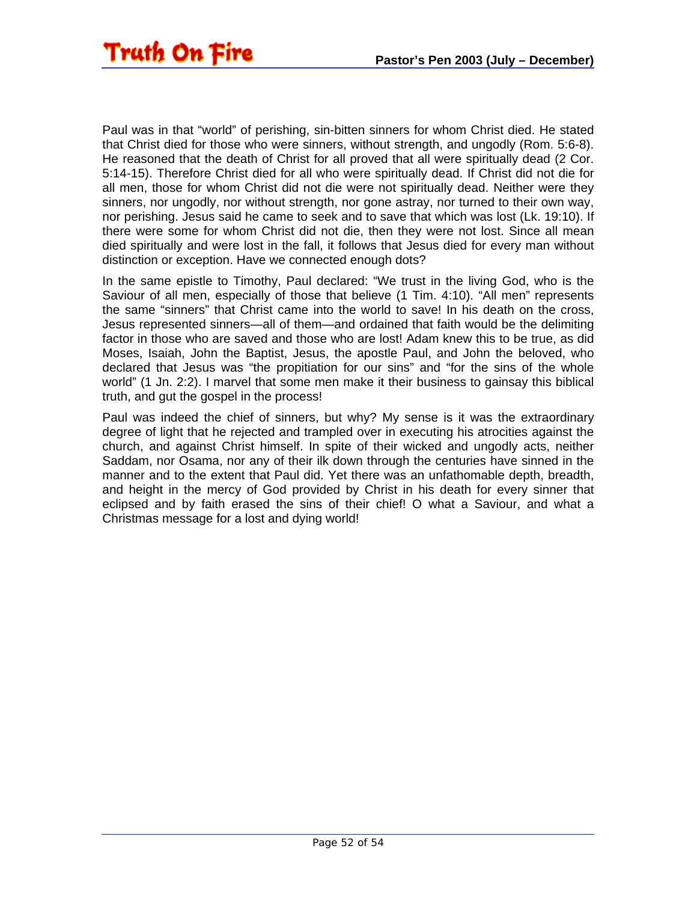Paul was in that "world" of perishing, sin-bitten sinners for whom Christ died. He stated that Christ died for those who were sinners, without strength, and ungodly (Rom. 5:6-8). He reasoned that the death of Christ for all proved that all were spiritually dead (2 Cor. 5:14-15). Therefore Christ died for all who were spiritually dead. If Christ did not die for all men, those for whom Christ did not die were not spiritually dead. Neither were they sinners, nor ungodly, nor without strength, nor gone astray, nor turned to their own way, nor perishing. Jesus said he came to seek and to save that which was lost (Lk. 19:10). If there were some for whom Christ did not die, then they were not lost. Since all mean died spiritually and were lost in the fall, it follows that Jesus died for every man without distinction or exception. Have we connected enough dots?

In the same epistle to Timothy, Paul declared: "We trust in the living God, who is the Saviour of all men, especially of those that believe (1 Tim. 4:10). "All men" represents the same "sinners" that Christ came into the world to save! In his death on the cross, Jesus represented sinners—all of them—and ordained that faith would be the delimiting factor in those who are saved and those who are lost! Adam knew this to be true, as did Moses, Isaiah, John the Baptist, Jesus, the apostle Paul, and John the beloved, who declared that Jesus was "the propitiation for our sins" and "for the sins of the whole world" (1 Jn. 2:2). I marvel that some men make it their business to gainsay this biblical truth, and gut the gospel in the process!

Paul was indeed the chief of sinners, but why? My sense is it was the extraordinary degree of light that he rejected and trampled over in executing his atrocities against the church, and against Christ himself. In spite of their wicked and ungodly acts, neither Saddam, nor Osama, nor any of their ilk down through the centuries have sinned in the manner and to the extent that Paul did. Yet there was an unfathomable depth, breadth, and height in the mercy of God provided by Christ in his death for every sinner that eclipsed and by faith erased the sins of their chief! O what a Saviour, and what a Christmas message for a lost and dying world!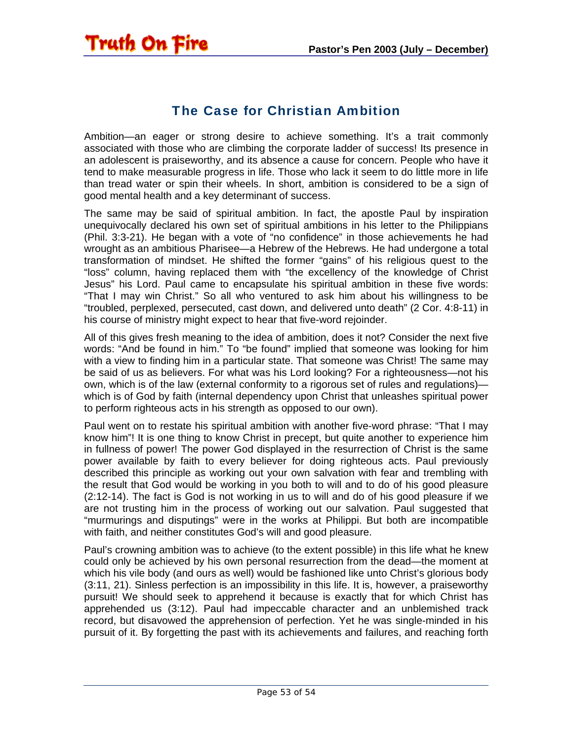## The Case for Christian Ambition

Ambition—an eager or strong desire to achieve something. It's a trait commonly associated with those who are climbing the corporate ladder of success! Its presence in an adolescent is praiseworthy, and its absence a cause for concern. People who have it tend to make measurable progress in life. Those who lack it seem to do little more in life than tread water or spin their wheels. In short, ambition is considered to be a sign of good mental health and a key determinant of success.

The same may be said of spiritual ambition. In fact, the apostle Paul by inspiration unequivocally declared his own set of spiritual ambitions in his letter to the Philippians (Phil. 3:3-21). He began with a vote of "no confidence" in those achievements he had wrought as an ambitious Pharisee—a Hebrew of the Hebrews. He had undergone a total transformation of mindset. He shifted the former "gains" of his religious quest to the "loss" column, having replaced them with "the excellency of the knowledge of Christ Jesus" his Lord. Paul came to encapsulate his spiritual ambition in these five words: "That I may win Christ." So all who ventured to ask him about his willingness to be "troubled, perplexed, persecuted, cast down, and delivered unto death" (2 Cor. 4:8-11) in his course of ministry might expect to hear that five-word rejoinder.

All of this gives fresh meaning to the idea of ambition, does it not? Consider the next five words: "And be found in him." To "be found" implied that someone was looking for him with a view to finding him in a particular state. That someone was Christ! The same may be said of us as believers. For what was his Lord looking? For a righteousness—not his own, which is of the law (external conformity to a rigorous set of rules and regulations)—which is of God by faith (internal dependency upon Christ that unleashes spiritual power to perform righteous acts in his strength as opposed to our own).

Paul went on to restate his spiritual ambition with another five-word phrase: "That I may know him"! It is one thing to know Christ in precept, but quite another to experience him in fullness of power! The power God displayed in the resurrection of Christ is the same power available by faith to every believer for doing righteous acts. Paul previously described this principle as working out your own salvation with fear and trembling with the result that God would be working in you both to will and to do of his good pleasure (2:12-14). The fact is God is not working in us to will and do of his good pleasure if we are not trusting him in the process of working out our salvation. Paul suggested that "murmurings and disputings" were in the works at Philippi. But both are incompatible with faith, and neither constitutes God's will and good pleasure.

Paul's crowning ambition was to achieve (to the extent possible) in this life what he knew could only be achieved by his own personal resurrection from the dead—the moment at which his vile body (and ours as well) would be fashioned like unto Christ's glorious body (3:11, 21). Sinless perfection is an impossibility in this life. It is, however, a praiseworthy pursuit! We should seek to apprehend it because is exactly that for which Christ has apprehended us (3:12). Paul had impeccable character and an unblemished track record, but disavowed the apprehension of perfection. Yet he was single-minded in his pursuit of it. By forgetting the past with its achievements and failures, and reaching forth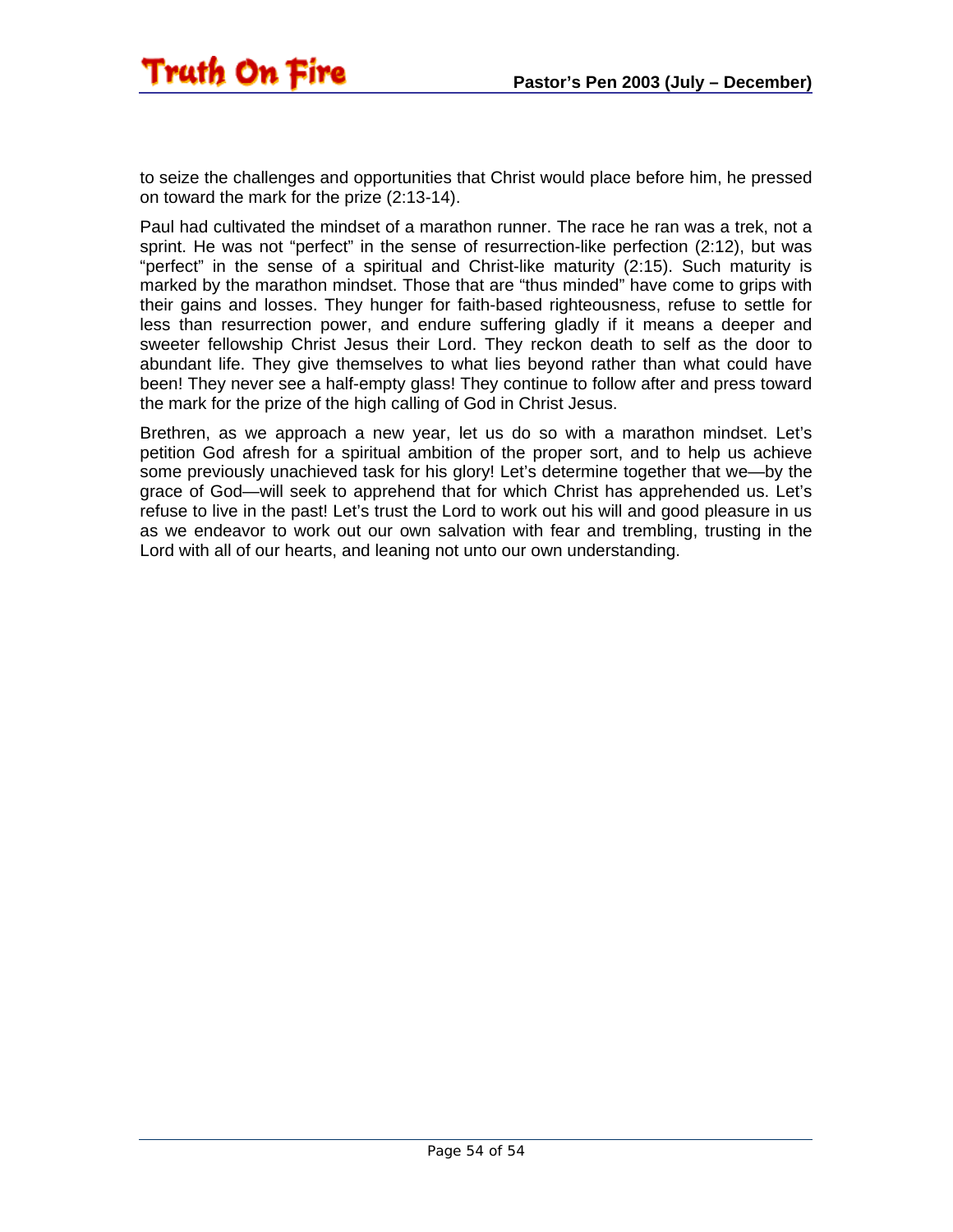to seize the challenges and opportunities that Christ would place before him, he pressed on toward the mark for the prize (2:13-14).

Paul had cultivated the mindset of a marathon runner. The race he ran was a trek, not a sprint. He was not "perfect" in the sense of resurrection-like perfection (2:12), but was "perfect" in the sense of a spiritual and Christ-like maturity (2:15). Such maturity is marked by the marathon mindset. Those that are "thus minded" have come to grips with their gains and losses. They hunger for faith-based righteousness, refuse to settle for less than resurrection power, and endure suffering gladly if it means a deeper and sweeter fellowship Christ Jesus their Lord. They reckon death to self as the door to abundant life. They give themselves to what lies beyond rather than what could have been! They never see a half-empty glass! They continue to follow after and press toward the mark for the prize of the high calling of God in Christ Jesus.

Brethren, as we approach a new year, let us do so with a marathon mindset. Let's petition God afresh for a spiritual ambition of the proper sort, and to help us achieve some previously unachieved task for his glory! Let's determine together that we—by the grace of God—will seek to apprehend that for which Christ has apprehended us. Let's refuse to live in the past! Let's trust the Lord to work out his will and good pleasure in us as we endeavor to work out our own salvation with fear and trembling, trusting in the Lord with all of our hearts, and leaning not unto our own understanding.